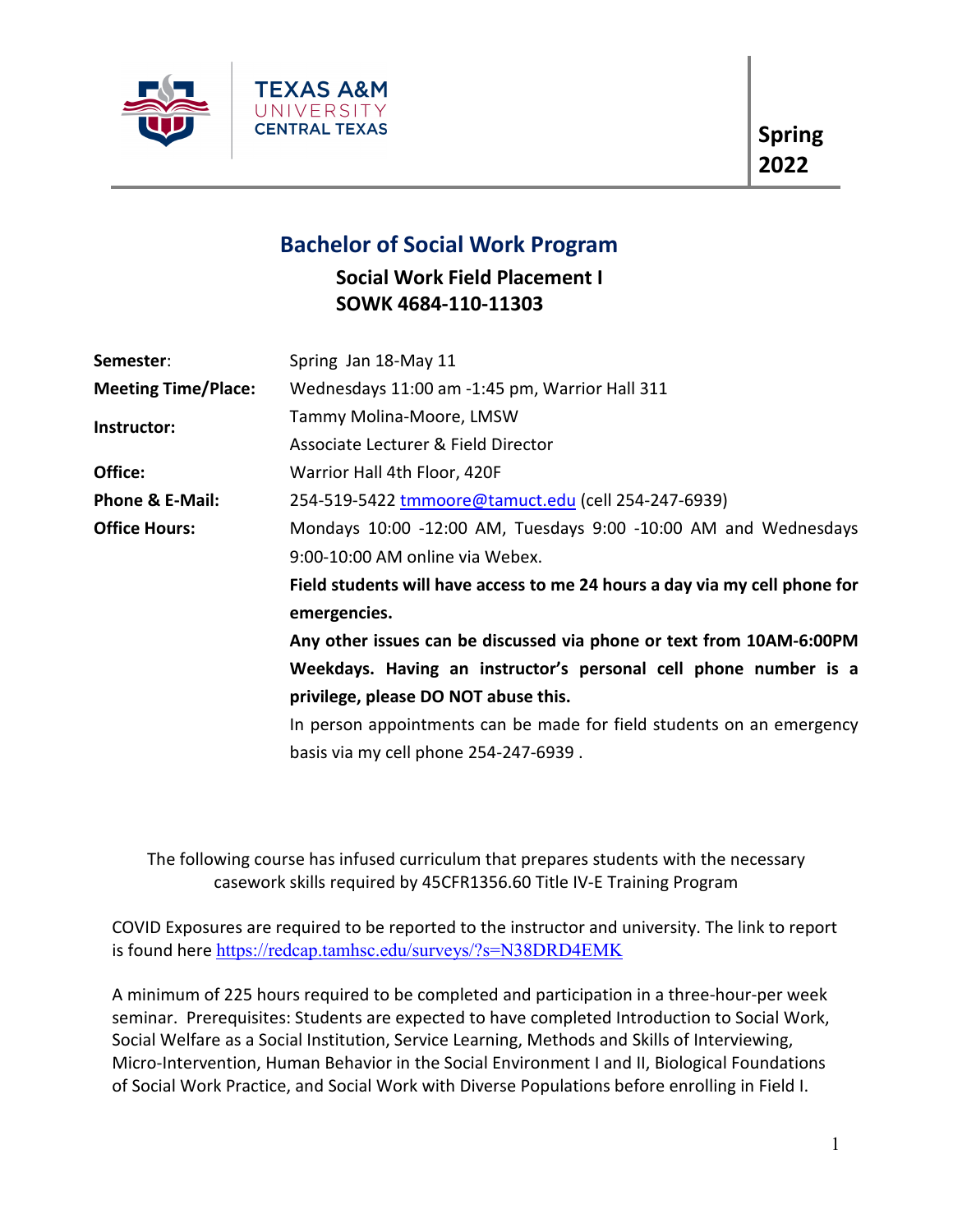TEXAS A&M UNIVERSITY CENTRAL TEXAS

**Spring 2022**

# Bachelor of Social Work Program

## Social Work Field Placement I
## SOWK 4684-110-11303

| | |
|---|---|
| **Semester**: | Spring Jan 18-May 11 |
| **Meeting Time/Place:** | Wednesdays 11:00 am -1:45 pm, Warrior Hall 311 |
| **Instructor:** | Tammy Molina-Moore, LMSW<br>Associate Lecturer & Field Director |
| **Office:** | Warrior Hall 4th Floor, 420F |
| **Phone & E-Mail:** | 254-519-5422 tmmoore@tamuct.edu (cell 254-247-6939) |
| **Office Hours:** | Mondays 10:00 -12:00 AM, Tuesdays 9:00 -10:00 AM and Wednesdays 9:00-10:00 AM online via Webex.<br>**Field students will have access to me 24 hours a day via my cell phone for emergencies.**<br>**Any other issues can be discussed via phone or text from 10AM-6:00PM Weekdays. Having an instructor's personal cell phone number is a privilege, please DO NOT abuse this.**<br>In person appointments can be made for field students on an emergency basis via my cell phone 254-247-6939 . |

The following course has infused curriculum that prepares students with the necessary casework skills required by 45CFR1356.60 Title IV-E Training Program

COVID Exposures are required to be reported to the instructor and university. The link to report is found here https://redcap.tamhsc.edu/surveys/?s=N38DRD4EMK

A minimum of 225 hours required to be completed and participation in a three-hour-per week seminar. Prerequisites: Students are expected to have completed Introduction to Social Work, Social Welfare as a Social Institution, Service Learning, Methods and Skills of Interviewing, Micro-Intervention, Human Behavior in the Social Environment I and II, Biological Foundations of Social Work Practice, and Social Work with Diverse Populations before enrolling in Field I.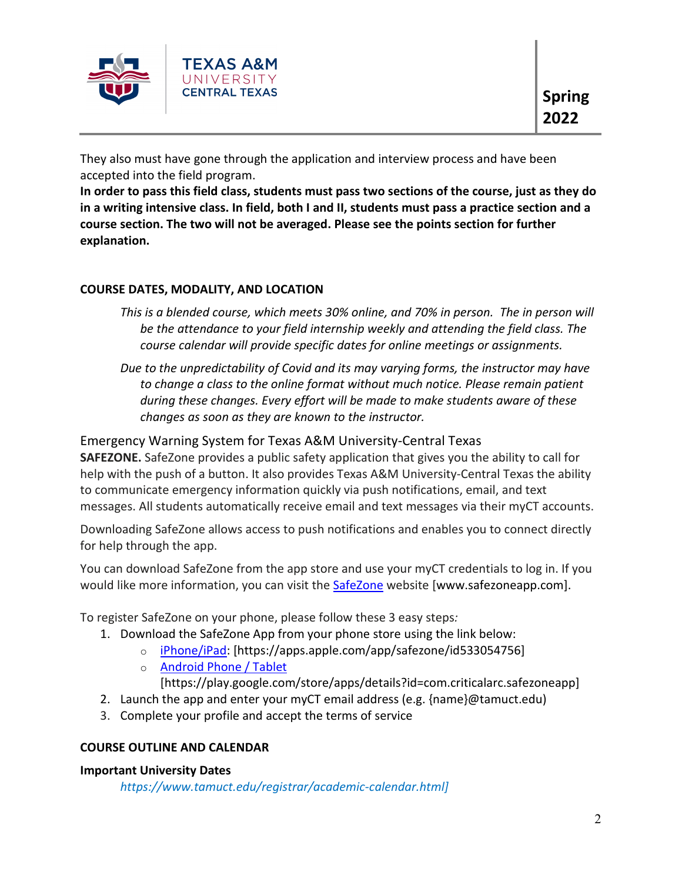They also must have gone through the application and interview process and have been accepted into the field program.

**In order to pass this field class, students must pass two sections of the course, just as they do in a writing intensive class. In field, both I and II, students must pass a practice section and a course section. The two will not be averaged. Please see the points section for further explanation.**

## COURSE DATES, MODALITY, AND LOCATION

*This is a blended course, which meets 30% online, and 70% in person. The in person will be the attendance to your field internship weekly and attending the field class. The course calendar will provide specific dates for online meetings or assignments.*

*Due to the unpredictability of Covid and its may varying forms, the instructor may have to change a class to the online format without much notice. Please remain patient during these changes. Every effort will be made to make students aware of these changes as soon as they are known to the instructor.*

### Emergency Warning System for Texas A&M University-Central Texas

**SAFEZONE.** SafeZone provides a public safety application that gives you the ability to call for help with the push of a button. It also provides Texas A&M University-Central Texas the ability to communicate emergency information quickly via push notifications, email, and text messages. All students automatically receive email and text messages via their myCT accounts.

Downloading SafeZone allows access to push notifications and enables you to connect directly for help through the app.

You can download SafeZone from the app store and use your myCT credentials to log in. If you would like more information, you can visit the SafeZone website [www.safezoneapp.com].

To register SafeZone on your phone, please follow these 3 easy steps*:*

1. Download the SafeZone App from your phone store using the link below:
   - iPhone/iPad: [https://apps.apple.com/app/safezone/id533054756]
   - Android Phone / Tablet [https://play.google.com/store/apps/details?id=com.criticalarc.safezoneapp]
2. Launch the app and enter your myCT email address (e.g. {name}@tamuct.edu)
3. Complete your profile and accept the terms of service

## COURSE OUTLINE AND CALENDAR

**Important University Dates**

*https://www.tamuct.edu/registrar/academic-calendar.html]*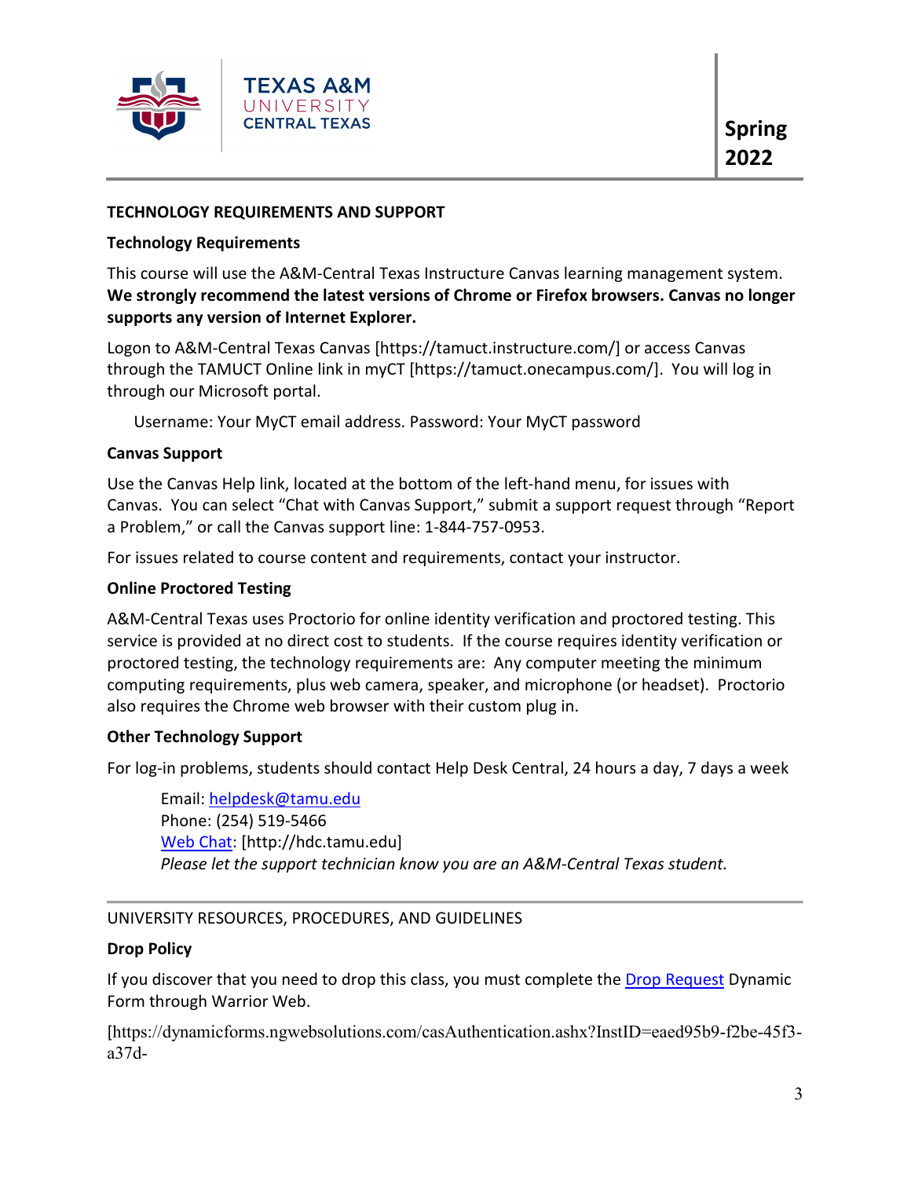## TECHNOLOGY REQUIREMENTS AND SUPPORT

### Technology Requirements

This course will use the A&M-Central Texas Instructure Canvas learning management system. **We strongly recommend the latest versions of Chrome or Firefox browsers. Canvas no longer supports any version of Internet Explorer.**

Logon to A&M-Central Texas Canvas [https://tamuct.instructure.com/] or access Canvas through the TAMUCT Online link in myCT [https://tamuct.onecampus.com/]. You will log in through our Microsoft portal.

Username: Your MyCT email address. Password: Your MyCT password

### Canvas Support

Use the Canvas Help link, located at the bottom of the left-hand menu, for issues with Canvas. You can select "Chat with Canvas Support," submit a support request through "Report a Problem," or call the Canvas support line: 1-844-757-0953.

For issues related to course content and requirements, contact your instructor.

### Online Proctored Testing

A&M-Central Texas uses Proctorio for online identity verification and proctored testing. This service is provided at no direct cost to students. If the course requires identity verification or proctored testing, the technology requirements are: Any computer meeting the minimum computing requirements, plus web camera, speaker, and microphone (or headset). Proctorio also requires the Chrome web browser with their custom plug in.

### Other Technology Support

For log-in problems, students should contact Help Desk Central, 24 hours a day, 7 days a week

Email: helpdesk@tamu.edu
Phone: (254) 519-5466
Web Chat: [http://hdc.tamu.edu]
*Please let the support technician know you are an A&M-Central Texas student.*

---

## UNIVERSITY RESOURCES, PROCEDURES, AND GUIDELINES

### Drop Policy

If you discover that you need to drop this class, you must complete the Drop Request Dynamic Form through Warrior Web.

[https://dynamicforms.ngwebsolutions.com/casAuthentication.ashx?InstID=eaed95b9-f2be-45f3-a37d-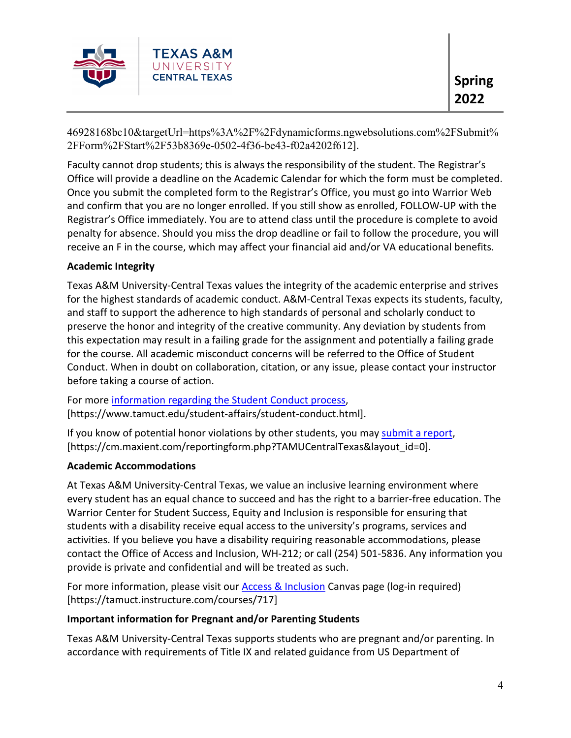46928168bc10&targetUrl=https%3A%2F%2Fdynamicforms.ngwebsolutions.com%2FSubmit%2FForm%2FStart%2F53b8369e-0502-4f36-be43-f02a4202f612].

Faculty cannot drop students; this is always the responsibility of the student. The Registrar's Office will provide a deadline on the Academic Calendar for which the form must be completed. Once you submit the completed form to the Registrar's Office, you must go into Warrior Web and confirm that you are no longer enrolled. If you still show as enrolled, FOLLOW-UP with the Registrar's Office immediately. You are to attend class until the procedure is complete to avoid penalty for absence. Should you miss the drop deadline or fail to follow the procedure, you will receive an F in the course, which may affect your financial aid and/or VA educational benefits.

**Academic Integrity**

Texas A&M University-Central Texas values the integrity of the academic enterprise and strives for the highest standards of academic conduct. A&M-Central Texas expects its students, faculty, and staff to support the adherence to high standards of personal and scholarly conduct to preserve the honor and integrity of the creative community. Any deviation by students from this expectation may result in a failing grade for the assignment and potentially a failing grade for the course. All academic misconduct concerns will be referred to the Office of Student Conduct. When in doubt on collaboration, citation, or any issue, please contact your instructor before taking a course of action.

For more information regarding the Student Conduct process, [https://www.tamuct.edu/student-affairs/student-conduct.html].

If you know of potential honor violations by other students, you may submit a report, [https://cm.maxient.com/reportingform.php?TAMUCentralTexas&layout_id=0].

**Academic Accommodations**

At Texas A&M University-Central Texas, we value an inclusive learning environment where every student has an equal chance to succeed and has the right to a barrier-free education. The Warrior Center for Student Success, Equity and Inclusion is responsible for ensuring that students with a disability receive equal access to the university's programs, services and activities. If you believe you have a disability requiring reasonable accommodations, please contact the Office of Access and Inclusion, WH-212; or call (254) 501-5836. Any information you provide is private and confidential and will be treated as such.

For more information, please visit our Access & Inclusion Canvas page (log-in required) [https://tamuct.instructure.com/courses/717]

**Important information for Pregnant and/or Parenting Students**

Texas A&M University-Central Texas supports students who are pregnant and/or parenting. In accordance with requirements of Title IX and related guidance from US Department of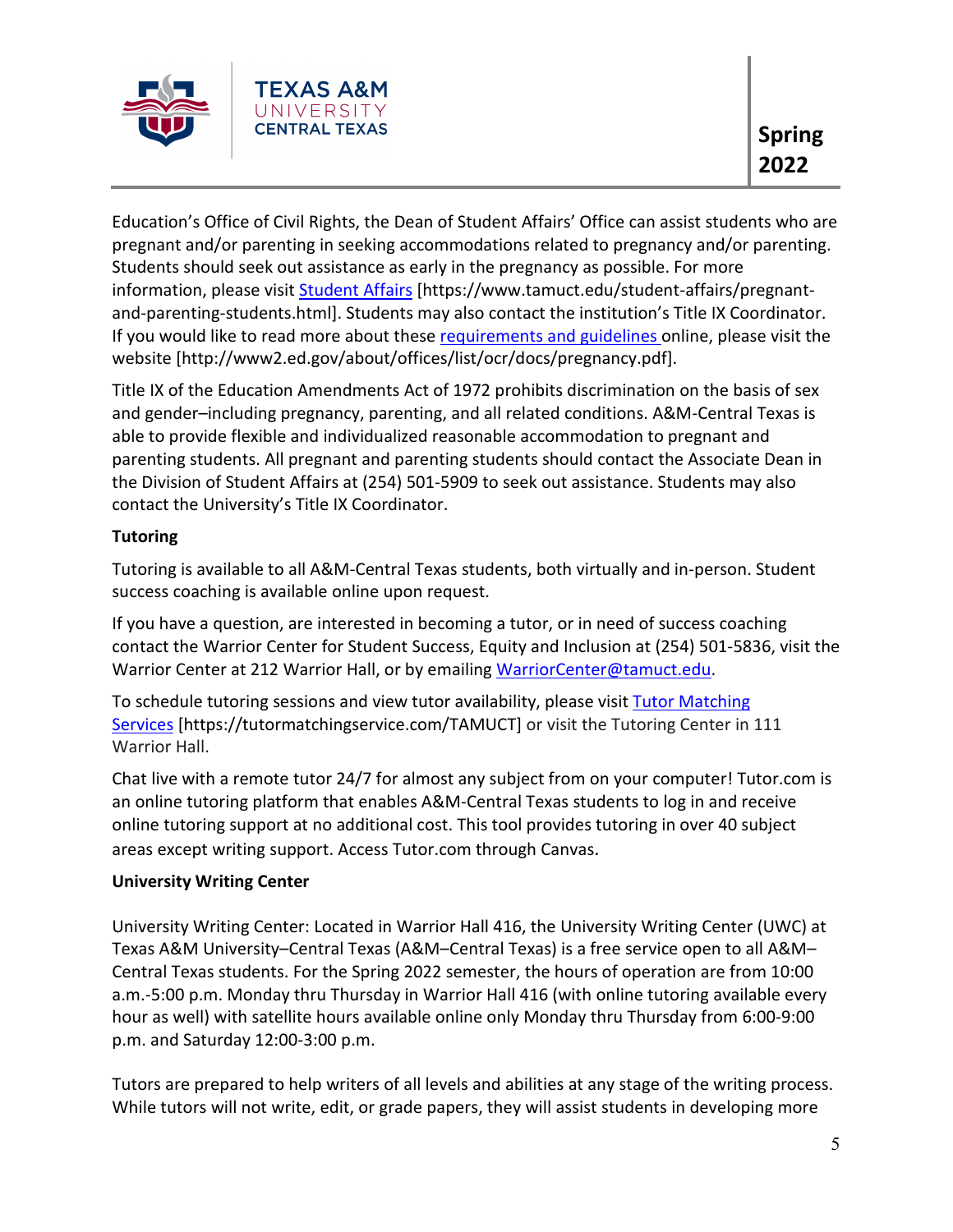Education's Office of Civil Rights, the Dean of Student Affairs' Office can assist students who are pregnant and/or parenting in seeking accommodations related to pregnancy and/or parenting. Students should seek out assistance as early in the pregnancy as possible. For more information, please visit Student Affairs [https://www.tamuct.edu/student-affairs/pregnant-and-parenting-students.html]. Students may also contact the institution's Title IX Coordinator. If you would like to read more about these requirements and guidelines online, please visit the website [http://www2.ed.gov/about/offices/list/ocr/docs/pregnancy.pdf].

Title IX of the Education Amendments Act of 1972 prohibits discrimination on the basis of sex and gender–including pregnancy, parenting, and all related conditions. A&M-Central Texas is able to provide flexible and individualized reasonable accommodation to pregnant and parenting students. All pregnant and parenting students should contact the Associate Dean in the Division of Student Affairs at (254) 501-5909 to seek out assistance. Students may also contact the University's Title IX Coordinator.

**Tutoring**

Tutoring is available to all A&M-Central Texas students, both virtually and in-person. Student success coaching is available online upon request.

If you have a question, are interested in becoming a tutor, or in need of success coaching contact the Warrior Center for Student Success, Equity and Inclusion at (254) 501-5836, visit the Warrior Center at 212 Warrior Hall, or by emailing WarriorCenter@tamuct.edu.

To schedule tutoring sessions and view tutor availability, please visit Tutor Matching Services [https://tutormatchingservice.com/TAMUCT] or visit the Tutoring Center in 111 Warrior Hall.

Chat live with a remote tutor 24/7 for almost any subject from on your computer! Tutor.com is an online tutoring platform that enables A&M-Central Texas students to log in and receive online tutoring support at no additional cost. This tool provides tutoring in over 40 subject areas except writing support. Access Tutor.com through Canvas.

**University Writing Center**

University Writing Center: Located in Warrior Hall 416, the University Writing Center (UWC) at Texas A&M University–Central Texas (A&M–Central Texas) is a free service open to all A&M–Central Texas students. For the Spring 2022 semester, the hours of operation are from 10:00 a.m.-5:00 p.m. Monday thru Thursday in Warrior Hall 416 (with online tutoring available every hour as well) with satellite hours available online only Monday thru Thursday from 6:00-9:00 p.m. and Saturday 12:00-3:00 p.m.

Tutors are prepared to help writers of all levels and abilities at any stage of the writing process. While tutors will not write, edit, or grade papers, they will assist students in developing more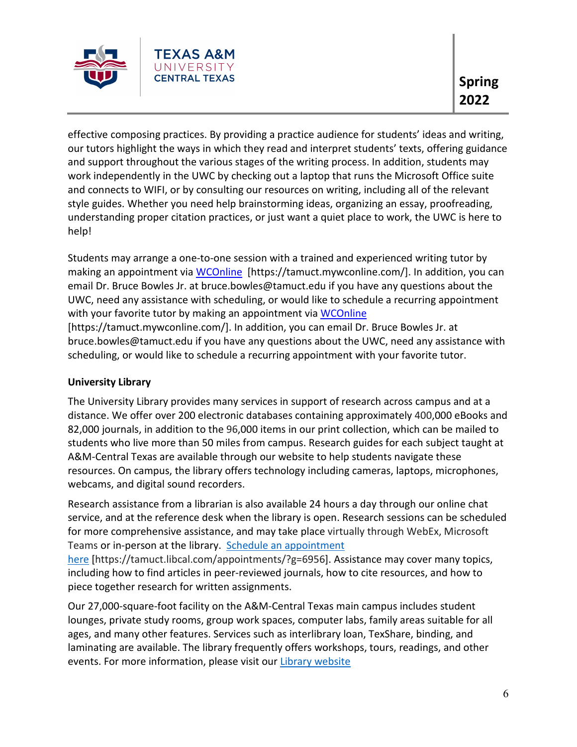effective composing practices. By providing a practice audience for students' ideas and writing, our tutors highlight the ways in which they read and interpret students' texts, offering guidance and support throughout the various stages of the writing process. In addition, students may work independently in the UWC by checking out a laptop that runs the Microsoft Office suite and connects to WIFI, or by consulting our resources on writing, including all of the relevant style guides. Whether you need help brainstorming ideas, organizing an essay, proofreading, understanding proper citation practices, or just want a quiet place to work, the UWC is here to help!

Students may arrange a one-to-one session with a trained and experienced writing tutor by making an appointment via WCOnline [https://tamuct.mywconline.com/]. In addition, you can email Dr. Bruce Bowles Jr. at bruce.bowles@tamuct.edu if you have any questions about the UWC, need any assistance with scheduling, or would like to schedule a recurring appointment with your favorite tutor by making an appointment via WCOnline [https://tamuct.mywconline.com/]. In addition, you can email Dr. Bruce Bowles Jr. at bruce.bowles@tamuct.edu if you have any questions about the UWC, need any assistance with scheduling, or would like to schedule a recurring appointment with your favorite tutor.

**University Library**

The University Library provides many services in support of research across campus and at a distance. We offer over 200 electronic databases containing approximately 400,000 eBooks and 82,000 journals, in addition to the 96,000 items in our print collection, which can be mailed to students who live more than 50 miles from campus. Research guides for each subject taught at A&M-Central Texas are available through our website to help students navigate these resources. On campus, the library offers technology including cameras, laptops, microphones, webcams, and digital sound recorders.

Research assistance from a librarian is also available 24 hours a day through our online chat service, and at the reference desk when the library is open. Research sessions can be scheduled for more comprehensive assistance, and may take place virtually through WebEx, Microsoft Teams or in-person at the library. Schedule an appointment here [https://tamuct.libcal.com/appointments/?g=6956]. Assistance may cover many topics, including how to find articles in peer-reviewed journals, how to cite resources, and how to piece together research for written assignments.

Our 27,000-square-foot facility on the A&M-Central Texas main campus includes student lounges, private study rooms, group work spaces, computer labs, family areas suitable for all ages, and many other features. Services such as interlibrary loan, TexShare, binding, and laminating are available. The library frequently offers workshops, tours, readings, and other events. For more information, please visit our Library website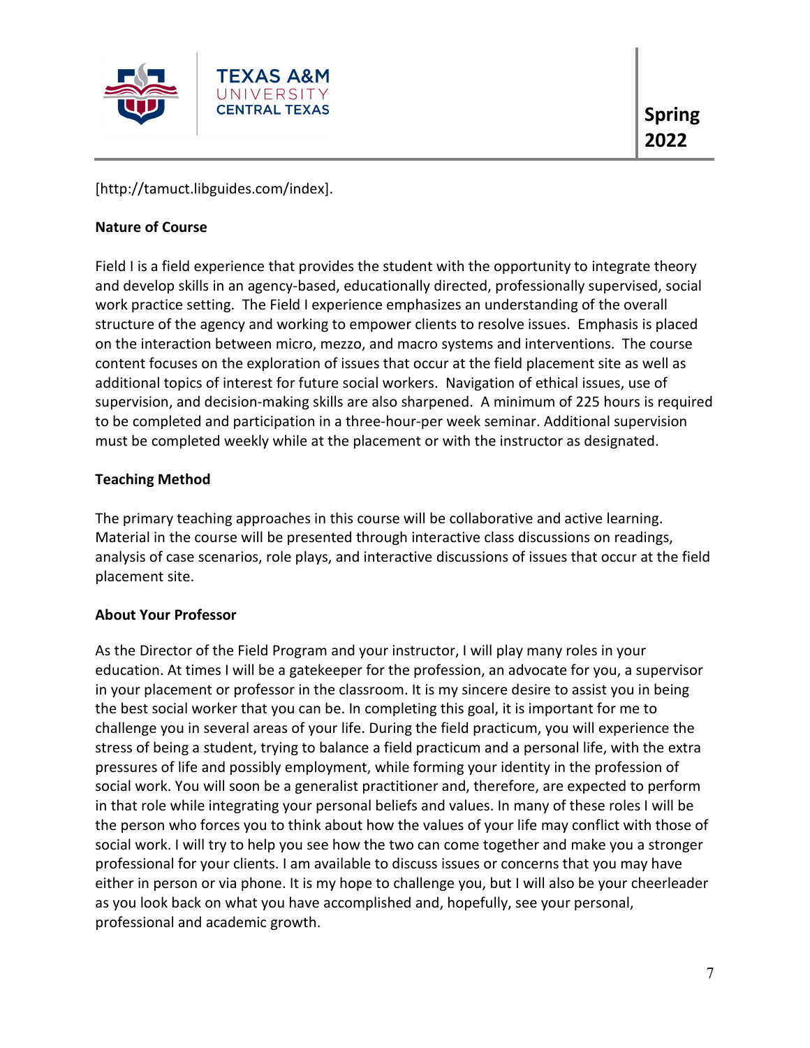[http://tamuct.libguides.com/index].

**Nature of Course**

Field I is a field experience that provides the student with the opportunity to integrate theory and develop skills in an agency-based, educationally directed, professionally supervised, social work practice setting. The Field I experience emphasizes an understanding of the overall structure of the agency and working to empower clients to resolve issues. Emphasis is placed on the interaction between micro, mezzo, and macro systems and interventions. The course content focuses on the exploration of issues that occur at the field placement site as well as additional topics of interest for future social workers. Navigation of ethical issues, use of supervision, and decision-making skills are also sharpened. A minimum of 225 hours is required to be completed and participation in a three-hour-per week seminar. Additional supervision must be completed weekly while at the placement or with the instructor as designated.

**Teaching Method**

The primary teaching approaches in this course will be collaborative and active learning. Material in the course will be presented through interactive class discussions on readings, analysis of case scenarios, role plays, and interactive discussions of issues that occur at the field placement site.

**About Your Professor**

As the Director of the Field Program and your instructor, I will play many roles in your education. At times I will be a gatekeeper for the profession, an advocate for you, a supervisor in your placement or professor in the classroom. It is my sincere desire to assist you in being the best social worker that you can be. In completing this goal, it is important for me to challenge you in several areas of your life. During the field practicum, you will experience the stress of being a student, trying to balance a field practicum and a personal life, with the extra pressures of life and possibly employment, while forming your identity in the profession of social work. You will soon be a generalist practitioner and, therefore, are expected to perform in that role while integrating your personal beliefs and values. In many of these roles I will be the person who forces you to think about how the values of your life may conflict with those of social work. I will try to help you see how the two can come together and make you a stronger professional for your clients. I am available to discuss issues or concerns that you may have either in person or via phone. It is my hope to challenge you, but I will also be your cheerleader as you look back on what you have accomplished and, hopefully, see your personal, professional and academic growth.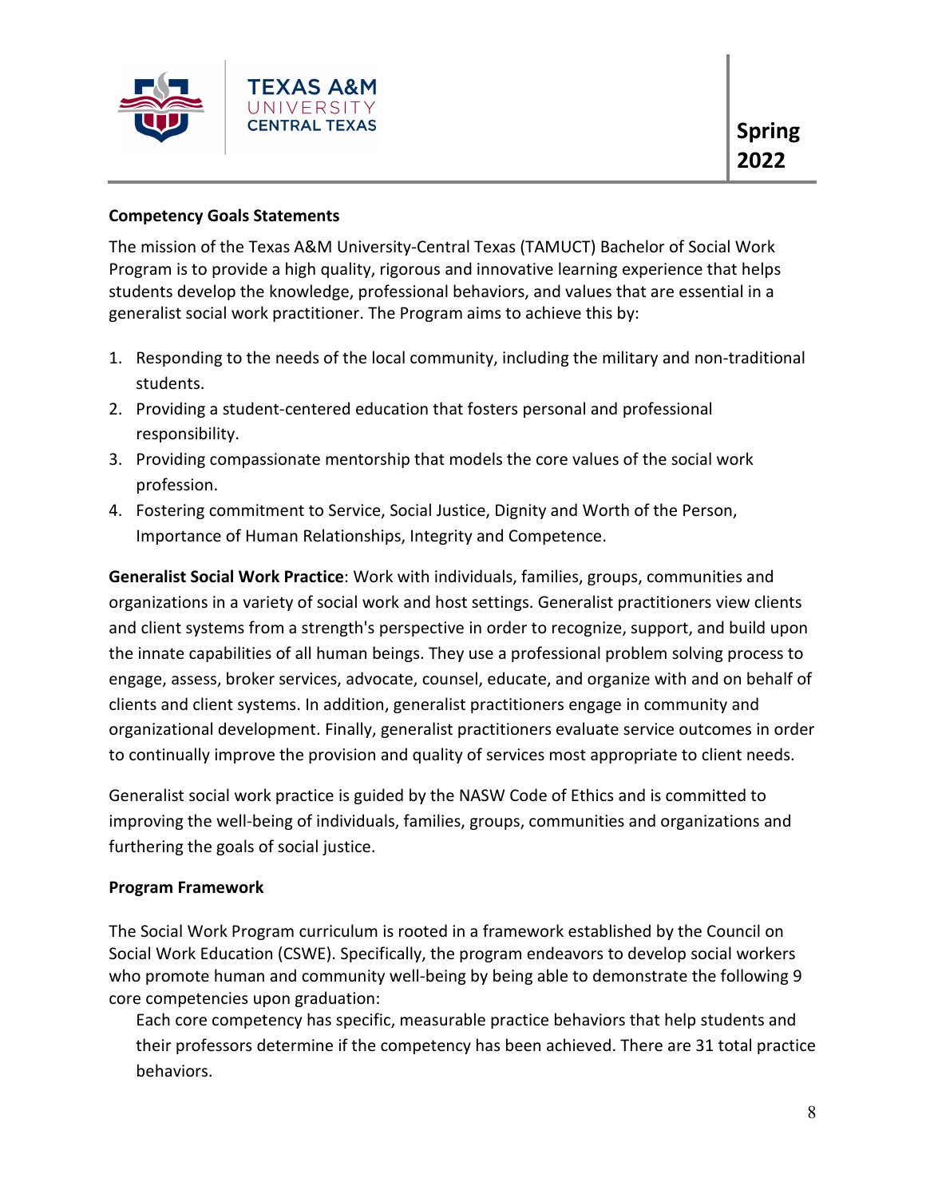**Competency Goals Statements**

The mission of the Texas A&M University-Central Texas (TAMUCT) Bachelor of Social Work Program is to provide a high quality, rigorous and innovative learning experience that helps students develop the knowledge, professional behaviors, and values that are essential in a generalist social work practitioner. The Program aims to achieve this by:

1. Responding to the needs of the local community, including the military and non-traditional students.
2. Providing a student-centered education that fosters personal and professional responsibility.
3. Providing compassionate mentorship that models the core values of the social work profession.
4. Fostering commitment to Service, Social Justice, Dignity and Worth of the Person, Importance of Human Relationships, Integrity and Competence.

**Generalist Social Work Practice**: Work with individuals, families, groups, communities and organizations in a variety of social work and host settings. Generalist practitioners view clients and client systems from a strength's perspective in order to recognize, support, and build upon the innate capabilities of all human beings. They use a professional problem solving process to engage, assess, broker services, advocate, counsel, educate, and organize with and on behalf of clients and client systems. In addition, generalist practitioners engage in community and organizational development. Finally, generalist practitioners evaluate service outcomes in order to continually improve the provision and quality of services most appropriate to client needs.

Generalist social work practice is guided by the NASW Code of Ethics and is committed to improving the well-being of individuals, families, groups, communities and organizations and furthering the goals of social justice.

**Program Framework**

The Social Work Program curriculum is rooted in a framework established by the Council on Social Work Education (CSWE). Specifically, the program endeavors to develop social workers who promote human and community well-being by being able to demonstrate the following 9 core competencies upon graduation:

Each core competency has specific, measurable practice behaviors that help students and their professors determine if the competency has been achieved. There are 31 total practice behaviors.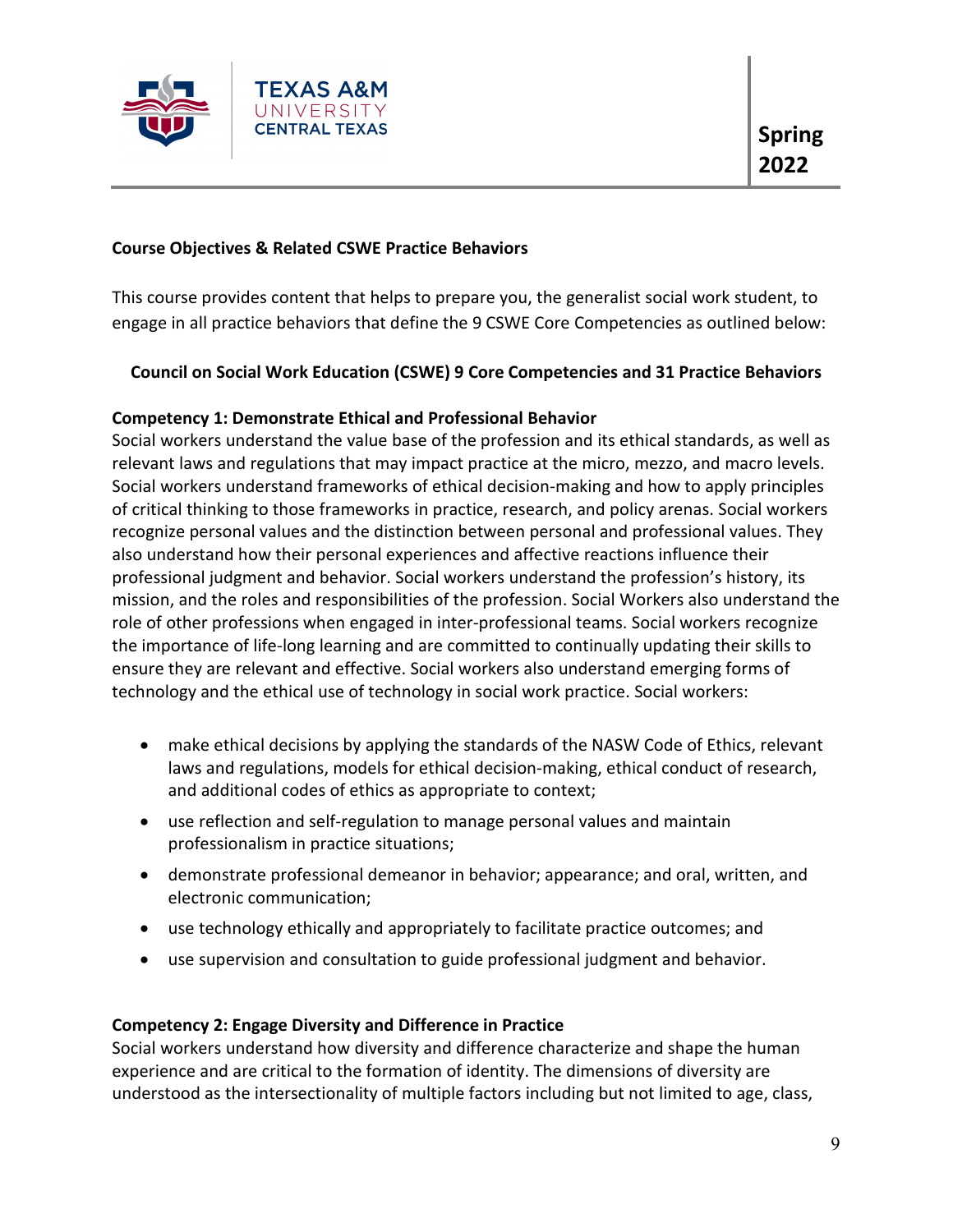**Course Objectives & Related CSWE Practice Behaviors**

This course provides content that helps to prepare you, the generalist social work student, to engage in all practice behaviors that define the 9 CSWE Core Competencies as outlined below:

**Council on Social Work Education (CSWE) 9 Core Competencies and 31 Practice Behaviors**

**Competency 1: Demonstrate Ethical and Professional Behavior**

Social workers understand the value base of the profession and its ethical standards, as well as relevant laws and regulations that may impact practice at the micro, mezzo, and macro levels. Social workers understand frameworks of ethical decision-making and how to apply principles of critical thinking to those frameworks in practice, research, and policy arenas. Social workers recognize personal values and the distinction between personal and professional values. They also understand how their personal experiences and affective reactions influence their professional judgment and behavior. Social workers understand the profession's history, its mission, and the roles and responsibilities of the profession. Social Workers also understand the role of other professions when engaged in inter-professional teams. Social workers recognize the importance of life-long learning and are committed to continually updating their skills to ensure they are relevant and effective. Social workers also understand emerging forms of technology and the ethical use of technology in social work practice. Social workers:

- make ethical decisions by applying the standards of the NASW Code of Ethics, relevant laws and regulations, models for ethical decision-making, ethical conduct of research, and additional codes of ethics as appropriate to context;
- use reflection and self-regulation to manage personal values and maintain professionalism in practice situations;
- demonstrate professional demeanor in behavior; appearance; and oral, written, and electronic communication;
- use technology ethically and appropriately to facilitate practice outcomes; and
- use supervision and consultation to guide professional judgment and behavior.

**Competency 2: Engage Diversity and Difference in Practice**

Social workers understand how diversity and difference characterize and shape the human experience and are critical to the formation of identity. The dimensions of diversity are understood as the intersectionality of multiple factors including but not limited to age, class,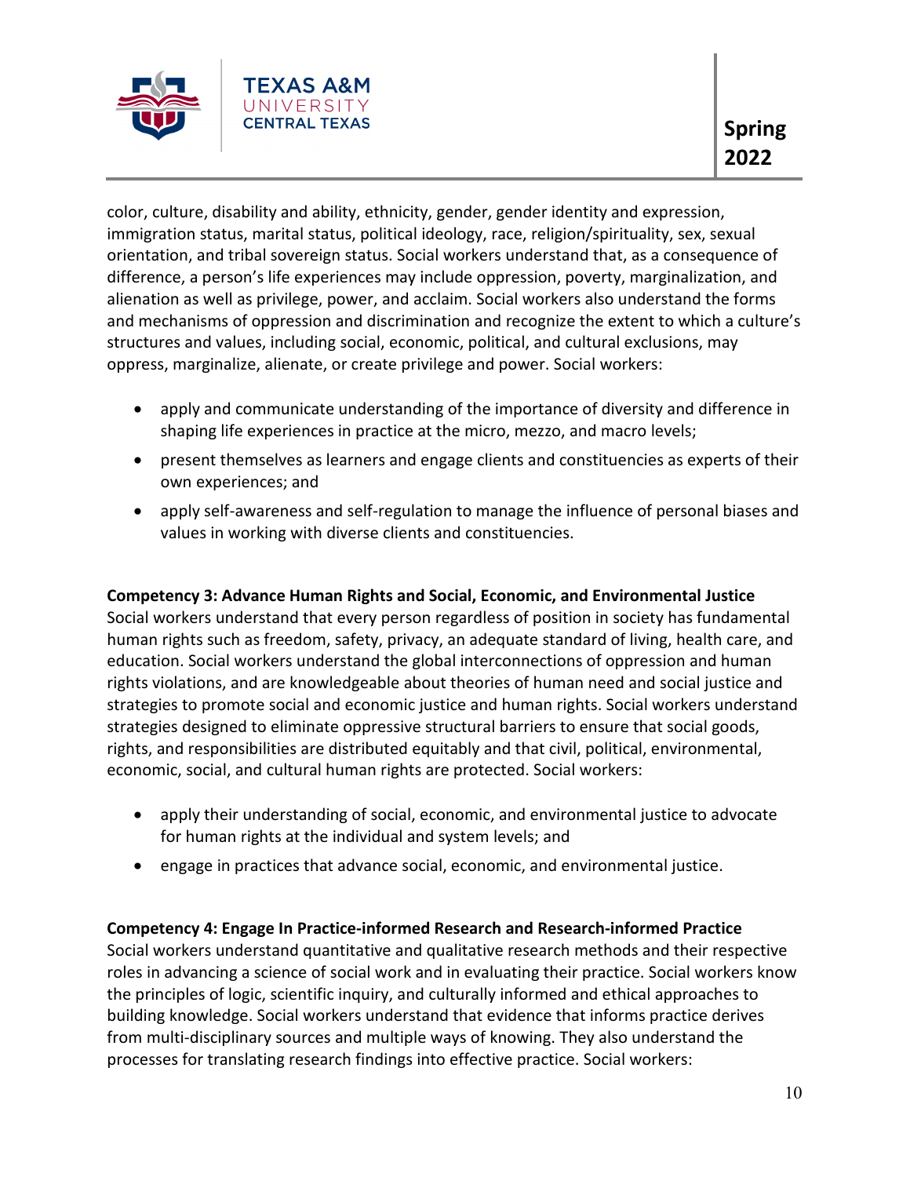color, culture, disability and ability, ethnicity, gender, gender identity and expression, immigration status, marital status, political ideology, race, religion/spirituality, sex, sexual orientation, and tribal sovereign status. Social workers understand that, as a consequence of difference, a person's life experiences may include oppression, poverty, marginalization, and alienation as well as privilege, power, and acclaim. Social workers also understand the forms and mechanisms of oppression and discrimination and recognize the extent to which a culture's structures and values, including social, economic, political, and cultural exclusions, may oppress, marginalize, alienate, or create privilege and power. Social workers:

- apply and communicate understanding of the importance of diversity and difference in shaping life experiences in practice at the micro, mezzo, and macro levels;
- present themselves as learners and engage clients and constituencies as experts of their own experiences; and
- apply self-awareness and self-regulation to manage the influence of personal biases and values in working with diverse clients and constituencies.

**Competency 3: Advance Human Rights and Social, Economic, and Environmental Justice**
Social workers understand that every person regardless of position in society has fundamental human rights such as freedom, safety, privacy, an adequate standard of living, health care, and education. Social workers understand the global interconnections of oppression and human rights violations, and are knowledgeable about theories of human need and social justice and strategies to promote social and economic justice and human rights. Social workers understand strategies designed to eliminate oppressive structural barriers to ensure that social goods, rights, and responsibilities are distributed equitably and that civil, political, environmental, economic, social, and cultural human rights are protected. Social workers:

- apply their understanding of social, economic, and environmental justice to advocate for human rights at the individual and system levels; and
- engage in practices that advance social, economic, and environmental justice.

**Competency 4: Engage In Practice-informed Research and Research-informed Practice**
Social workers understand quantitative and qualitative research methods and their respective roles in advancing a science of social work and in evaluating their practice. Social workers know the principles of logic, scientific inquiry, and culturally informed and ethical approaches to building knowledge. Social workers understand that evidence that informs practice derives from multi-disciplinary sources and multiple ways of knowing. They also understand the processes for translating research findings into effective practice. Social workers: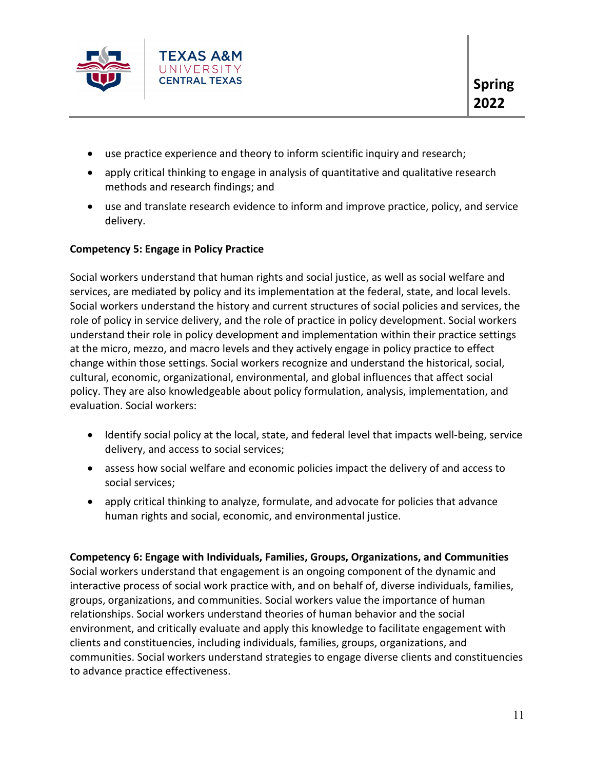- use practice experience and theory to inform scientific inquiry and research;
- apply critical thinking to engage in analysis of quantitative and qualitative research methods and research findings; and
- use and translate research evidence to inform and improve practice, policy, and service delivery.

**Competency 5: Engage in Policy Practice**

Social workers understand that human rights and social justice, as well as social welfare and services, are mediated by policy and its implementation at the federal, state, and local levels. Social workers understand the history and current structures of social policies and services, the role of policy in service delivery, and the role of practice in policy development. Social workers understand their role in policy development and implementation within their practice settings at the micro, mezzo, and macro levels and they actively engage in policy practice to effect change within those settings. Social workers recognize and understand the historical, social, cultural, economic, organizational, environmental, and global influences that affect social policy. They are also knowledgeable about policy formulation, analysis, implementation, and evaluation. Social workers:

- Identify social policy at the local, state, and federal level that impacts well-being, service delivery, and access to social services;
- assess how social welfare and economic policies impact the delivery of and access to social services;
- apply critical thinking to analyze, formulate, and advocate for policies that advance human rights and social, economic, and environmental justice.

**Competency 6: Engage with Individuals, Families, Groups, Organizations, and Communities**

Social workers understand that engagement is an ongoing component of the dynamic and interactive process of social work practice with, and on behalf of, diverse individuals, families, groups, organizations, and communities. Social workers value the importance of human relationships. Social workers understand theories of human behavior and the social environment, and critically evaluate and apply this knowledge to facilitate engagement with clients and constituencies, including individuals, families, groups, organizations, and communities. Social workers understand strategies to engage diverse clients and constituencies to advance practice effectiveness.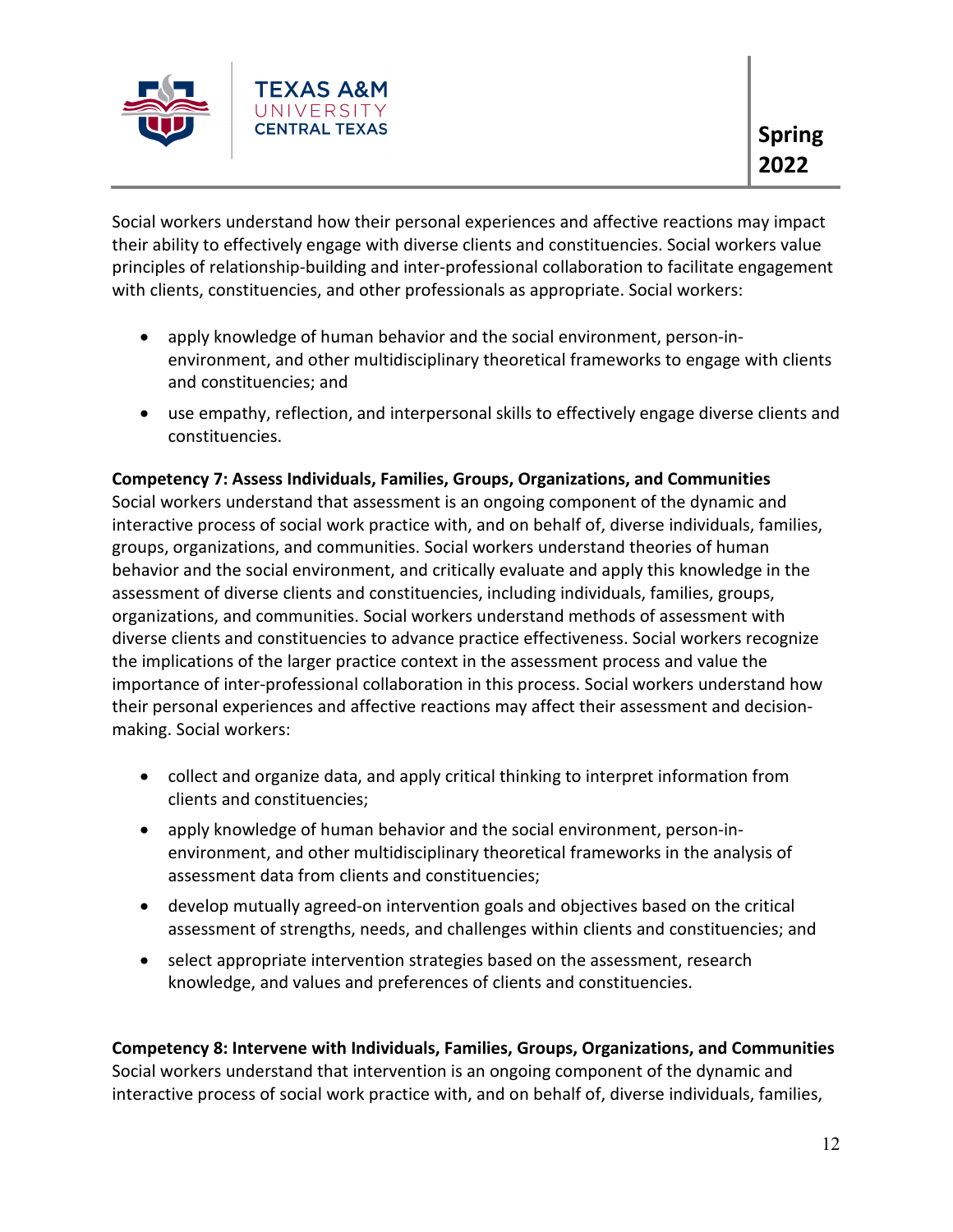Social workers understand how their personal experiences and affective reactions may impact their ability to effectively engage with diverse clients and constituencies. Social workers value principles of relationship-building and inter-professional collaboration to facilitate engagement with clients, constituencies, and other professionals as appropriate. Social workers:

- apply knowledge of human behavior and the social environment, person-in-environment, and other multidisciplinary theoretical frameworks to engage with clients and constituencies; and
- use empathy, reflection, and interpersonal skills to effectively engage diverse clients and constituencies.

**Competency 7: Assess Individuals, Families, Groups, Organizations, and Communities**

Social workers understand that assessment is an ongoing component of the dynamic and interactive process of social work practice with, and on behalf of, diverse individuals, families, groups, organizations, and communities. Social workers understand theories of human behavior and the social environment, and critically evaluate and apply this knowledge in the assessment of diverse clients and constituencies, including individuals, families, groups, organizations, and communities. Social workers understand methods of assessment with diverse clients and constituencies to advance practice effectiveness. Social workers recognize the implications of the larger practice context in the assessment process and value the importance of inter-professional collaboration in this process. Social workers understand how their personal experiences and affective reactions may affect their assessment and decision-making. Social workers:

- collect and organize data, and apply critical thinking to interpret information from clients and constituencies;
- apply knowledge of human behavior and the social environment, person-in-environment, and other multidisciplinary theoretical frameworks in the analysis of assessment data from clients and constituencies;
- develop mutually agreed-on intervention goals and objectives based on the critical assessment of strengths, needs, and challenges within clients and constituencies; and
- select appropriate intervention strategies based on the assessment, research knowledge, and values and preferences of clients and constituencies.

**Competency 8: Intervene with Individuals, Families, Groups, Organizations, and Communities**

Social workers understand that intervention is an ongoing component of the dynamic and interactive process of social work practice with, and on behalf of, diverse individuals, families,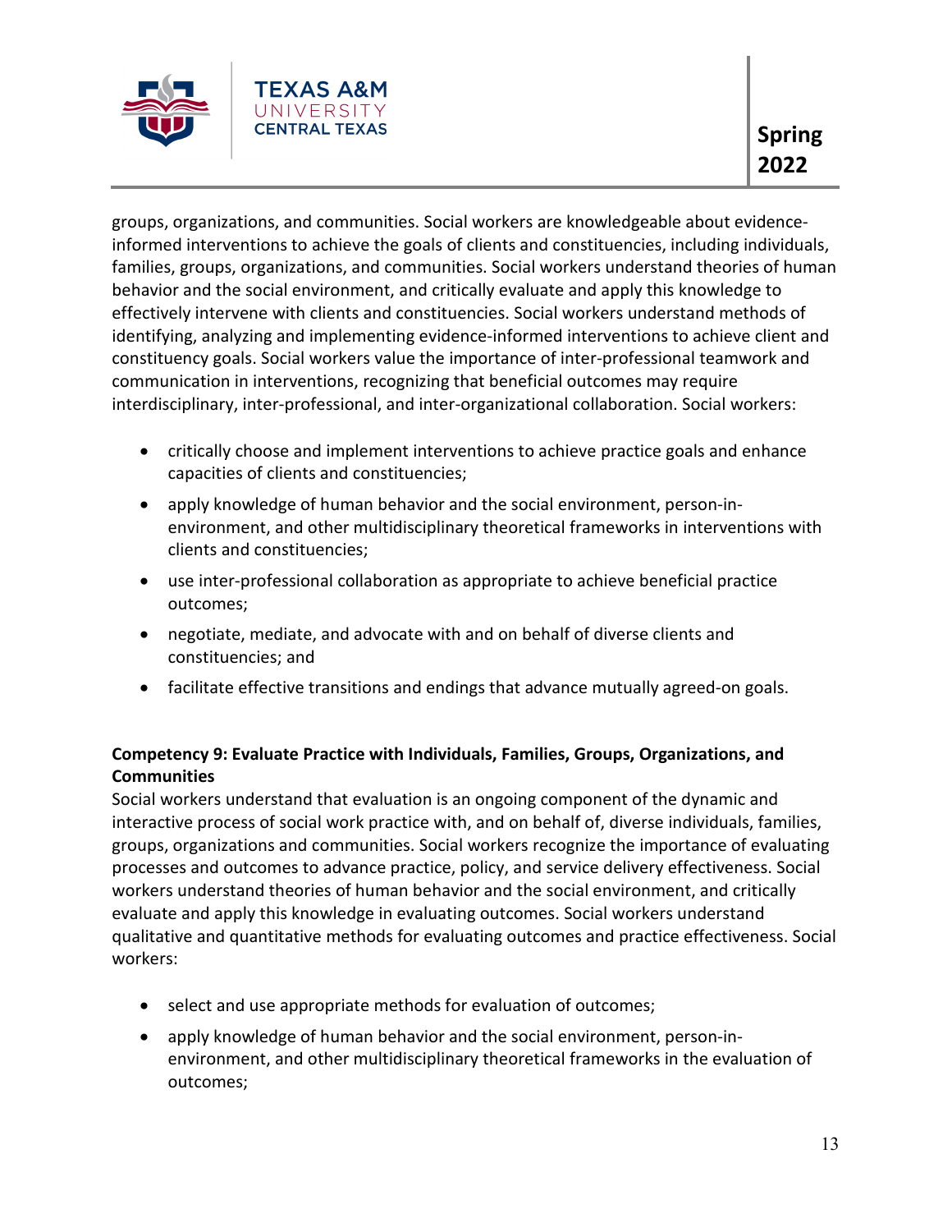groups, organizations, and communities. Social workers are knowledgeable about evidence-informed interventions to achieve the goals of clients and constituencies, including individuals, families, groups, organizations, and communities. Social workers understand theories of human behavior and the social environment, and critically evaluate and apply this knowledge to effectively intervene with clients and constituencies. Social workers understand methods of identifying, analyzing and implementing evidence-informed interventions to achieve client and constituency goals. Social workers value the importance of inter-professional teamwork and communication in interventions, recognizing that beneficial outcomes may require interdisciplinary, inter-professional, and inter-organizational collaboration. Social workers:

- critically choose and implement interventions to achieve practice goals and enhance capacities of clients and constituencies;
- apply knowledge of human behavior and the social environment, person-in-environment, and other multidisciplinary theoretical frameworks in interventions with clients and constituencies;
- use inter-professional collaboration as appropriate to achieve beneficial practice outcomes;
- negotiate, mediate, and advocate with and on behalf of diverse clients and constituencies; and
- facilitate effective transitions and endings that advance mutually agreed-on goals.

**Competency 9: Evaluate Practice with Individuals, Families, Groups, Organizations, and Communities**

Social workers understand that evaluation is an ongoing component of the dynamic and interactive process of social work practice with, and on behalf of, diverse individuals, families, groups, organizations and communities. Social workers recognize the importance of evaluating processes and outcomes to advance practice, policy, and service delivery effectiveness. Social workers understand theories of human behavior and the social environment, and critically evaluate and apply this knowledge in evaluating outcomes. Social workers understand qualitative and quantitative methods for evaluating outcomes and practice effectiveness. Social workers:

- select and use appropriate methods for evaluation of outcomes;
- apply knowledge of human behavior and the social environment, person-in-environment, and other multidisciplinary theoretical frameworks in the evaluation of outcomes;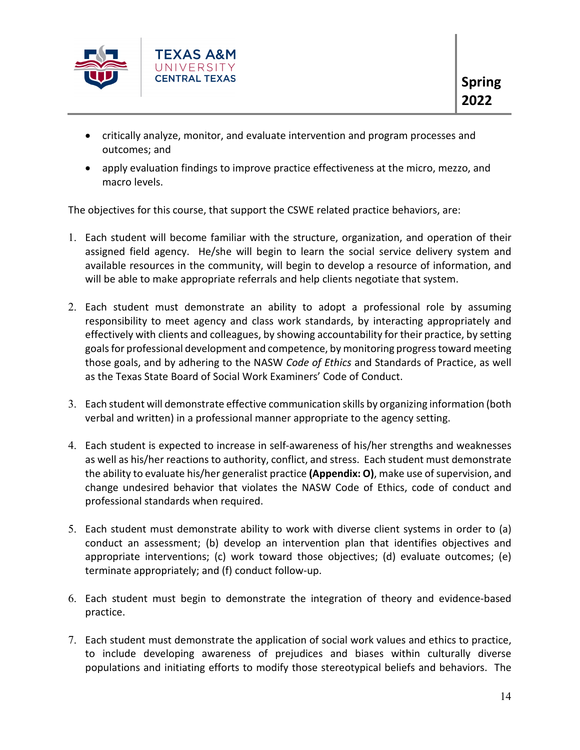- critically analyze, monitor, and evaluate intervention and program processes and outcomes; and
- apply evaluation findings to improve practice effectiveness at the micro, mezzo, and macro levels.

The objectives for this course, that support the CSWE related practice behaviors, are:

1. Each student will become familiar with the structure, organization, and operation of their assigned field agency. He/she will begin to learn the social service delivery system and available resources in the community, will begin to develop a resource of information, and will be able to make appropriate referrals and help clients negotiate that system.

2. Each student must demonstrate an ability to adopt a professional role by assuming responsibility to meet agency and class work standards, by interacting appropriately and effectively with clients and colleagues, by showing accountability for their practice, by setting goals for professional development and competence, by monitoring progress toward meeting those goals, and by adhering to the NASW *Code of Ethics* and Standards of Practice, as well as the Texas State Board of Social Work Examiners' Code of Conduct.

3. Each student will demonstrate effective communication skills by organizing information (both verbal and written) in a professional manner appropriate to the agency setting.

4. Each student is expected to increase in self-awareness of his/her strengths and weaknesses as well as his/her reactions to authority, conflict, and stress. Each student must demonstrate the ability to evaluate his/her generalist practice **(Appendix: O)**, make use of supervision, and change undesired behavior that violates the NASW Code of Ethics, code of conduct and professional standards when required.

5. Each student must demonstrate ability to work with diverse client systems in order to (a) conduct an assessment; (b) develop an intervention plan that identifies objectives and appropriate interventions; (c) work toward those objectives; (d) evaluate outcomes; (e) terminate appropriately; and (f) conduct follow-up.

6. Each student must begin to demonstrate the integration of theory and evidence-based practice.

7. Each student must demonstrate the application of social work values and ethics to practice, to include developing awareness of prejudices and biases within culturally diverse populations and initiating efforts to modify those stereotypical beliefs and behaviors. The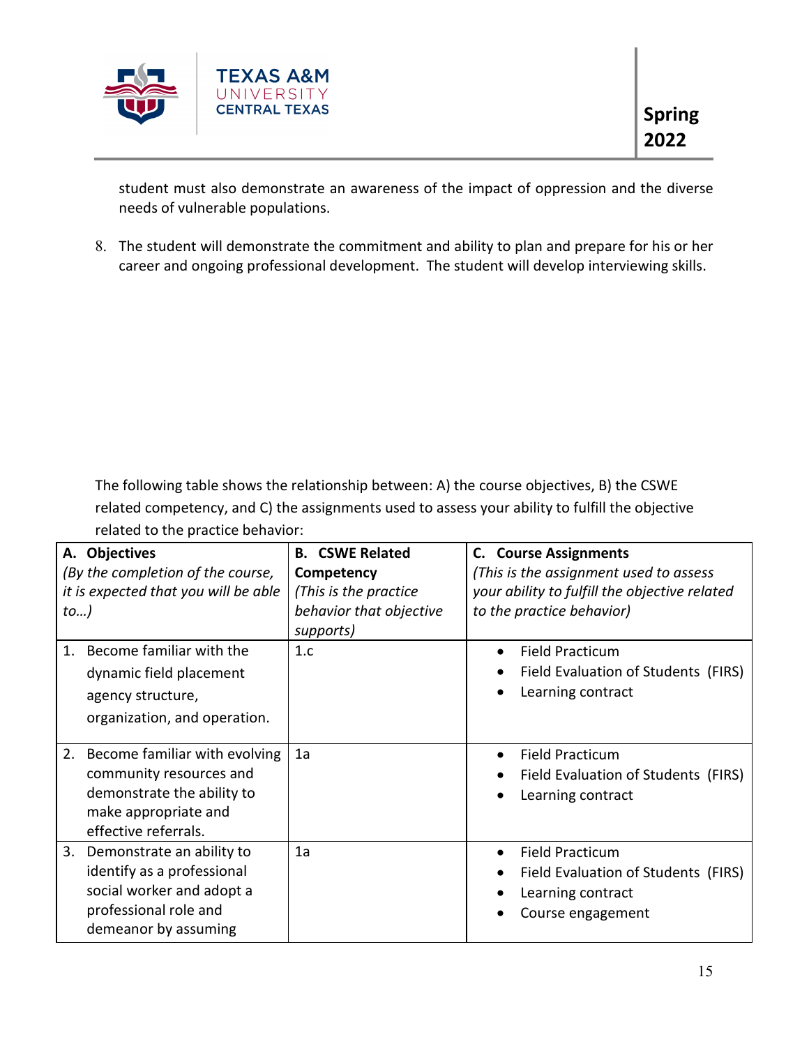student must also demonstrate an awareness of the impact of oppression and the diverse needs of vulnerable populations.

8. The student will demonstrate the commitment and ability to plan and prepare for his or her career and ongoing professional development. The student will develop interviewing skills.

The following table shows the relationship between: A) the course objectives, B) the CSWE related competency, and C) the assignments used to assess your ability to fulfill the objective related to the practice behavior:

| **A. Objectives** *(By the completion of the course, it is expected that you will be able to…)* | **B. CSWE Related Competency** *(This is the practice behavior that objective supports)* | **C. Course Assignments** *(This is the assignment used to assess your ability to fulfill the objective related to the practice behavior)* |
|---|---|---|
| 1. Become familiar with the dynamic field placement agency structure, organization, and operation. | 1.c | • Field Practicum<br>• Field Evaluation of Students (FIRS)<br>• Learning contract |
| 2. Become familiar with evolving community resources and demonstrate the ability to make appropriate and effective referrals. | 1a | • Field Practicum<br>• Field Evaluation of Students (FIRS)<br>• Learning contract |
| 3. Demonstrate an ability to identify as a professional social worker and adopt a professional role and demeanor by assuming | 1a | • Field Practicum<br>• Field Evaluation of Students (FIRS)<br>• Learning contract<br>• Course engagement |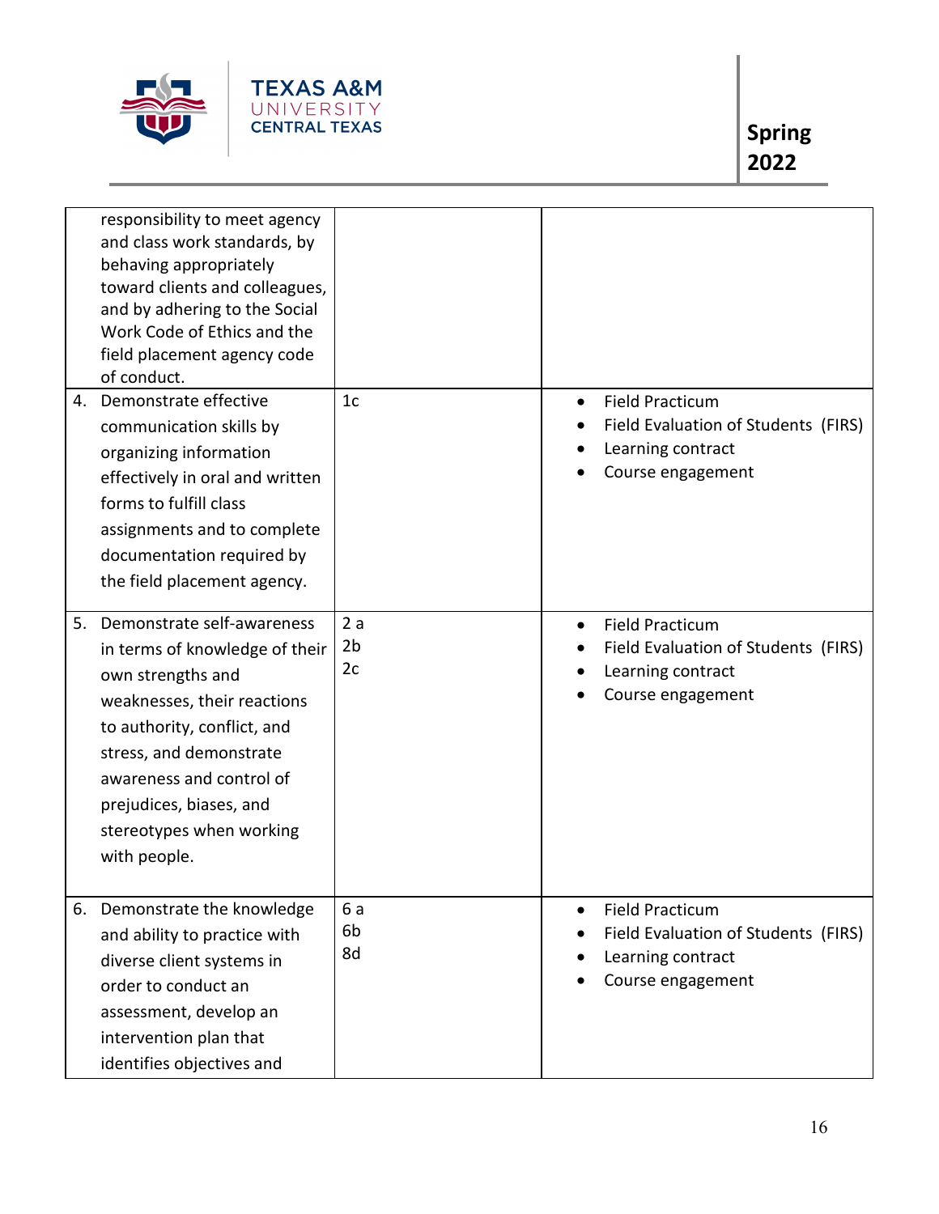|  |  |  |
|---|---|---|
| responsibility to meet agency and class work standards, by behaving appropriately toward clients and colleagues, and by adhering to the Social Work Code of Ethics and the field placement agency code of conduct. | | |
| 4. Demonstrate effective communication skills by organizing information effectively in oral and written forms to fulfill class assignments and to complete documentation required by the field placement agency. | 1c | • Field Practicum<br>• Field Evaluation of Students (FIRS)<br>• Learning contract<br>• Course engagement |
| 5. Demonstrate self-awareness in terms of knowledge of their own strengths and weaknesses, their reactions to authority, conflict, and stress, and demonstrate awareness and control of prejudices, biases, and stereotypes when working with people. | 2 a<br>2b<br>2c | • Field Practicum<br>• Field Evaluation of Students (FIRS)<br>• Learning contract<br>• Course engagement |
| 6. Demonstrate the knowledge and ability to practice with diverse client systems in order to conduct an assessment, develop an intervention plan that identifies objectives and | 6 a<br>6b<br>8d | • Field Practicum<br>• Field Evaluation of Students (FIRS)<br>• Learning contract<br>• Course engagement |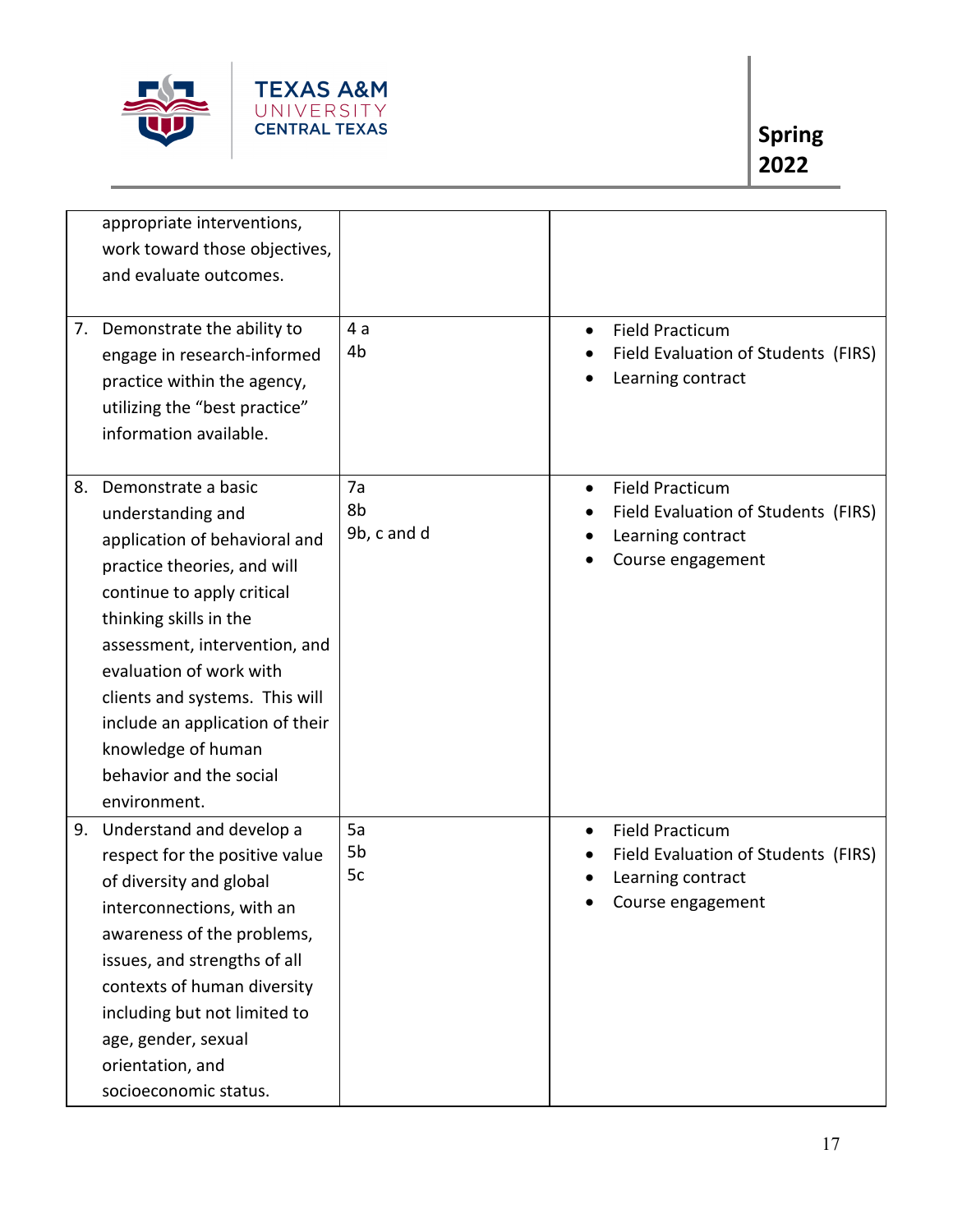| | | |
|---|---|---|
| appropriate interventions, work toward those objectives, and evaluate outcomes. | | |
| 7. Demonstrate the ability to engage in research-informed practice within the agency, utilizing the "best practice" information available. | 4 a<br>4b | • Field Practicum<br>• Field Evaluation of Students (FIRS)<br>• Learning contract |
| 8. Demonstrate a basic understanding and application of behavioral and practice theories, and will continue to apply critical thinking skills in the assessment, intervention, and evaluation of work with clients and systems. This will include an application of their knowledge of human behavior and the social environment. | 7a<br>8b<br>9b, c and d | • Field Practicum<br>• Field Evaluation of Students (FIRS)<br>• Learning contract<br>• Course engagement |
| 9. Understand and develop a respect for the positive value of diversity and global interconnections, with an awareness of the problems, issues, and strengths of all contexts of human diversity including but not limited to age, gender, sexual orientation, and socioeconomic status. | 5a<br>5b<br>5c | • Field Practicum<br>• Field Evaluation of Students (FIRS)<br>• Learning contract<br>• Course engagement |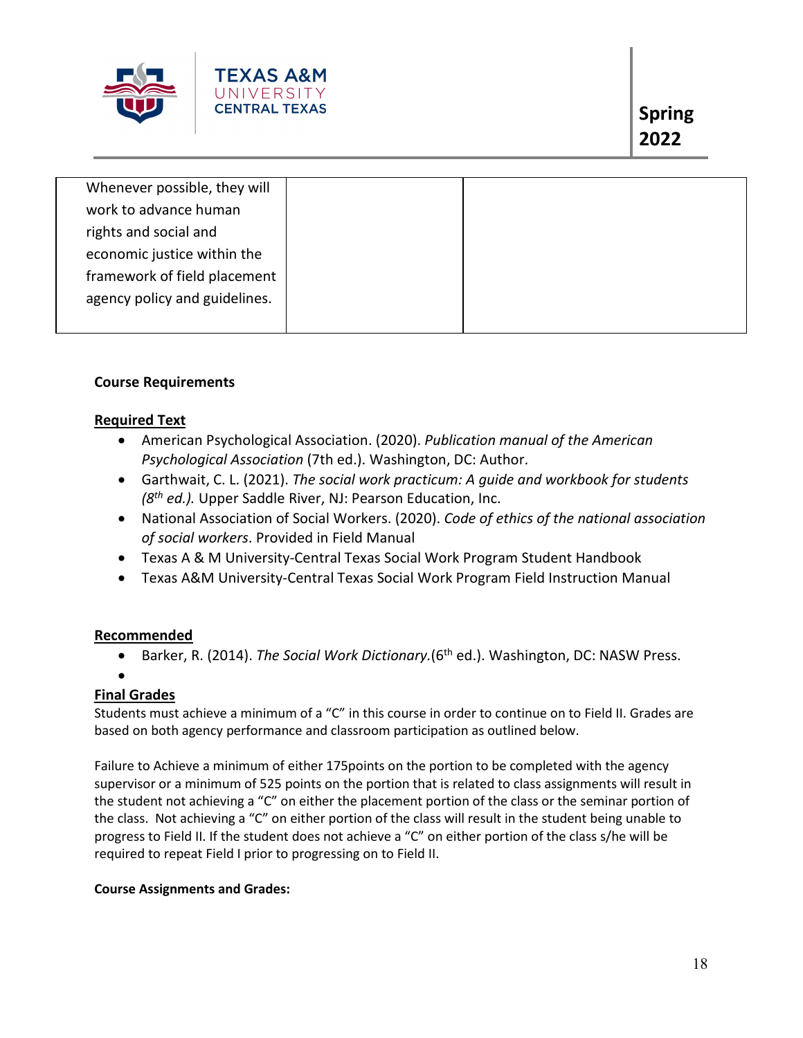| Whenever possible, they will work to advance human rights and social and economic justice within the framework of field placement agency policy and guidelines. | | |
|---|---|---|

**Course Requirements**

**Required Text**

- American Psychological Association. (2020). *Publication manual of the American Psychological Association* (7th ed.). Washington, DC: Author.
- Garthwait, C. L. (2021). *The social work practicum: A guide and workbook for students (8th ed.).* Upper Saddle River, NJ: Pearson Education, Inc.
- National Association of Social Workers. (2020). *Code of ethics of the national association of social workers*. Provided in Field Manual
- Texas A & M University-Central Texas Social Work Program Student Handbook
- Texas A&M University-Central Texas Social Work Program Field Instruction Manual

**Recommended**

- Barker, R. (2014). *The Social Work Dictionary.*(6th ed.). Washington, DC: NASW Press.

**Final Grades**

Students must achieve a minimum of a "C" in this course in order to continue on to Field II. Grades are based on both agency performance and classroom participation as outlined below.

Failure to Achieve a minimum of either 175points on the portion to be completed with the agency supervisor or a minimum of 525 points on the portion that is related to class assignments will result in the student not achieving a "C" on either the placement portion of the class or the seminar portion of the class. Not achieving a "C" on either portion of the class will result in the student being unable to progress to Field II. If the student does not achieve a "C" on either portion of the class s/he will be required to repeat Field I prior to progressing on to Field II.

**Course Assignments and Grades:**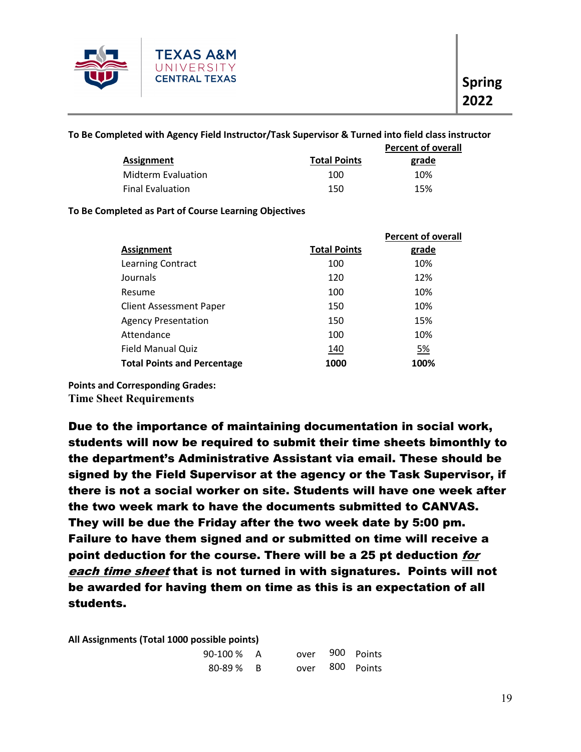**To Be Completed with Agency Field Instructor/Task Supervisor & Turned into field class instructor**

| Assignment | Total Points | Percent of overall grade |
|---|---|---|
| Midterm Evaluation | 100 | 10% |
| Final Evaluation | 150 | 15% |

**To Be Completed as Part of Course Learning Objectives**

| Assignment | Total Points | Percent of overall grade |
|---|---|---|
| Learning Contract | 100 | 10% |
| Journals | 120 | 12% |
| Resume | 100 | 10% |
| Client Assessment Paper | 150 | 10% |
| Agency Presentation | 150 | 15% |
| Attendance | 100 | 10% |
| Field Manual Quiz | 140 | 5% |
| **Total Points and Percentage** | **1000** | **100%** |

**Points and Corresponding Grades:**

**Time Sheet Requirements**

**Due to the importance of maintaining documentation in social work, students will now be required to submit their time sheets bimonthly to the department's Administrative Assistant via email. These should be signed by the Field Supervisor at the agency or the Task Supervisor, if there is not a social worker on site. Students will have one week after the two week mark to have the documents submitted to CANVAS. They will be due the Friday after the two week date by 5:00 pm. Failure to have them signed and or submitted on time will receive a point deduction for the course. There will be a 25 pt deduction *for each time sheet* that is not turned in with signatures. Points will not be awarded for having them on time as this is an expectation of all students.**

**All Assignments (Total 1000 possible points)**

| | | | |
|---|---|---|---|
| 90-100 % | A | over 900 | Points |
| 80-89 % | B | over 800 | Points |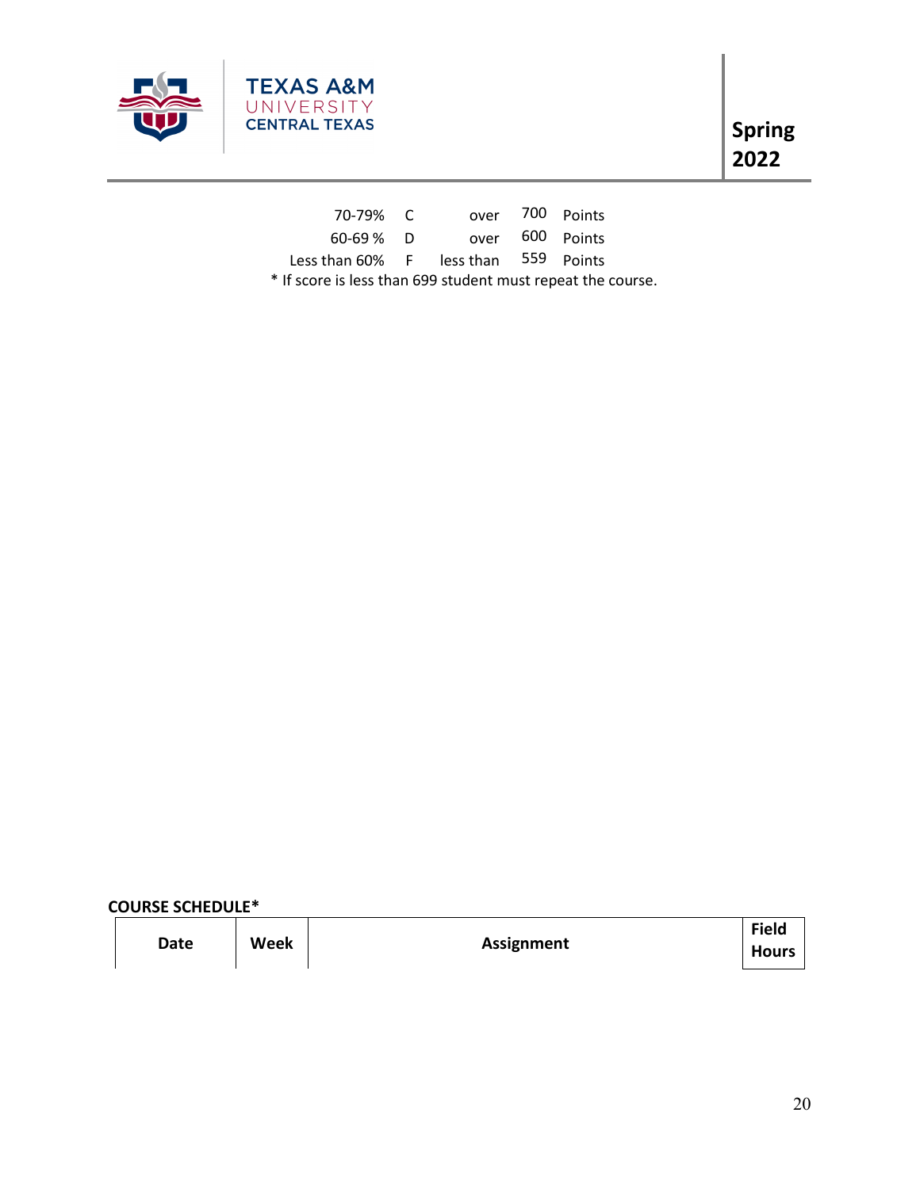| | | | | |
|---|---|---|---|---|
| 70-79% | C | over | 700 | Points |
| 60-69 % | D | over | 600 | Points |
| Less than 60% | F | less than | 559 | Points |

* If score is less than 699 student must repeat the course.

**COURSE SCHEDULE***

| Date | Week | Assignment | Field Hours |
|---|---|---|---|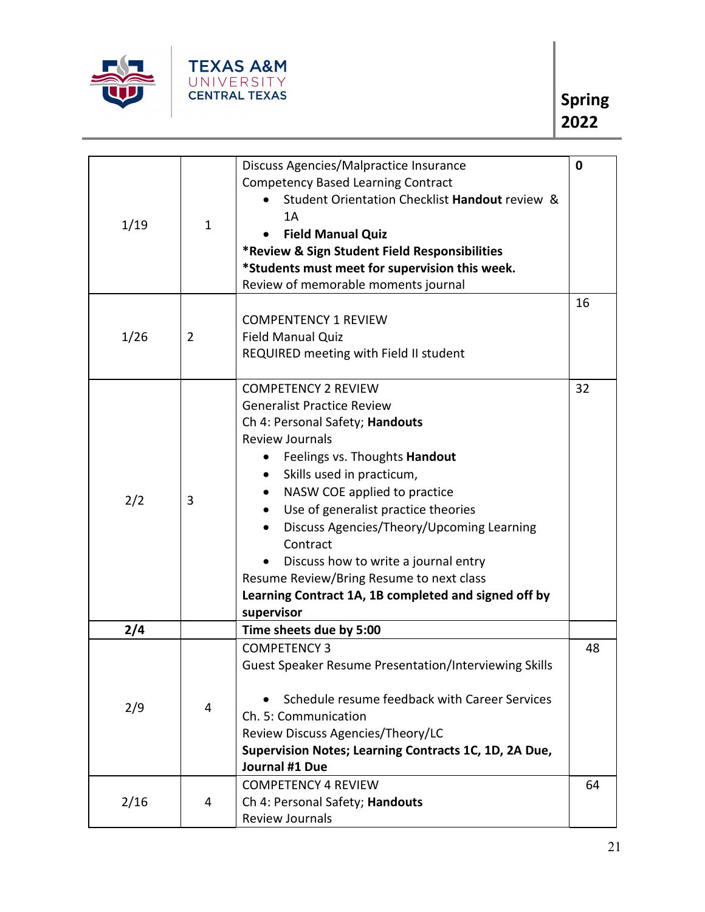| | | | |
|---|---|---|---|
| 1/19 | 1 | Discuss Agencies/Malpractice Insurance<br>Competency Based Learning Contract<br>• Student Orientation Checklist **Handout** review & 1A<br>• **Field Manual Quiz**<br>**\*Review & Sign Student Field Responsibilities**<br>**\*Students must meet for supervision this week.**<br>Review of memorable moments journal | **0** |
| 1/26 | 2 | COMPENTENCY 1 REVIEW<br>Field Manual Quiz<br>REQUIRED meeting with Field II student | 16 |
| 2/2 | 3 | COMPETENCY 2 REVIEW<br>Generalist Practice Review<br>Ch 4: Personal Safety; **Handouts**<br>Review Journals<br>• Feelings vs. Thoughts **Handout**<br>• Skills used in practicum,<br>• NASW COE applied to practice<br>• Use of generalist practice theories<br>• Discuss Agencies/Theory/Upcoming Learning Contract<br>• Discuss how to write a journal entry<br>Resume Review/Bring Resume to next class<br>**Learning Contract 1A, 1B completed and signed off by supervisor** | 32 |
| **2/4** | | **Time sheets due by 5:00** | |
| 2/9 | 4 | COMPETENCY 3<br>Guest Speaker Resume Presentation/Interviewing Skills<br>• Schedule resume feedback with Career Services<br>Ch. 5: Communication<br>Review Discuss Agencies/Theory/LC<br>**Supervision Notes; Learning Contracts 1C, 1D, 2A Due, Journal #1 Due** | 48 |
| 2/16 | 4 | COMPETENCY 4 REVIEW<br>Ch 4: Personal Safety; **Handouts**<br>Review Journals | 64 |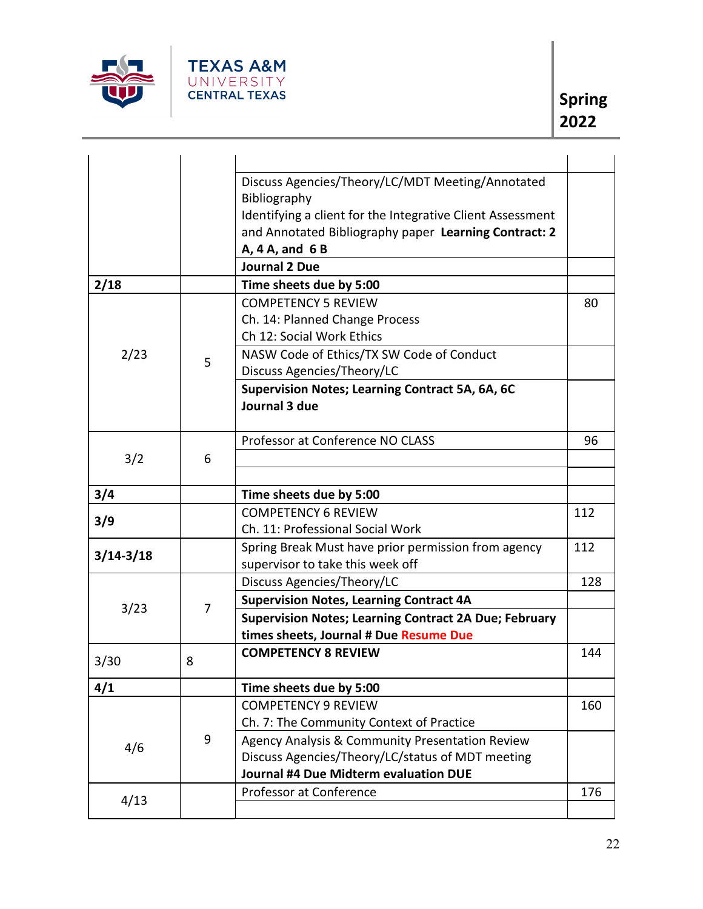| | | | |
|---|---|---|---|
| | | | |
| | | Discuss Agencies/Theory/LC/MDT Meeting/Annotated Bibliography<br>Identifying a client for the Integrative Client Assessment and Annotated Bibliography paper **Learning Contract: 2 A, 4 A, and 6 B** | |
| | | **Journal 2 Due** | |
| **2/18** | | **Time sheets due by 5:00** | |
| 2/23 | 5 | COMPETENCY 5 REVIEW<br>Ch. 14: Planned Change Process<br>Ch 12: Social Work Ethics | 80 |
| | | NASW Code of Ethics/TX SW Code of Conduct<br>Discuss Agencies/Theory/LC | |
| | | **Supervision Notes; Learning Contract 5A, 6A, 6C**<br>**Journal 3 due** | |
| 3/2 | 6 | Professor at Conference NO CLASS | 96 |
| | | | |
| | | | |
| **3/4** | | **Time sheets due by 5:00** | |
| **3/9** | | COMPETENCY 6 REVIEW<br>Ch. 11: Professional Social Work | 112 |
| **3/14-3/18** | | Spring Break Must have prior permission from agency supervisor to take this week off | 112 |
| 3/23 | 7 | Discuss Agencies/Theory/LC | 128 |
| | | **Supervision Notes, Learning Contract 4A** | |
| | | **Supervision Notes; Learning Contract 2A Due; February times sheets, Journal # Due Resume Due** | |
| 3/30 | 8 | **COMPETENCY 8 REVIEW** | 144 |
| **4/1** | | **Time sheets due by 5:00** | |
| 4/6 | 9 | COMPETENCY 9 REVIEW<br>Ch. 7: The Community Context of Practice | 160 |
| | | Agency Analysis & Community Presentation Review<br>Discuss Agencies/Theory/LC/status of MDT meeting<br>**Journal #4 Due Midterm evaluation DUE** | |
| 4/13 | | Professor at Conference | 176 |
| | | | |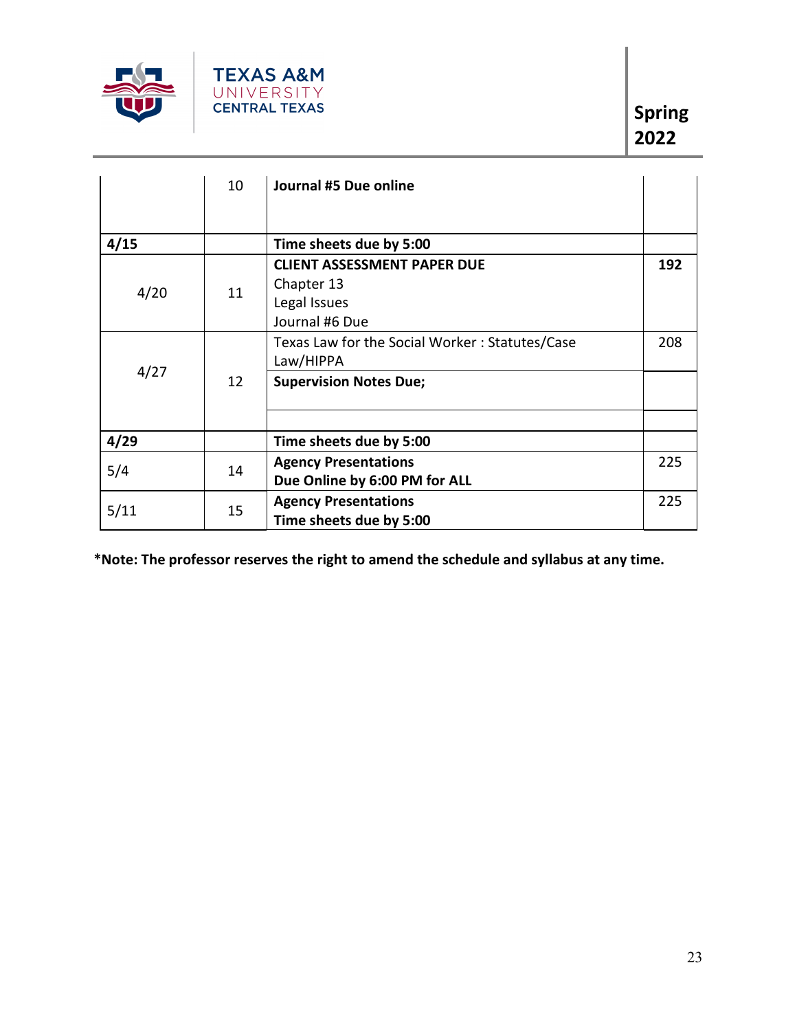| | | | |
|---|---|---|---|
| | 10 | **Journal #5 Due online** | |
| **4/15** | | **Time sheets due by 5:00** | |
| 4/20 | 11 | **CLIENT ASSESSMENT PAPER DUE**<br>Chapter 13<br>Legal Issues<br>Journal #6 Due | **192** |
| 4/27 | 12 | Texas Law for the Social Worker : Statutes/Case Law/HIPPA | 208 |
| | | **Supervision Notes Due;** | |
| | | | |
| **4/29** | | **Time sheets due by 5:00** | |
| 5/4 | 14 | **Agency Presentations**<br>**Due Online by 6:00 PM for ALL** | 225 |
| 5/11 | 15 | **Agency Presentations**<br>**Time sheets due by 5:00** | 225 |

**\*Note: The professor reserves the right to amend the schedule and syllabus at any time.**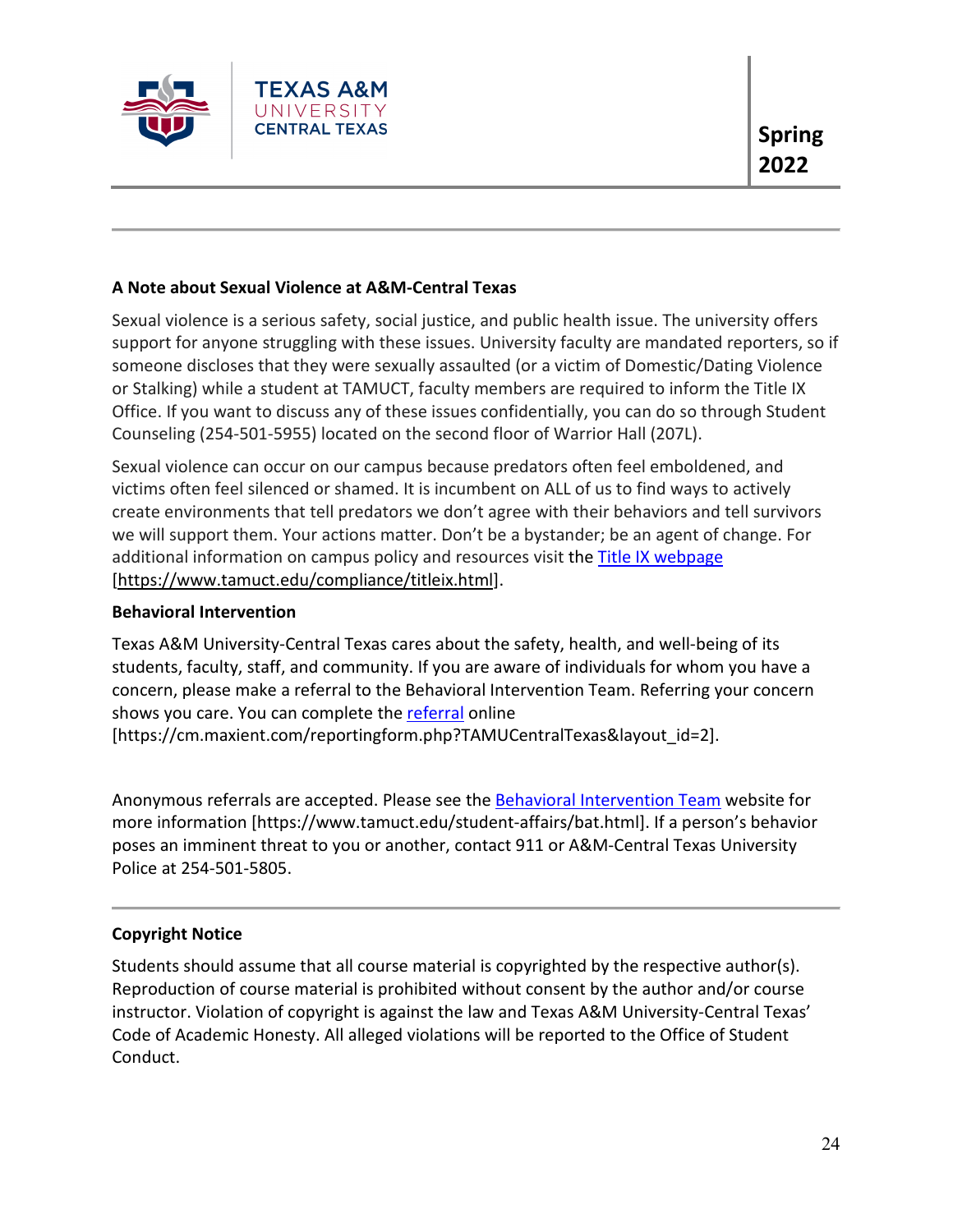### A Note about Sexual Violence at A&M-Central Texas

Sexual violence is a serious safety, social justice, and public health issue. The university offers support for anyone struggling with these issues. University faculty are mandated reporters, so if someone discloses that they were sexually assaulted (or a victim of Domestic/Dating Violence or Stalking) while a student at TAMUCT, faculty members are required to inform the Title IX Office. If you want to discuss any of these issues confidentially, you can do so through Student Counseling (254-501-5955) located on the second floor of Warrior Hall (207L).

Sexual violence can occur on our campus because predators often feel emboldened, and victims often feel silenced or shamed. It is incumbent on ALL of us to find ways to actively create environments that tell predators we don't agree with their behaviors and tell survivors we will support them. Your actions matter. Don't be a bystander; be an agent of change. For additional information on campus policy and resources visit the Title IX webpage [https://www.tamuct.edu/compliance/titleix.html].

### Behavioral Intervention

Texas A&M University-Central Texas cares about the safety, health, and well-being of its students, faculty, staff, and community. If you are aware of individuals for whom you have a concern, please make a referral to the Behavioral Intervention Team. Referring your concern shows you care. You can complete the referral online [https://cm.maxient.com/reportingform.php?TAMUCentralTexas&layout_id=2].

Anonymous referrals are accepted. Please see the Behavioral Intervention Team website for more information [https://www.tamuct.edu/student-affairs/bat.html]. If a person's behavior poses an imminent threat to you or another, contact 911 or A&M-Central Texas University Police at 254-501-5805.

### Copyright Notice

Students should assume that all course material is copyrighted by the respective author(s). Reproduction of course material is prohibited without consent by the author and/or course instructor. Violation of copyright is against the law and Texas A&M University-Central Texas' Code of Academic Honesty. All alleged violations will be reported to the Office of Student Conduct.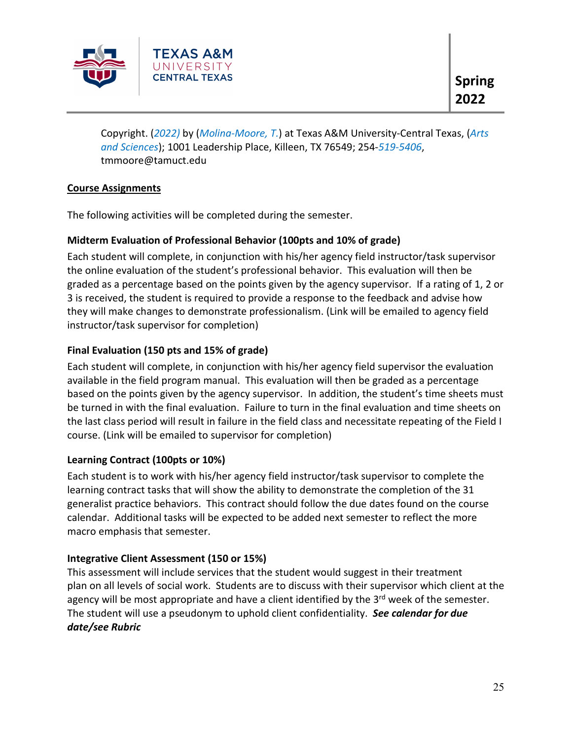Copyright. (*2022)* by (*Molina-Moore, T.*) at Texas A&M University-Central Texas, (*Arts and Sciences*); 1001 Leadership Place, Killeen, TX 76549; 254-*519-5406*, tmmoore@tamuct.edu

## Course Assignments

The following activities will be completed during the semester.

### Midterm Evaluation of Professional Behavior (100pts and 10% of grade)

Each student will complete, in conjunction with his/her agency field instructor/task supervisor the online evaluation of the student's professional behavior. This evaluation will then be graded as a percentage based on the points given by the agency supervisor. If a rating of 1, 2 or 3 is received, the student is required to provide a response to the feedback and advise how they will make changes to demonstrate professionalism. (Link will be emailed to agency field instructor/task supervisor for completion)

### Final Evaluation (150 pts and 15% of grade)

Each student will complete, in conjunction with his/her agency field supervisor the evaluation available in the field program manual. This evaluation will then be graded as a percentage based on the points given by the agency supervisor. In addition, the student's time sheets must be turned in with the final evaluation. Failure to turn in the final evaluation and time sheets on the last class period will result in failure in the field class and necessitate repeating of the Field I course. (Link will be emailed to supervisor for completion)

### Learning Contract (100pts or 10%)

Each student is to work with his/her agency field instructor/task supervisor to complete the learning contract tasks that will show the ability to demonstrate the completion of the 31 generalist practice behaviors. This contract should follow the due dates found on the course calendar. Additional tasks will be expected to be added next semester to reflect the more macro emphasis that semester.

### Integrative Client Assessment (150 or 15%)

This assessment will include services that the student would suggest in their treatment plan on all levels of social work. Students are to discuss with their supervisor which client at the agency will be most appropriate and have a client identified by the 3rd week of the semester. The student will use a pseudonym to uphold client confidentiality. ***See calendar for due date/see Rubric***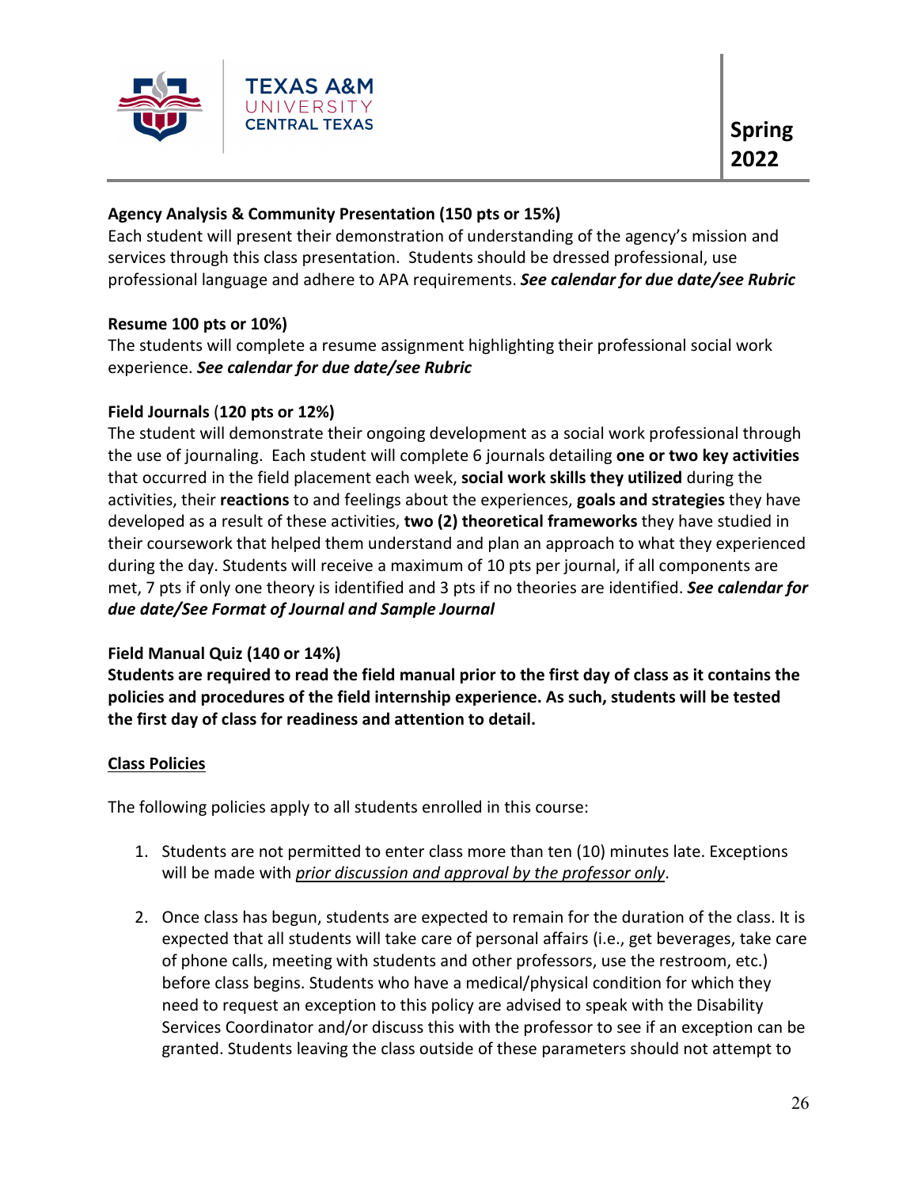**Agency Analysis & Community Presentation (150 pts or 15%)**
Each student will present their demonstration of understanding of the agency's mission and services through this class presentation. Students should be dressed professional, use professional language and adhere to APA requirements. ***See calendar for due date/see Rubric***

**Resume 100 pts or 10%)**
The students will complete a resume assignment highlighting their professional social work experience. ***See calendar for due date/see Rubric***

**Field Journals** (**120 pts or 12%)**
The student will demonstrate their ongoing development as a social work professional through the use of journaling. Each student will complete 6 journals detailing **one or two key activities** that occurred in the field placement each week, **social work skills they utilized** during the activities, their **reactions** to and feelings about the experiences, **goals and strategies** they have developed as a result of these activities, **two (2) theoretical frameworks** they have studied in their coursework that helped them understand and plan an approach to what they experienced during the day. Students will receive a maximum of 10 pts per journal, if all components are met, 7 pts if only one theory is identified and 3 pts if no theories are identified. ***See calendar for due date/See Format of Journal and Sample Journal***

**Field Manual Quiz (140 or 14%)**
**Students are required to read the field manual prior to the first day of class as it contains the policies and procedures of the field internship experience. As such, students will be tested the first day of class for readiness and attention to detail.**

<u>**Class Policies**</u>

The following policies apply to all students enrolled in this course:

1. Students are not permitted to enter class more than ten (10) minutes late. Exceptions will be made with <u>*prior discussion and approval by the professor only*</u>.

2. Once class has begun, students are expected to remain for the duration of the class. It is expected that all students will take care of personal affairs (i.e., get beverages, take care of phone calls, meeting with students and other professors, use the restroom, etc.) before class begins. Students who have a medical/physical condition for which they need to request an exception to this policy are advised to speak with the Disability Services Coordinator and/or discuss this with the professor to see if an exception can be granted. Students leaving the class outside of these parameters should not attempt to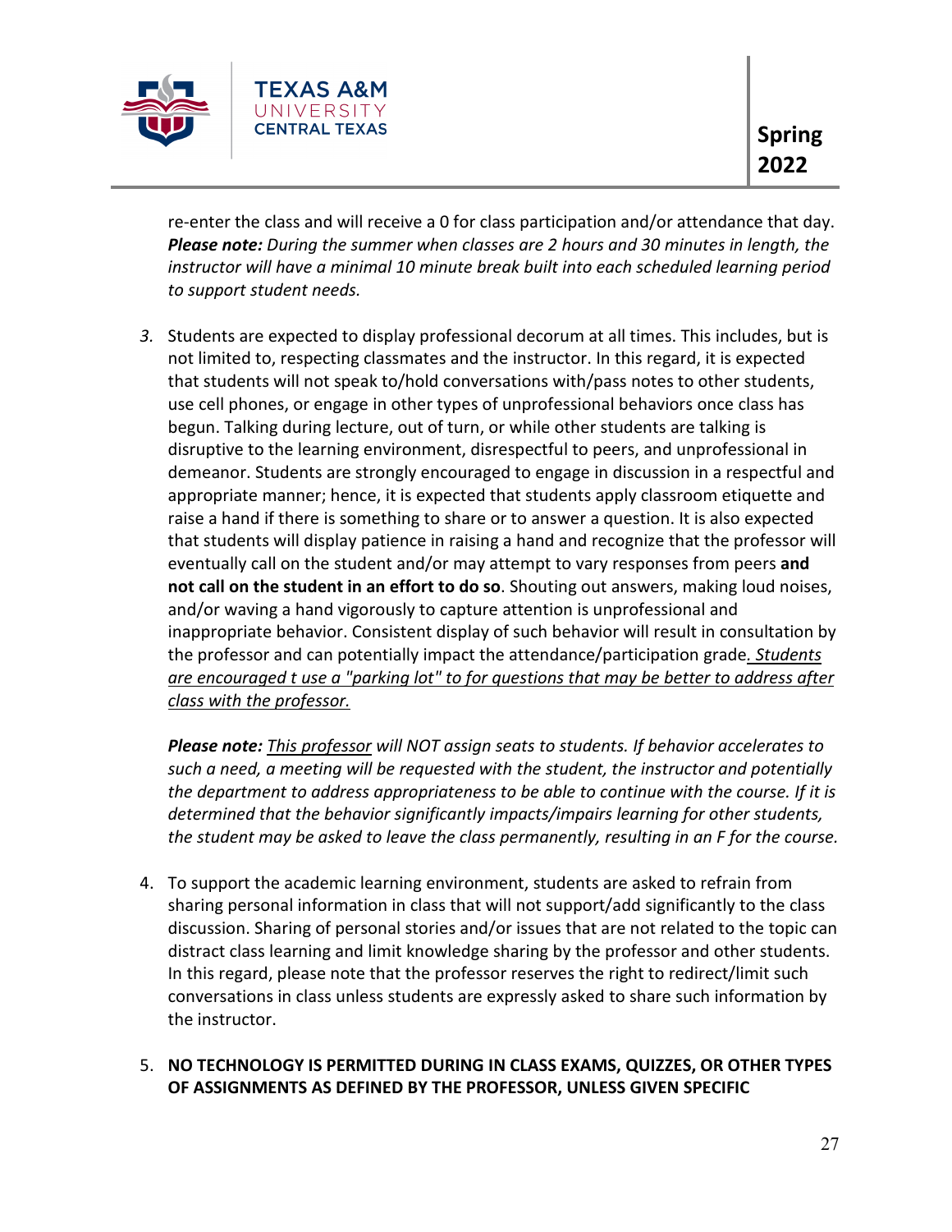re-enter the class and will receive a 0 for class participation and/or attendance that day. ***Please note:*** *During the summer when classes are 2 hours and 30 minutes in length, the instructor will have a minimal 10 minute break built into each scheduled learning period to support student needs.*

3. Students are expected to display professional decorum at all times. This includes, but is not limited to, respecting classmates and the instructor. In this regard, it is expected that students will not speak to/hold conversations with/pass notes to other students, use cell phones, or engage in other types of unprofessional behaviors once class has begun. Talking during lecture, out of turn, or while other students are talking is disruptive to the learning environment, disrespectful to peers, and unprofessional in demeanor. Students are strongly encouraged to engage in discussion in a respectful and appropriate manner; hence, it is expected that students apply classroom etiquette and raise a hand if there is something to share or to answer a question. It is also expected that students will display patience in raising a hand and recognize that the professor will eventually call on the student and/or may attempt to vary responses from peers **and not call on the student in an effort to do so**. Shouting out answers, making loud noises, and/or waving a hand vigorously to capture attention is unprofessional and inappropriate behavior. Consistent display of such behavior will result in consultation by the professor and can potentially impact the attendance/participation grade*. Students are encouraged t use a "parking lot" to for questions that may be better to address after class with the professor.*

   ***Please note:*** *This professor will NOT assign seats to students. If behavior accelerates to such a need, a meeting will be requested with the student, the instructor and potentially the department to address appropriateness to be able to continue with the course. If it is determined that the behavior significantly impacts/impairs learning for other students, the student may be asked to leave the class permanently, resulting in an F for the course.*

4. To support the academic learning environment, students are asked to refrain from sharing personal information in class that will not support/add significantly to the class discussion. Sharing of personal stories and/or issues that are not related to the topic can distract class learning and limit knowledge sharing by the professor and other students. In this regard, please note that the professor reserves the right to redirect/limit such conversations in class unless students are expressly asked to share such information by the instructor.

5. **NO TECHNOLOGY IS PERMITTED DURING IN CLASS EXAMS, QUIZZES, OR OTHER TYPES OF ASSIGNMENTS AS DEFINED BY THE PROFESSOR, UNLESS GIVEN SPECIFIC**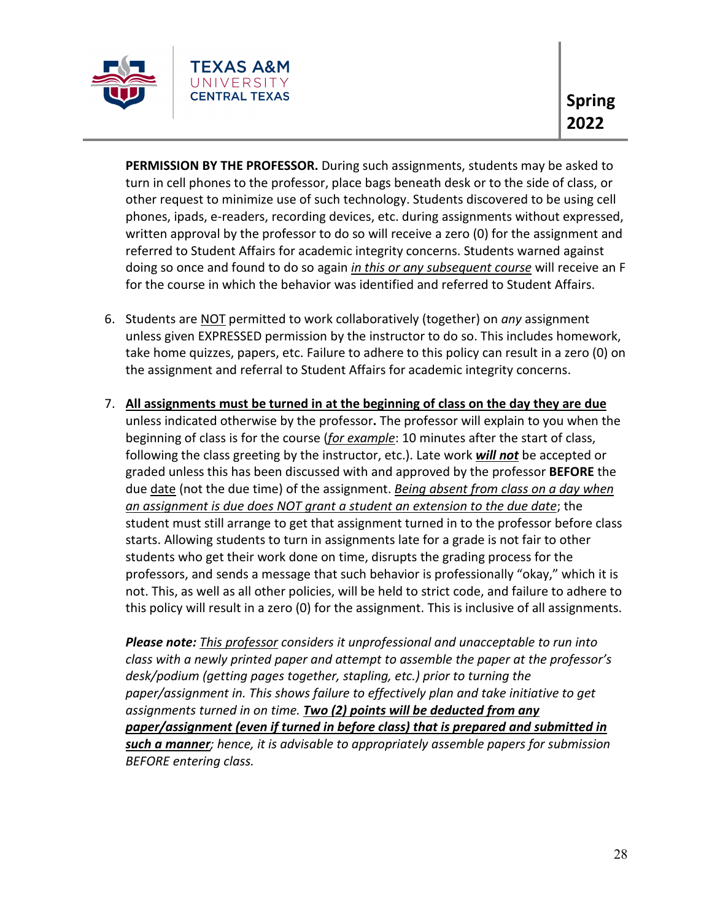**PERMISSION BY THE PROFESSOR.** During such assignments, students may be asked to turn in cell phones to the professor, place bags beneath desk or to the side of class, or other request to minimize use of such technology. Students discovered to be using cell phones, ipads, e-readers, recording devices, etc. during assignments without expressed, written approval by the professor to do so will receive a zero (0) for the assignment and referred to Student Affairs for academic integrity concerns. Students warned against doing so once and found to do so again *in this or any subsequent course* will receive an F for the course in which the behavior was identified and referred to Student Affairs.

6. Students are NOT permitted to work collaboratively (together) on *any* assignment unless given EXPRESSED permission by the instructor to do so. This includes homework, take home quizzes, papers, etc. Failure to adhere to this policy can result in a zero (0) on the assignment and referral to Student Affairs for academic integrity concerns.

7. **All assignments must be turned in at the beginning of class on the day they are due** unless indicated otherwise by the professor**.** The professor will explain to you when the beginning of class is for the course (*for example*: 10 minutes after the start of class, following the class greeting by the instructor, etc.). Late work ***will not*** be accepted or graded unless this has been discussed with and approved by the professor **BEFORE** the due date (not the due time) of the assignment. *Being absent from class on a day when an assignment is due does NOT grant a student an extension to the due date*; the student must still arrange to get that assignment turned in to the professor before class starts. Allowing students to turn in assignments late for a grade is not fair to other students who get their work done on time, disrupts the grading process for the professors, and sends a message that such behavior is professionally "okay," which it is not. This, as well as all other policies, will be held to strict code, and failure to adhere to this policy will result in a zero (0) for the assignment. This is inclusive of all assignments.

   ***Please note:*** *This professor considers it unprofessional and unacceptable to run into class with a newly printed paper and attempt to assemble the paper at the professor's desk/podium (getting pages together, stapling, etc.) prior to turning the paper/assignment in. This shows failure to effectively plan and take initiative to get assignments turned in on time.* ***Two (2) points will be deducted from any paper/assignment (even if turned in before class) that is prepared and submitted in such a manner****; hence, it is advisable to appropriately assemble papers for submission BEFORE entering class.*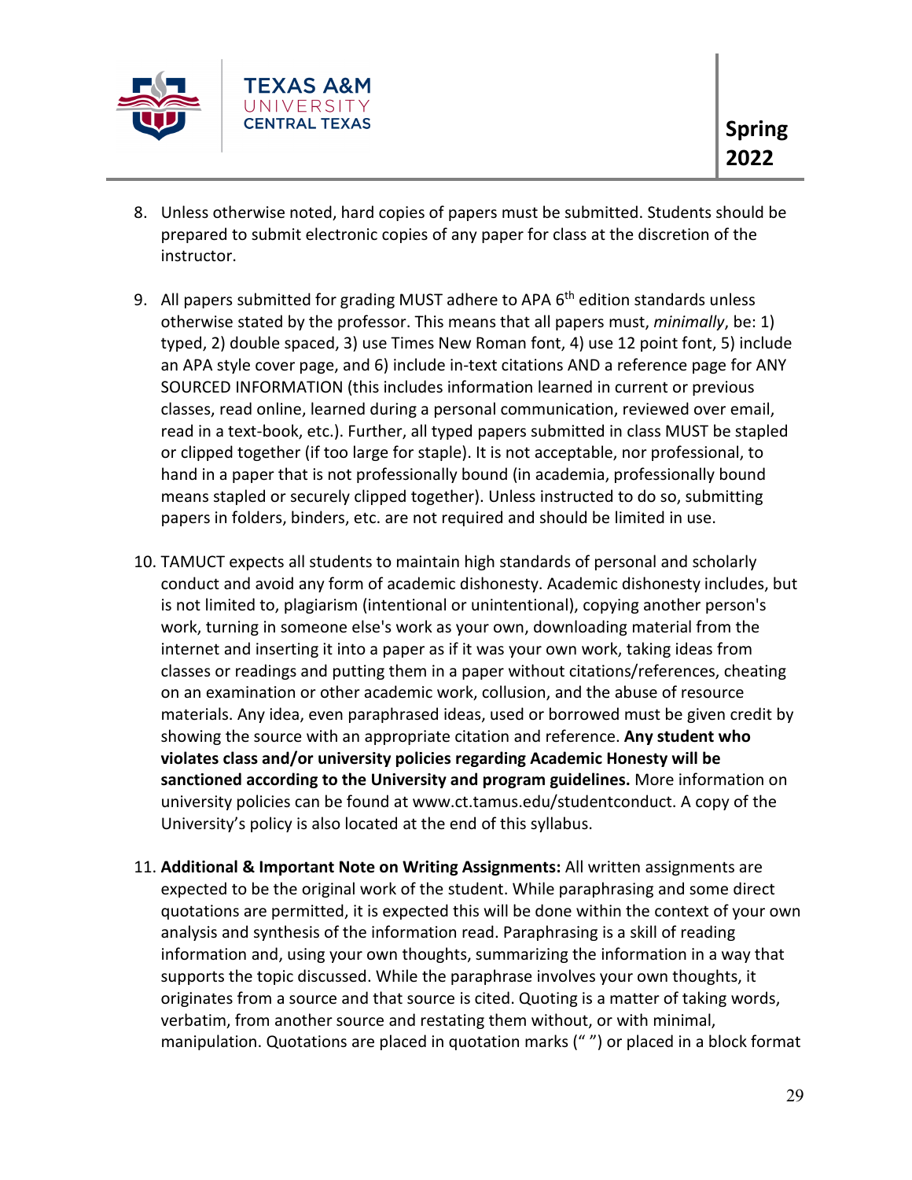8. Unless otherwise noted, hard copies of papers must be submitted. Students should be prepared to submit electronic copies of any paper for class at the discretion of the instructor.

9. All papers submitted for grading MUST adhere to APA 6th edition standards unless otherwise stated by the professor. This means that all papers must, *minimally*, be: 1) typed, 2) double spaced, 3) use Times New Roman font, 4) use 12 point font, 5) include an APA style cover page, and 6) include in-text citations AND a reference page for ANY SOURCED INFORMATION (this includes information learned in current or previous classes, read online, learned during a personal communication, reviewed over email, read in a text-book, etc.). Further, all typed papers submitted in class MUST be stapled or clipped together (if too large for staple). It is not acceptable, nor professional, to hand in a paper that is not professionally bound (in academia, professionally bound means stapled or securely clipped together). Unless instructed to do so, submitting papers in folders, binders, etc. are not required and should be limited in use.

10. TAMUCT expects all students to maintain high standards of personal and scholarly conduct and avoid any form of academic dishonesty. Academic dishonesty includes, but is not limited to, plagiarism (intentional or unintentional), copying another person's work, turning in someone else's work as your own, downloading material from the internet and inserting it into a paper as if it was your own work, taking ideas from classes or readings and putting them in a paper without citations/references, cheating on an examination or other academic work, collusion, and the abuse of resource materials. Any idea, even paraphrased ideas, used or borrowed must be given credit by showing the source with an appropriate citation and reference. **Any student who violates class and/or university policies regarding Academic Honesty will be sanctioned according to the University and program guidelines.** More information on university policies can be found at www.ct.tamus.edu/studentconduct. A copy of the University's policy is also located at the end of this syllabus.

11. **Additional & Important Note on Writing Assignments:** All written assignments are expected to be the original work of the student. While paraphrasing and some direct quotations are permitted, it is expected this will be done within the context of your own analysis and synthesis of the information read. Paraphrasing is a skill of reading information and, using your own thoughts, summarizing the information in a way that supports the topic discussed. While the paraphrase involves your own thoughts, it originates from a source and that source is cited. Quoting is a matter of taking words, verbatim, from another source and restating them without, or with minimal, manipulation. Quotations are placed in quotation marks (" ") or placed in a block format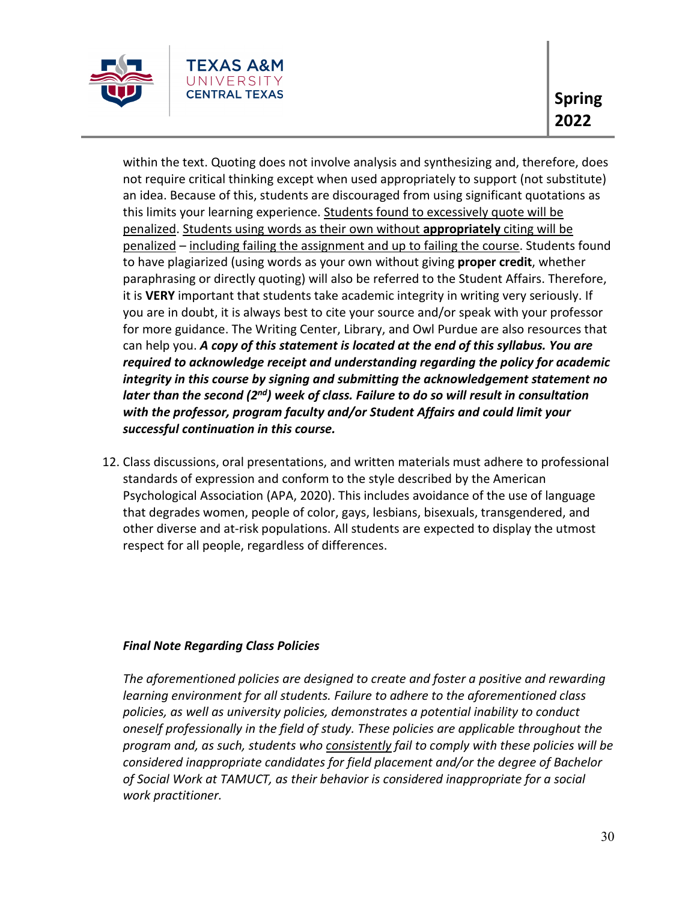within the text. Quoting does not involve analysis and synthesizing and, therefore, does not require critical thinking except when used appropriately to support (not substitute) an idea. Because of this, students are discouraged from using significant quotations as this limits your learning experience. <u>Students found to excessively quote will be penalized</u>. <u>Students using words as their own without **appropriately** citing will be penalized</u> – <u>including failing the assignment and up to failing the course</u>. Students found to have plagiarized (using words as your own without giving **proper credit**, whether paraphrasing or directly quoting) will also be referred to the Student Affairs. Therefore, it is **VERY** important that students take academic integrity in writing very seriously. If you are in doubt, it is always best to cite your source and/or speak with your professor for more guidance. The Writing Center, Library, and Owl Purdue are also resources that can help you. ***A copy of this statement is located at the end of this syllabus. You are required to acknowledge receipt and understanding regarding the policy for academic integrity in this course by signing and submitting the acknowledgement statement no later than the second (2nd) week of class. Failure to do so will result in consultation with the professor, program faculty and/or Student Affairs and could limit your successful continuation in this course.***

12. Class discussions, oral presentations, and written materials must adhere to professional standards of expression and conform to the style described by the American Psychological Association (APA, 2020). This includes avoidance of the use of language that degrades women, people of color, gays, lesbians, bisexuals, transgendered, and other diverse and at-risk populations. All students are expected to display the utmost respect for all people, regardless of differences.

***Final Note Regarding Class Policies***

*The aforementioned policies are designed to create and foster a positive and rewarding learning environment for all students. Failure to adhere to the aforementioned class policies, as well as university policies, demonstrates a potential inability to conduct oneself professionally in the field of study. These policies are applicable throughout the program and, as such, students who <u>consistently</u> fail to comply with these policies will be considered inappropriate candidates for field placement and/or the degree of Bachelor of Social Work at TAMUCT, as their behavior is considered inappropriate for a social work practitioner.*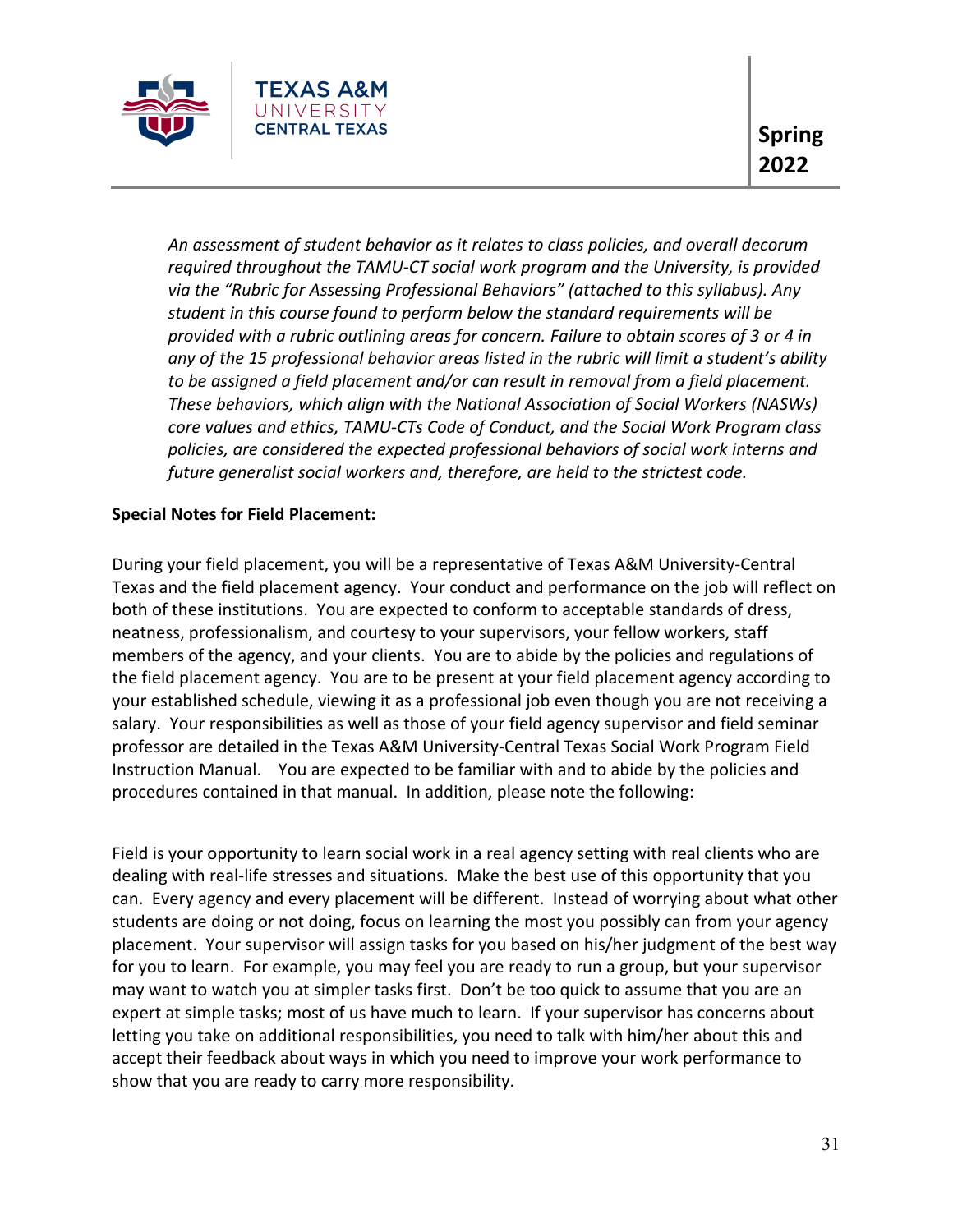*An assessment of student behavior as it relates to class policies, and overall decorum required throughout the TAMU-CT social work program and the University, is provided via the "Rubric for Assessing Professional Behaviors" (attached to this syllabus). Any student in this course found to perform below the standard requirements will be provided with a rubric outlining areas for concern. Failure to obtain scores of 3 or 4 in any of the 15 professional behavior areas listed in the rubric will limit a student's ability to be assigned a field placement and/or can result in removal from a field placement. These behaviors, which align with the National Association of Social Workers (NASWs) core values and ethics, TAMU-CTs Code of Conduct, and the Social Work Program class policies, are considered the expected professional behaviors of social work interns and future generalist social workers and, therefore, are held to the strictest code.*

**Special Notes for Field Placement:**

During your field placement, you will be a representative of Texas A&M University-Central Texas and the field placement agency. Your conduct and performance on the job will reflect on both of these institutions. You are expected to conform to acceptable standards of dress, neatness, professionalism, and courtesy to your supervisors, your fellow workers, staff members of the agency, and your clients. You are to abide by the policies and regulations of the field placement agency. You are to be present at your field placement agency according to your established schedule, viewing it as a professional job even though you are not receiving a salary. Your responsibilities as well as those of your field agency supervisor and field seminar professor are detailed in the Texas A&M University-Central Texas Social Work Program Field Instruction Manual. You are expected to be familiar with and to abide by the policies and procedures contained in that manual. In addition, please note the following:

Field is your opportunity to learn social work in a real agency setting with real clients who are dealing with real-life stresses and situations. Make the best use of this opportunity that you can. Every agency and every placement will be different. Instead of worrying about what other students are doing or not doing, focus on learning the most you possibly can from your agency placement. Your supervisor will assign tasks for you based on his/her judgment of the best way for you to learn. For example, you may feel you are ready to run a group, but your supervisor may want to watch you at simpler tasks first. Don't be too quick to assume that you are an expert at simple tasks; most of us have much to learn. If your supervisor has concerns about letting you take on additional responsibilities, you need to talk with him/her about this and accept their feedback about ways in which you need to improve your work performance to show that you are ready to carry more responsibility.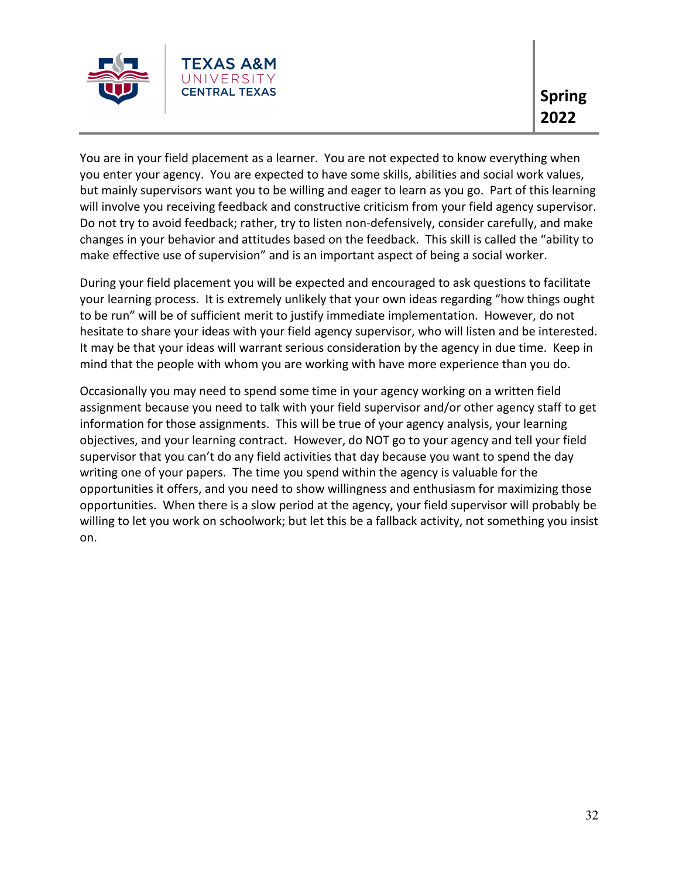You are in your field placement as a learner. You are not expected to know everything when you enter your agency. You are expected to have some skills, abilities and social work values, but mainly supervisors want you to be willing and eager to learn as you go. Part of this learning will involve you receiving feedback and constructive criticism from your field agency supervisor. Do not try to avoid feedback; rather, try to listen non-defensively, consider carefully, and make changes in your behavior and attitudes based on the feedback. This skill is called the "ability to make effective use of supervision" and is an important aspect of being a social worker.

During your field placement you will be expected and encouraged to ask questions to facilitate your learning process. It is extremely unlikely that your own ideas regarding "how things ought to be run" will be of sufficient merit to justify immediate implementation. However, do not hesitate to share your ideas with your field agency supervisor, who will listen and be interested. It may be that your ideas will warrant serious consideration by the agency in due time. Keep in mind that the people with whom you are working with have more experience than you do.

Occasionally you may need to spend some time in your agency working on a written field assignment because you need to talk with your field supervisor and/or other agency staff to get information for those assignments. This will be true of your agency analysis, your learning objectives, and your learning contract. However, do NOT go to your agency and tell your field supervisor that you can't do any field activities that day because you want to spend the day writing one of your papers. The time you spend within the agency is valuable for the opportunities it offers, and you need to show willingness and enthusiasm for maximizing those opportunities. When there is a slow period at the agency, your field supervisor will probably be willing to let you work on schoolwork; but let this be a fallback activity, not something you insist on.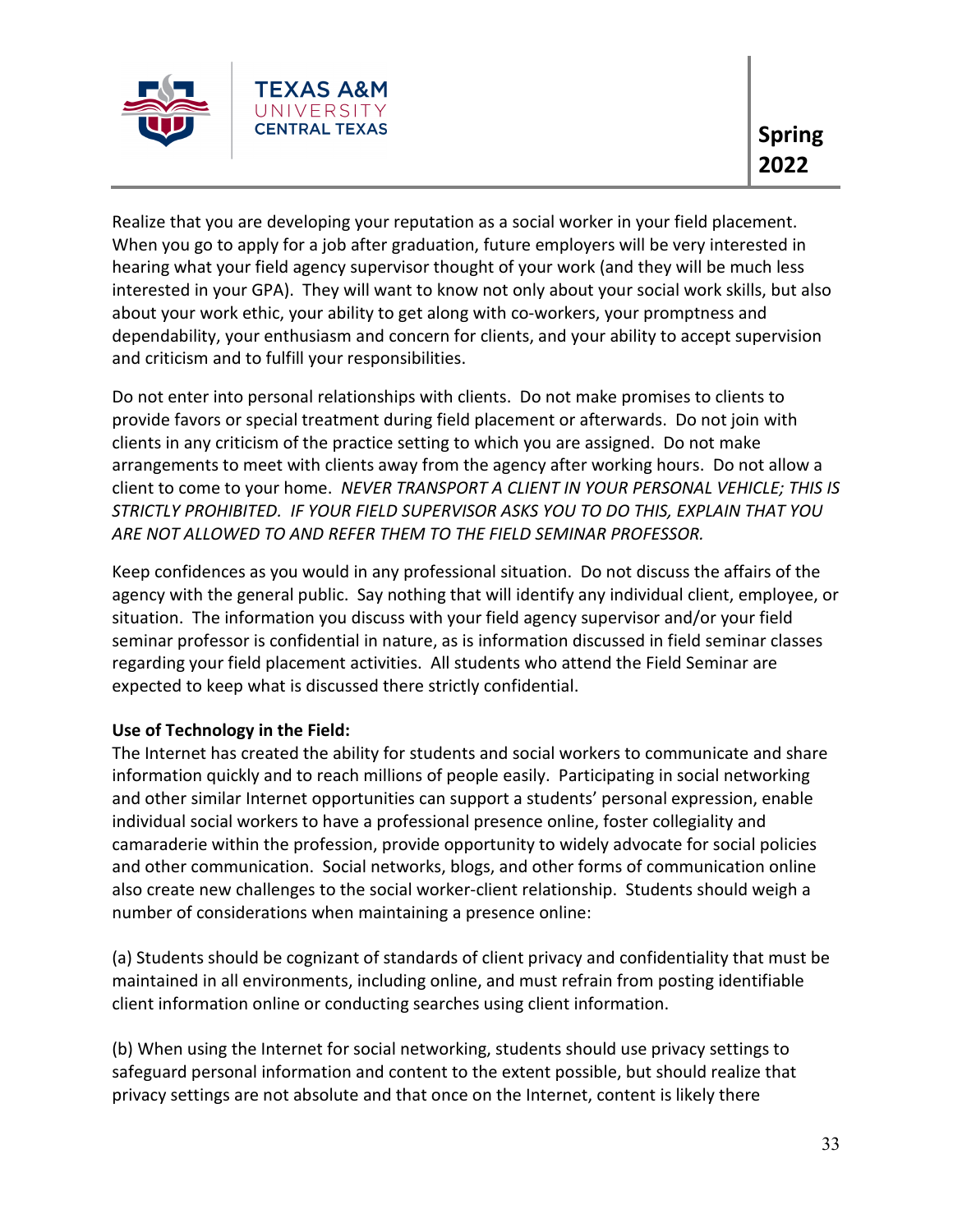Realize that you are developing your reputation as a social worker in your field placement. When you go to apply for a job after graduation, future employers will be very interested in hearing what your field agency supervisor thought of your work (and they will be much less interested in your GPA). They will want to know not only about your social work skills, but also about your work ethic, your ability to get along with co-workers, your promptness and dependability, your enthusiasm and concern for clients, and your ability to accept supervision and criticism and to fulfill your responsibilities.

Do not enter into personal relationships with clients. Do not make promises to clients to provide favors or special treatment during field placement or afterwards. Do not join with clients in any criticism of the practice setting to which you are assigned. Do not make arrangements to meet with clients away from the agency after working hours. Do not allow a client to come to your home. *NEVER TRANSPORT A CLIENT IN YOUR PERSONAL VEHICLE; THIS IS STRICTLY PROHIBITED. IF YOUR FIELD SUPERVISOR ASKS YOU TO DO THIS, EXPLAIN THAT YOU ARE NOT ALLOWED TO AND REFER THEM TO THE FIELD SEMINAR PROFESSOR.*

Keep confidences as you would in any professional situation. Do not discuss the affairs of the agency with the general public. Say nothing that will identify any individual client, employee, or situation. The information you discuss with your field agency supervisor and/or your field seminar professor is confidential in nature, as is information discussed in field seminar classes regarding your field placement activities. All students who attend the Field Seminar are expected to keep what is discussed there strictly confidential.

**Use of Technology in the Field:**

The Internet has created the ability for students and social workers to communicate and share information quickly and to reach millions of people easily. Participating in social networking and other similar Internet opportunities can support a students' personal expression, enable individual social workers to have a professional presence online, foster collegiality and camaraderie within the profession, provide opportunity to widely advocate for social policies and other communication. Social networks, blogs, and other forms of communication online also create new challenges to the social worker-client relationship. Students should weigh a number of considerations when maintaining a presence online:

(a) Students should be cognizant of standards of client privacy and confidentiality that must be maintained in all environments, including online, and must refrain from posting identifiable client information online or conducting searches using client information.

(b) When using the Internet for social networking, students should use privacy settings to safeguard personal information and content to the extent possible, but should realize that privacy settings are not absolute and that once on the Internet, content is likely there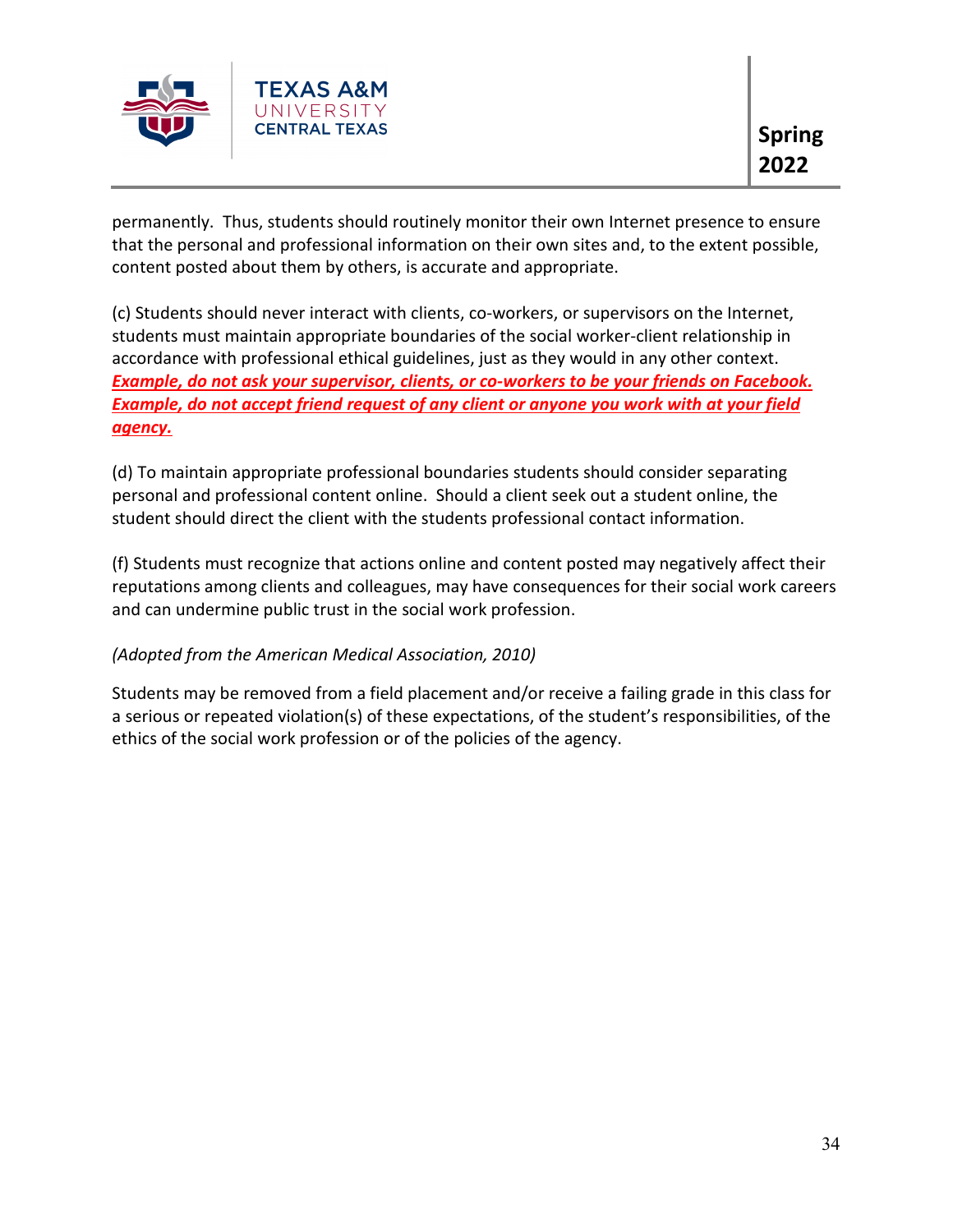permanently.  Thus, students should routinely monitor their own Internet presence to ensure that the personal and professional information on their own sites and, to the extent possible, content posted about them by others, is accurate and appropriate.

(c) Students should never interact with clients, co-workers, or supervisors on the Internet, students must maintain appropriate boundaries of the social worker-client relationship in accordance with professional ethical guidelines, just as they would in any other context. ***Example, do not ask your supervisor, clients, or co-workers to be your friends on Facebook. Example, do not accept friend request of any client or anyone you work with at your field agency.***

(d) To maintain appropriate professional boundaries students should consider separating personal and professional content online.  Should a client seek out a student online, the student should direct the client with the students professional contact information.

(f) Students must recognize that actions online and content posted may negatively affect their reputations among clients and colleagues, may have consequences for their social work careers and can undermine public trust in the social work profession.

*(Adopted from the American Medical Association, 2010)*

Students may be removed from a field placement and/or receive a failing grade in this class for a serious or repeated violation(s) of these expectations, of the student's responsibilities, of the ethics of the social work profession or of the policies of the agency.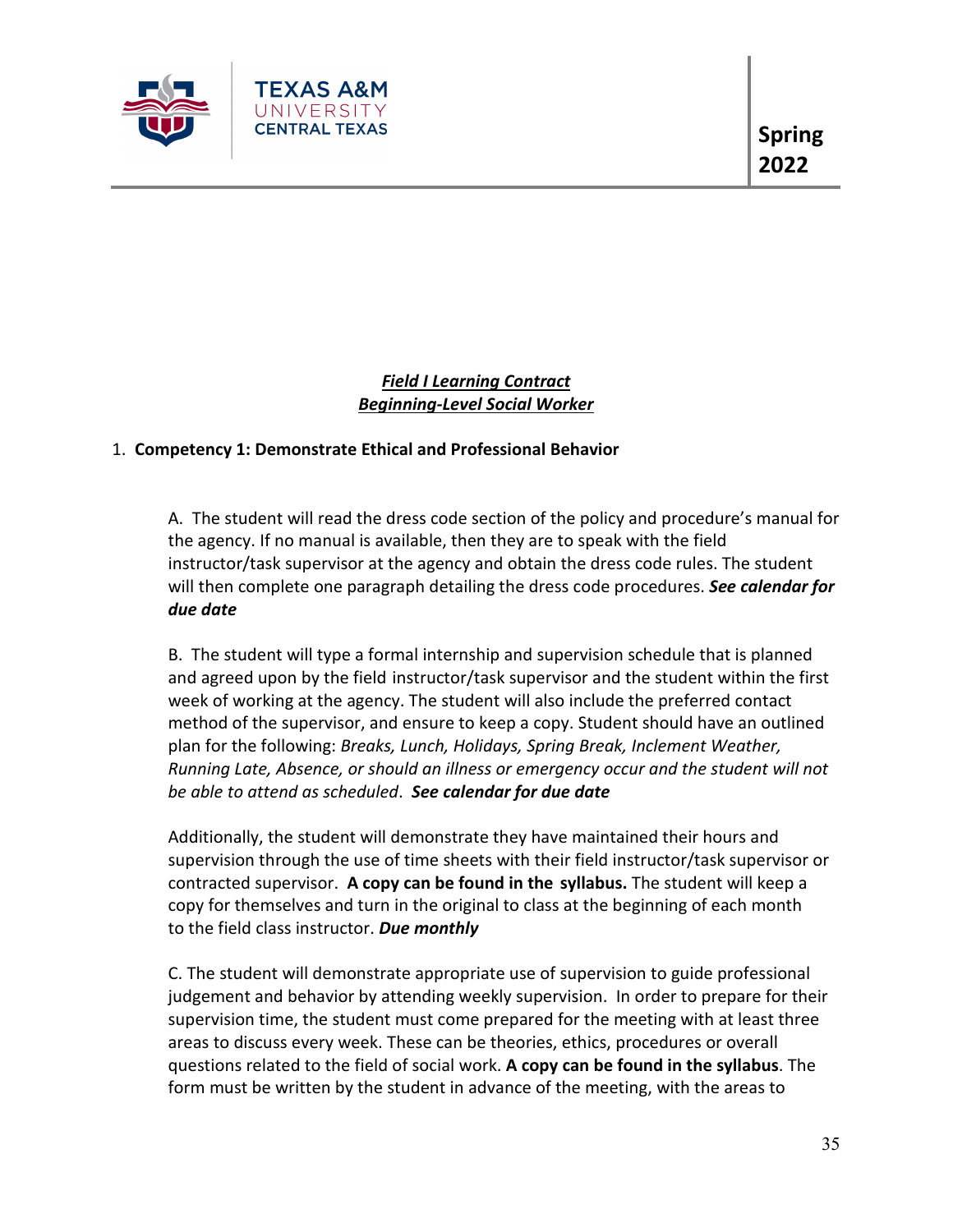***Field I Learning Contract***
***Beginning-Level Social Worker***

1. **Competency 1: Demonstrate Ethical and Professional Behavior**

A. The student will read the dress code section of the policy and procedure's manual for the agency. If no manual is available, then they are to speak with the field instructor/task supervisor at the agency and obtain the dress code rules. The student will then complete one paragraph detailing the dress code procedures. ***See calendar for due date***

B. The student will type a formal internship and supervision schedule that is planned and agreed upon by the field instructor/task supervisor and the student within the first week of working at the agency. The student will also include the preferred contact method of the supervisor, and ensure to keep a copy. Student should have an outlined plan for the following: *Breaks, Lunch, Holidays, Spring Break, Inclement Weather, Running Late, Absence, or should an illness or emergency occur and the student will not be able to attend as scheduled*. ***See calendar for due date***

Additionally, the student will demonstrate they have maintained their hours and supervision through the use of time sheets with their field instructor/task supervisor or contracted supervisor. **A copy can be found in the syllabus.** The student will keep a copy for themselves and turn in the original to class at the beginning of each month to the field class instructor. ***Due monthly***

C. The student will demonstrate appropriate use of supervision to guide professional judgement and behavior by attending weekly supervision. In order to prepare for their supervision time, the student must come prepared for the meeting with at least three areas to discuss every week. These can be theories, ethics, procedures or overall questions related to the field of social work. **A copy can be found in the syllabus**. The form must be written by the student in advance of the meeting, with the areas to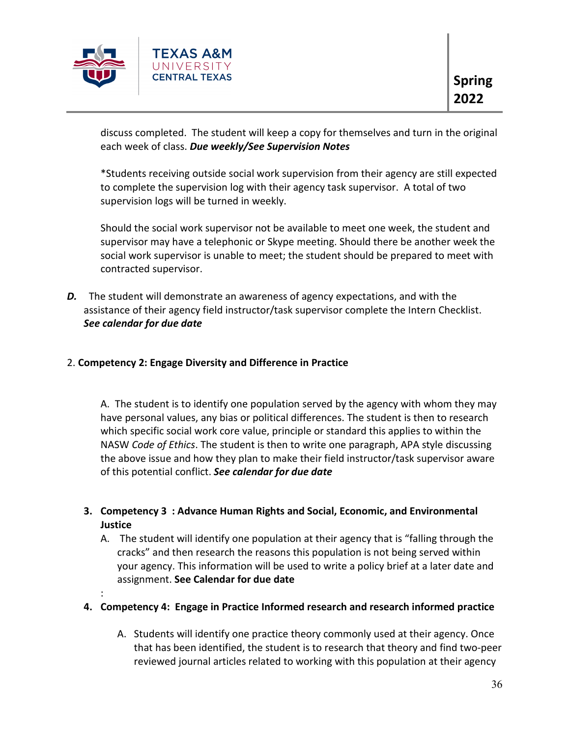discuss completed. The student will keep a copy for themselves and turn in the original each week of class. ***Due weekly/See Supervision Notes***

*Students receiving outside social work supervision from their agency are still expected to complete the supervision log with their agency task supervisor. A total of two supervision logs will be turned in weekly.

Should the social work supervisor not be available to meet one week, the student and supervisor may have a telephonic or Skype meeting. Should there be another week the social work supervisor is unable to meet; the student should be prepared to meet with contracted supervisor.

***D.*** The student will demonstrate an awareness of agency expectations, and with the assistance of their agency field instructor/task supervisor complete the Intern Checklist. ***See calendar for due date***

2. **Competency 2: Engage Diversity and Difference in Practice**

A. The student is to identify one population served by the agency with whom they may have personal values, any bias or political differences. The student is then to research which specific social work core value, principle or standard this applies to within the NASW *Code of Ethics*. The student is then to write one paragraph, APA style discussing the above issue and how they plan to make their field instructor/task supervisor aware of this potential conflict. ***See calendar for due date***

3. **Competency 3 : Advance Human Rights and Social, Economic, and Environmental Justice**
   A. The student will identify one population at their agency that is "falling through the cracks" and then research the reasons this population is not being served within your agency. This information will be used to write a policy brief at a later date and assignment. **See Calendar for due date**

:

4. **Competency 4: Engage in Practice Informed research and research informed practice**
   A. Students will identify one practice theory commonly used at their agency. Once that has been identified, the student is to research that theory and find two-peer reviewed journal articles related to working with this population at their agency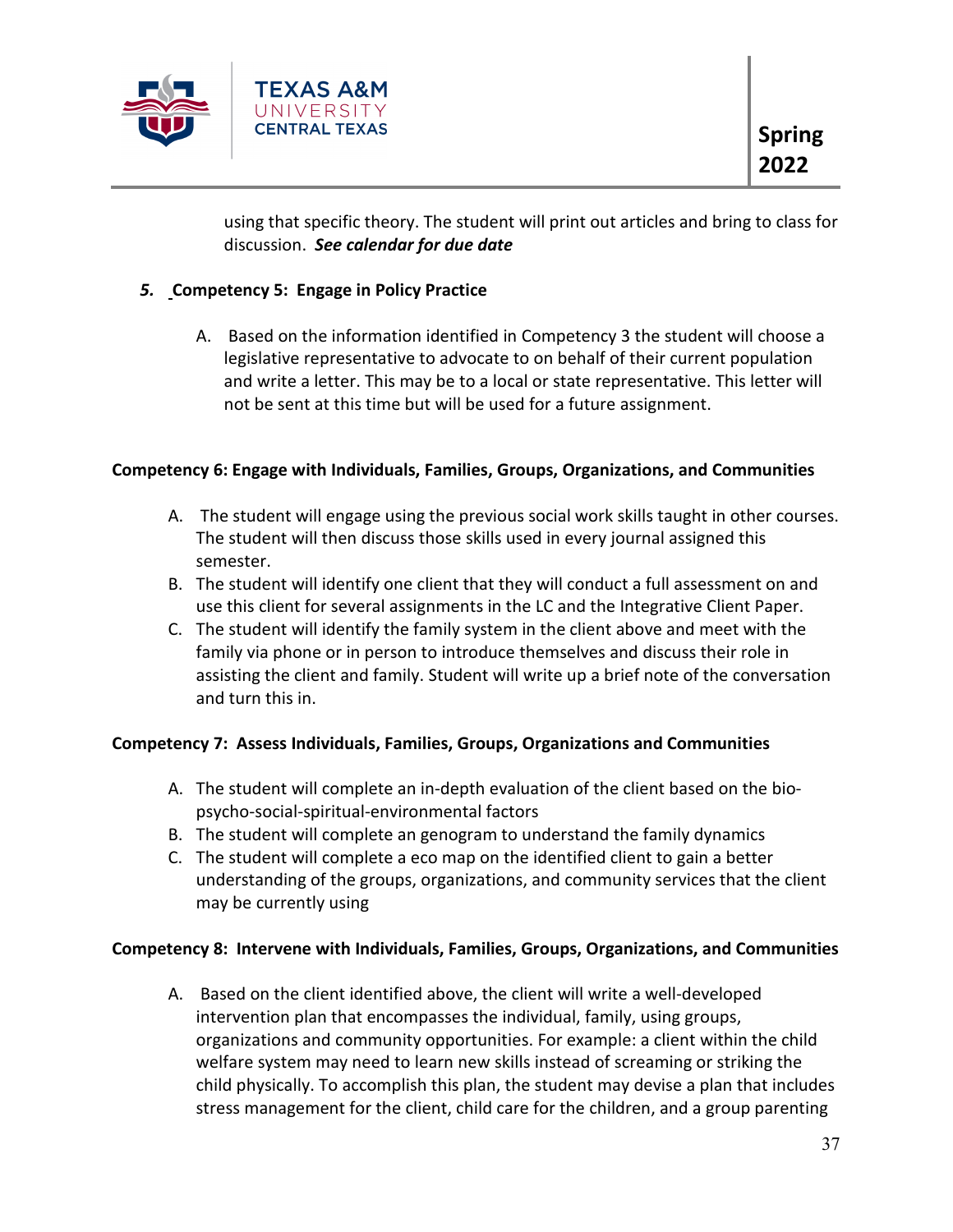using that specific theory. The student will print out articles and bring to class for discussion. ***See calendar for due date***

5. **Competency 5: Engage in Policy Practice**

   A. Based on the information identified in Competency 3 the student will choose a legislative representative to advocate to on behalf of their current population and write a letter. This may be to a local or state representative. This letter will not be sent at this time but will be used for a future assignment.

**Competency 6: Engage with Individuals, Families, Groups, Organizations, and Communities**

A. The student will engage using the previous social work skills taught in other courses. The student will then discuss those skills used in every journal assigned this semester.
B. The student will identify one client that they will conduct a full assessment on and use this client for several assignments in the LC and the Integrative Client Paper.
C. The student will identify the family system in the client above and meet with the family via phone or in person to introduce themselves and discuss their role in assisting the client and family. Student will write up a brief note of the conversation and turn this in.

**Competency 7: Assess Individuals, Families, Groups, Organizations and Communities**

A. The student will complete an in-depth evaluation of the client based on the bio-psycho-social-spiritual-environmental factors
B. The student will complete an genogram to understand the family dynamics
C. The student will complete a eco map on the identified client to gain a better understanding of the groups, organizations, and community services that the client may be currently using

**Competency 8: Intervene with Individuals, Families, Groups, Organizations, and Communities**

A. Based on the client identified above, the client will write a well-developed intervention plan that encompasses the individual, family, using groups, organizations and community opportunities. For example: a client within the child welfare system may need to learn new skills instead of screaming or striking the child physically. To accomplish this plan, the student may devise a plan that includes stress management for the client, child care for the children, and a group parenting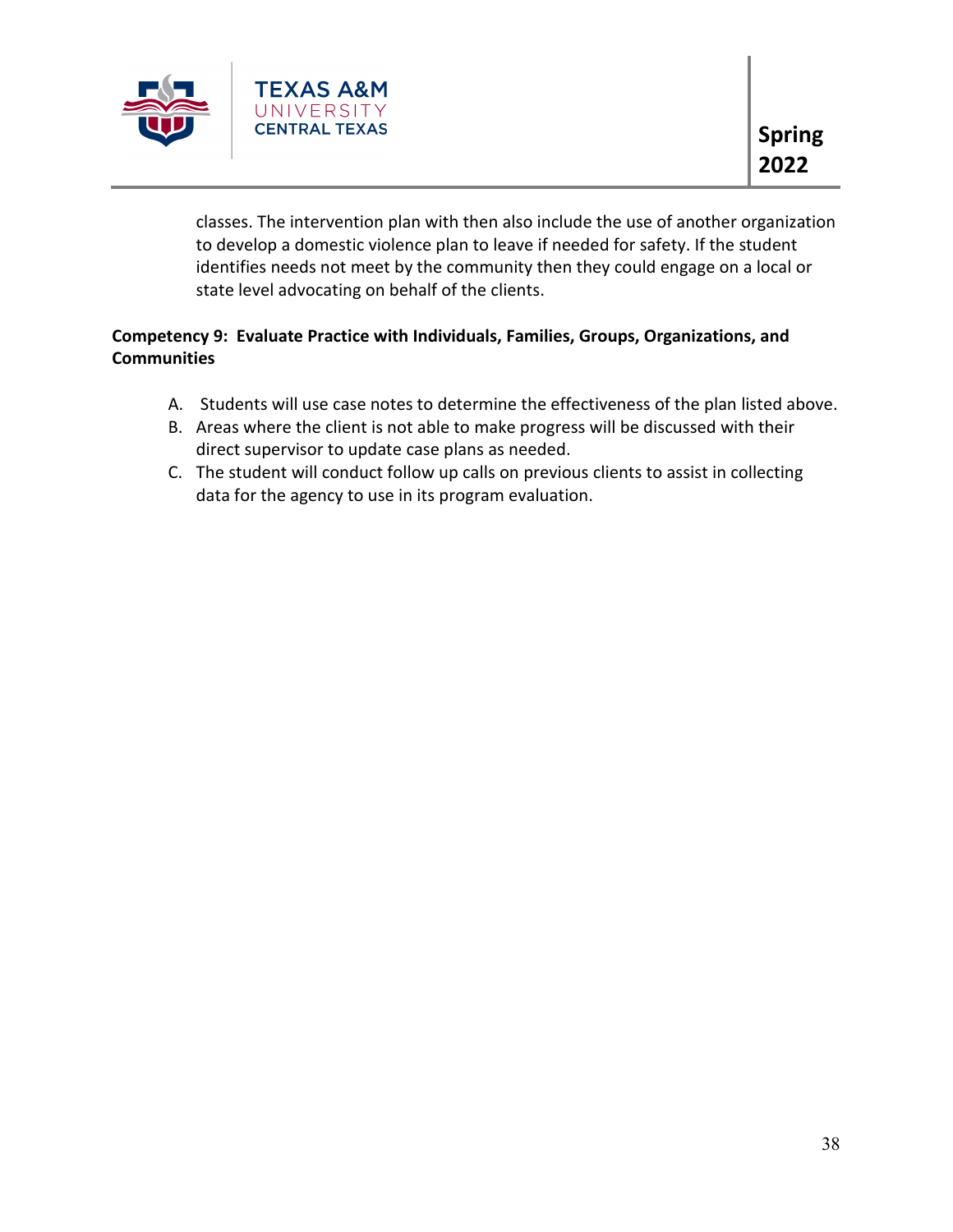classes. The intervention plan with then also include the use of another organization to develop a domestic violence plan to leave if needed for safety. If the student identifies needs not meet by the community then they could engage on a local or state level advocating on behalf of the clients.

**Competency 9: Evaluate Practice with Individuals, Families, Groups, Organizations, and Communities**

A. Students will use case notes to determine the effectiveness of the plan listed above.
B. Areas where the client is not able to make progress will be discussed with their direct supervisor to update case plans as needed.
C. The student will conduct follow up calls on previous clients to assist in collecting data for the agency to use in its program evaluation.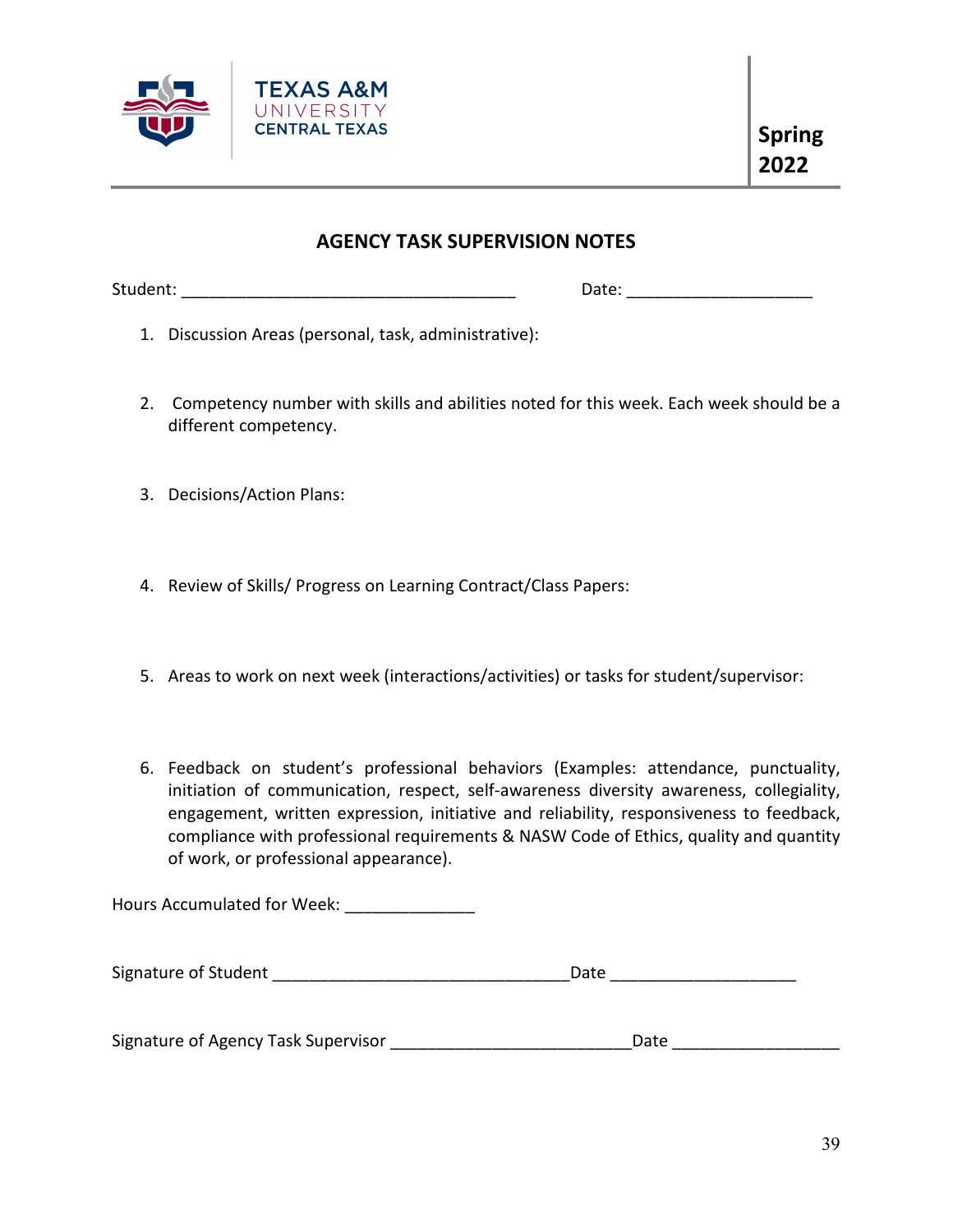TEXAS A&M UNIVERSITY CENTRAL TEXAS

**Spring 2022**

## AGENCY TASK SUPERVISION NOTES

Student: ___________________________________ Date: ___________________

1. Discussion Areas (personal, task, administrative):

2. Competency number with skills and abilities noted for this week. Each week should be a different competency.

3. Decisions/Action Plans:

4. Review of Skills/ Progress on Learning Contract/Class Papers:

5. Areas to work on next week (interactions/activities) or tasks for student/supervisor:

6. Feedback on student's professional behaviors (Examples: attendance, punctuality, initiation of communication, respect, self-awareness diversity awareness, collegiality, engagement, written expression, initiative and reliability, responsiveness to feedback, compliance with professional requirements & NASW Code of Ethics, quality and quantity of work, or professional appearance).

Hours Accumulated for Week: ______________

Signature of Student _______________________________Date ___________________

Signature of Agency Task Supervisor _________________________Date _________________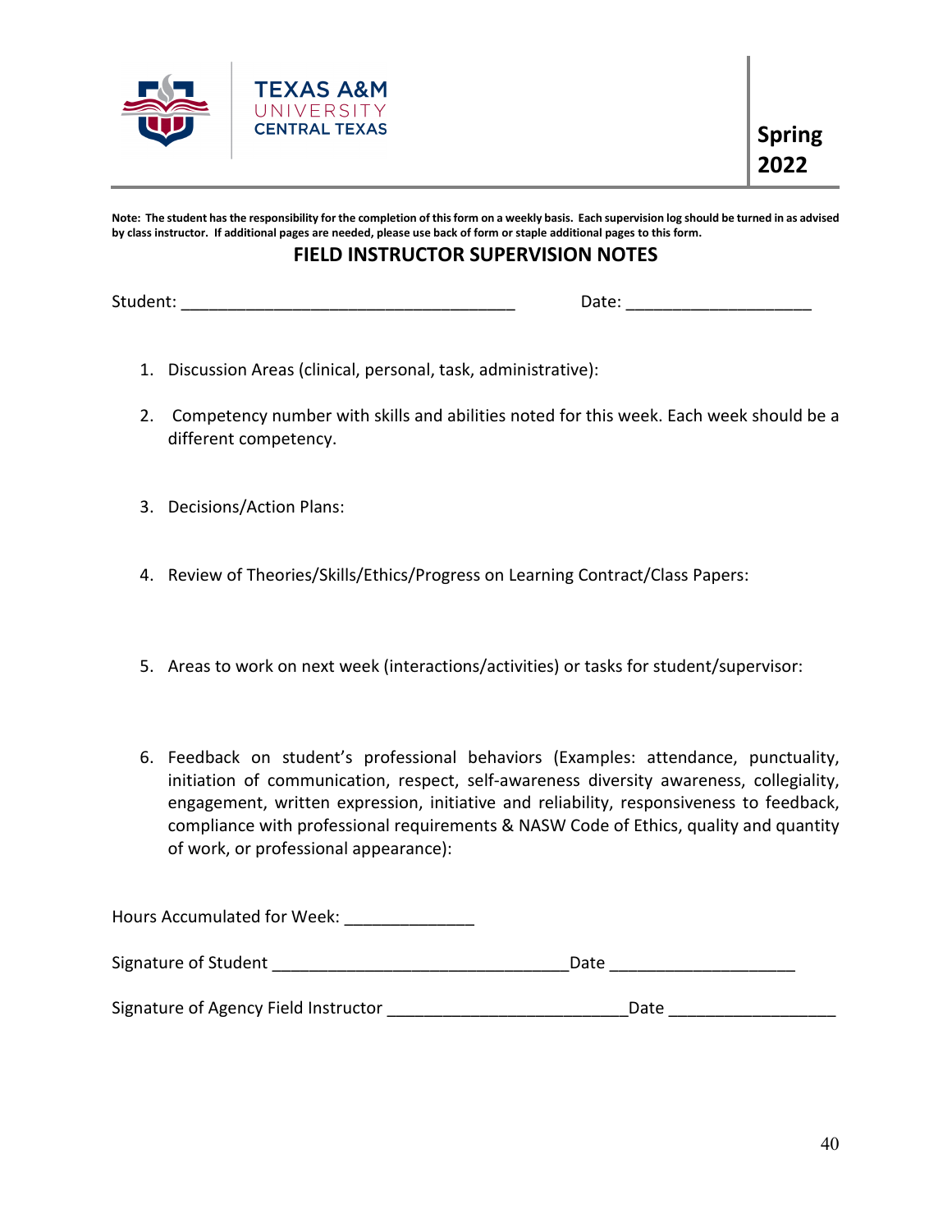TEXAS A&M UNIVERSITY CENTRAL TEXAS

**Spring 2022**

**Note: The student has the responsibility for the completion of this form on a weekly basis. Each supervision log should be turned in as advised by class instructor. If additional pages are needed, please use back of form or staple additional pages to this form.**

## FIELD INSTRUCTOR SUPERVISION NOTES

Student: ___________________________________ Date: ___________________

1. Discussion Areas (clinical, personal, task, administrative):

2. Competency number with skills and abilities noted for this week. Each week should be a different competency.

3. Decisions/Action Plans:

4. Review of Theories/Skills/Ethics/Progress on Learning Contract/Class Papers:

5. Areas to work on next week (interactions/activities) or tasks for student/supervisor:

6. Feedback on student's professional behaviors (Examples: attendance, punctuality, initiation of communication, respect, self-awareness diversity awareness, collegiality, engagement, written expression, initiative and reliability, responsiveness to feedback, compliance with professional requirements & NASW Code of Ethics, quality and quantity of work, or professional appearance):

Hours Accumulated for Week: _____________

Signature of Student _______________________________Date ___________________

Signature of Agency Field Instructor _________________________Date _________________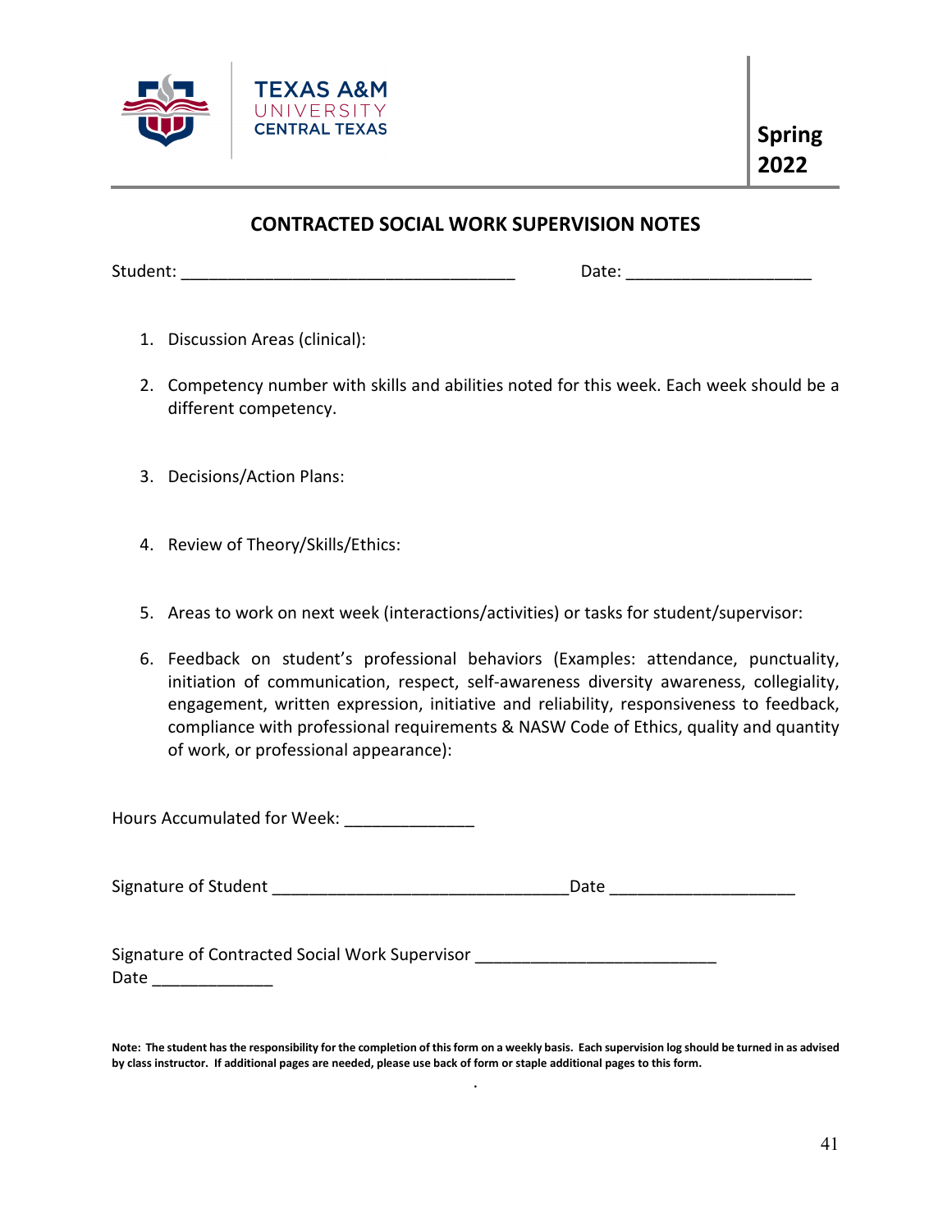TEXAS A&M UNIVERSITY CENTRAL TEXAS

**Spring 2022**

## CONTRACTED SOCIAL WORK SUPERVISION NOTES

Student: ___________________________________ Date: ___________________

1. Discussion Areas (clinical):
2. Competency number with skills and abilities noted for this week. Each week should be a different competency.
3. Decisions/Action Plans:
4. Review of Theory/Skills/Ethics:
5. Areas to work on next week (interactions/activities) or tasks for student/supervisor:
6. Feedback on student's professional behaviors (Examples: attendance, punctuality, initiation of communication, respect, self-awareness diversity awareness, collegiality, engagement, written expression, initiative and reliability, responsiveness to feedback, compliance with professional requirements & NASW Code of Ethics, quality and quantity of work, or professional appearance):

Hours Accumulated for Week: _____________

Signature of Student _______________________________Date ___________________

Signature of Contracted Social Work Supervisor _________________________
Date _____________

**Note: The student has the responsibility for the completion of this form on a weekly basis. Each supervision log should be turned in as advised by class instructor. If additional pages are needed, please use back of form or staple additional pages to this form.**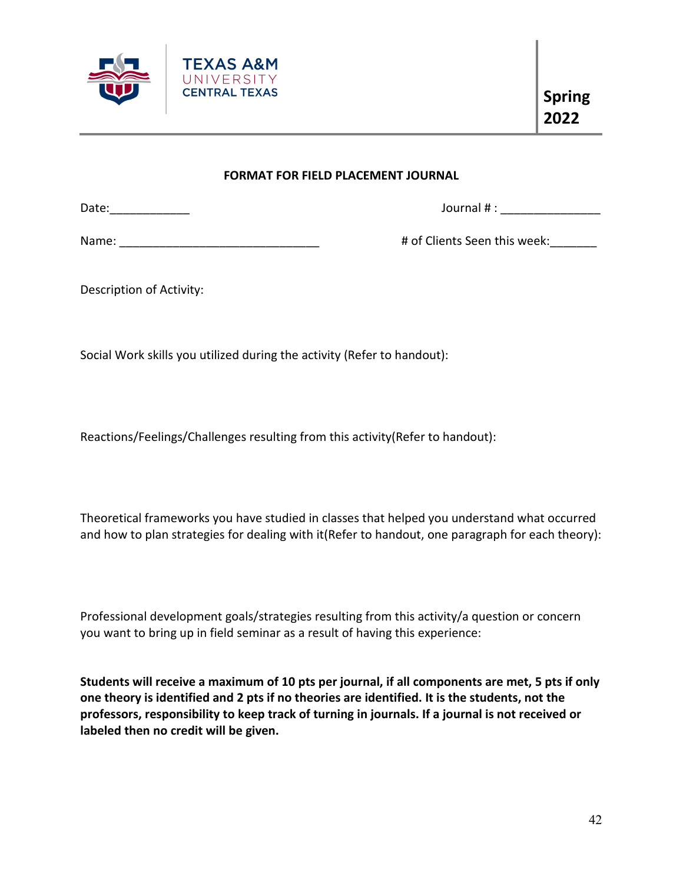Texas A&M University Central Texas

**Spring 2022**

**FORMAT FOR FIELD PLACEMENT JOURNAL**

Date:____________ Journal # : _______________

Name: ______________________________ # of Clients Seen this week:_______

Description of Activity:

Social Work skills you utilized during the activity (Refer to handout):

Reactions/Feelings/Challenges resulting from this activity(Refer to handout):

Theoretical frameworks you have studied in classes that helped you understand what occurred and how to plan strategies for dealing with it(Refer to handout, one paragraph for each theory):

Professional development goals/strategies resulting from this activity/a question or concern you want to bring up in field seminar as a result of having this experience:

**Students will receive a maximum of 10 pts per journal, if all components are met, 5 pts if only one theory is identified and 2 pts if no theories are identified. It is the students, not the professors, responsibility to keep track of turning in journals. If a journal is not received or labeled then no credit will be given.**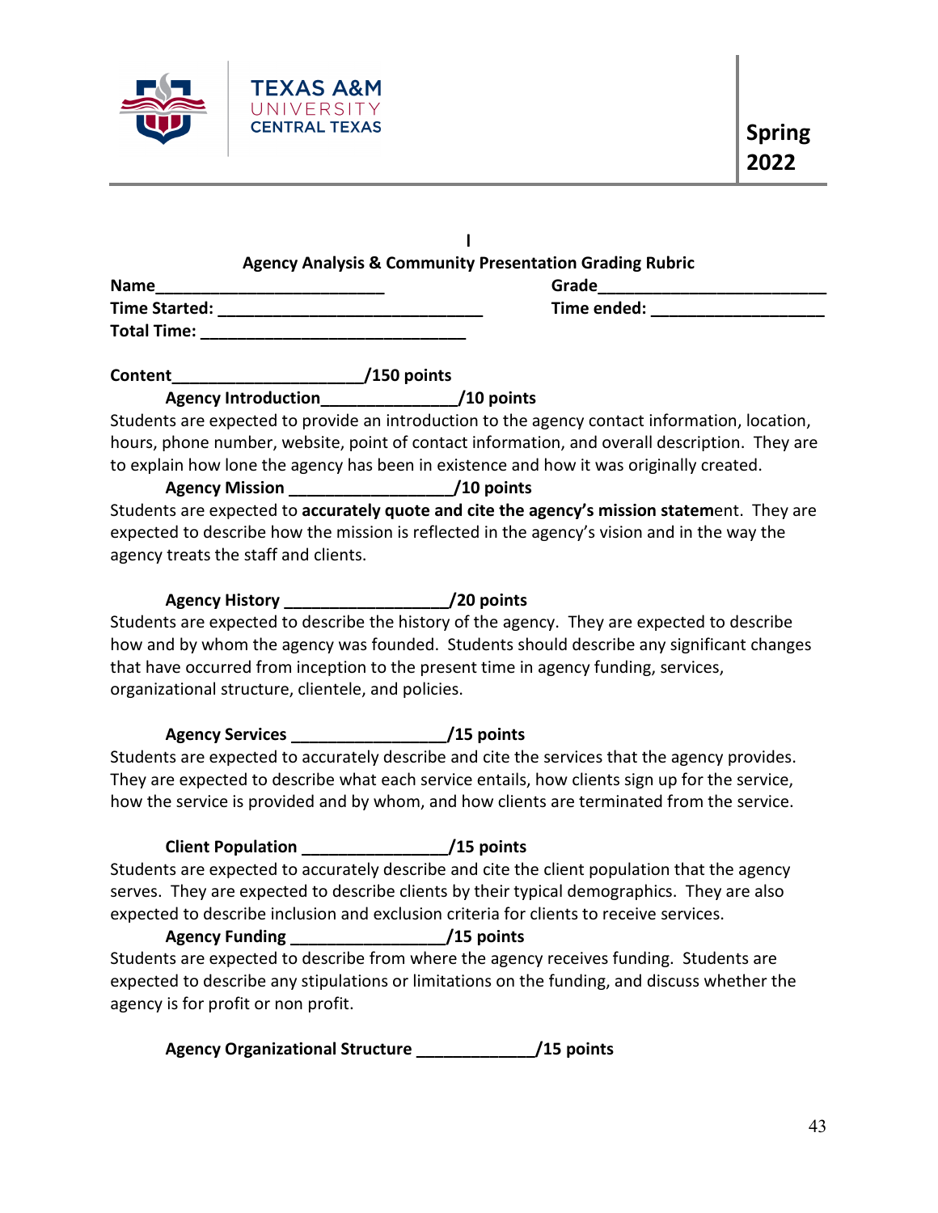Texas A&M University Central Texas

**Spring 2022**

I

**Agency Analysis & Community Presentation Grading Rubric**

**Name**________________________ **Grade**________________________

**Time Started:** ____________________________ **Time ended:** __________________

**Total Time:** ____________________________

**Content**____________________/150 points

**Agency Introduction**______________/10 points

Students are expected to provide an introduction to the agency contact information, location, hours, phone number, website, point of contact information, and overall description. They are to explain how lone the agency has been in existence and how it was originally created.

**Agency Mission** ________________/10 points

Students are expected to **accurately quote and cite the agency's mission statem**ent. They are expected to describe how the mission is reflected in the agency's vision and in the way the agency treats the staff and clients.

**Agency History** _________________/20 points

Students are expected to describe the history of the agency. They are expected to describe how and by whom the agency was founded. Students should describe any significant changes that have occurred from inception to the present time in agency funding, services, organizational structure, clientele, and policies.

**Agency Services** ________________/15 points

Students are expected to accurately describe and cite the services that the agency provides. They are expected to describe what each service entails, how clients sign up for the service, how the service is provided and by whom, and how clients are terminated from the service.

**Client Population** _______________/15 points

Students are expected to accurately describe and cite the client population that the agency serves. They are expected to describe clients by their typical demographics. They are also expected to describe inclusion and exclusion criteria for clients to receive services.

**Agency Funding** ________________/15 points

Students are expected to describe from where the agency receives funding. Students are expected to describe any stipulations or limitations on the funding, and discuss whether the agency is for profit or non profit.

**Agency Organizational Structure** ____________/15 points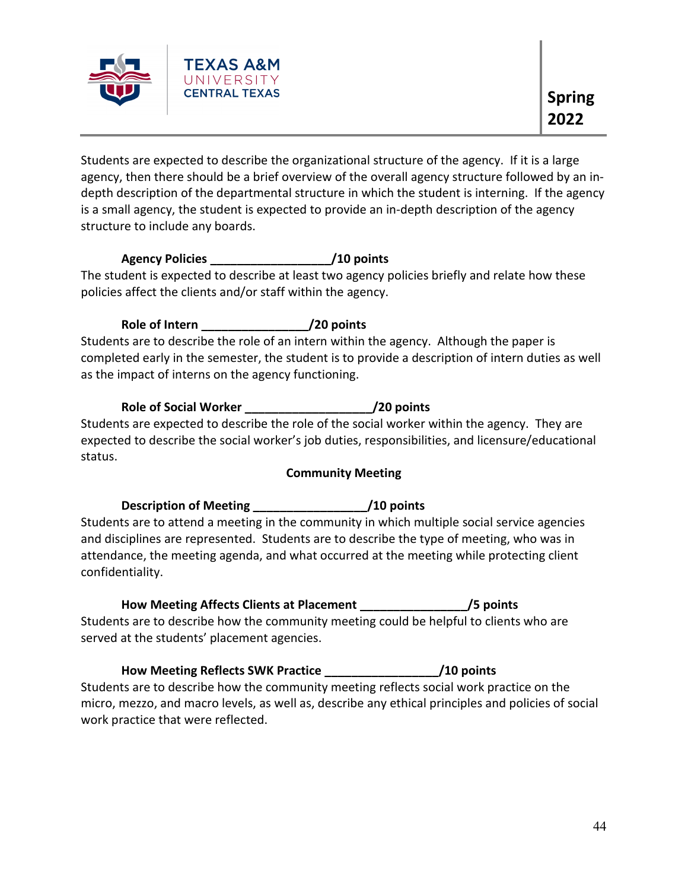Students are expected to describe the organizational structure of the agency. If it is a large agency, then there should be a brief overview of the overall agency structure followed by an in-depth description of the departmental structure in which the student is interning. If the agency is a small agency, the student is expected to provide an in-depth description of the agency structure to include any boards.

**Agency Policies __________________/10 points**

The student is expected to describe at least two agency policies briefly and relate how these policies affect the clients and/or staff within the agency.

**Role of Intern ________________/20 points**

Students are to describe the role of an intern within the agency. Although the paper is completed early in the semester, the student is to provide a description of intern duties as well as the impact of interns on the agency functioning.

**Role of Social Worker ___________________/20 points**

Students are expected to describe the role of the social worker within the agency. They are expected to describe the social worker's job duties, responsibilities, and licensure/educational status.

**Community Meeting**

**Description of Meeting _________________/10 points**

Students are to attend a meeting in the community in which multiple social service agencies and disciplines are represented. Students are to describe the type of meeting, who was in attendance, the meeting agenda, and what occurred at the meeting while protecting client confidentiality.

**How Meeting Affects Clients at Placement ________________/5 points**

Students are to describe how the community meeting could be helpful to clients who are served at the students' placement agencies.

**How Meeting Reflects SWK Practice _________________/10 points**

Students are to describe how the community meeting reflects social work practice on the micro, mezzo, and macro levels, as well as, describe any ethical principles and policies of social work practice that were reflected.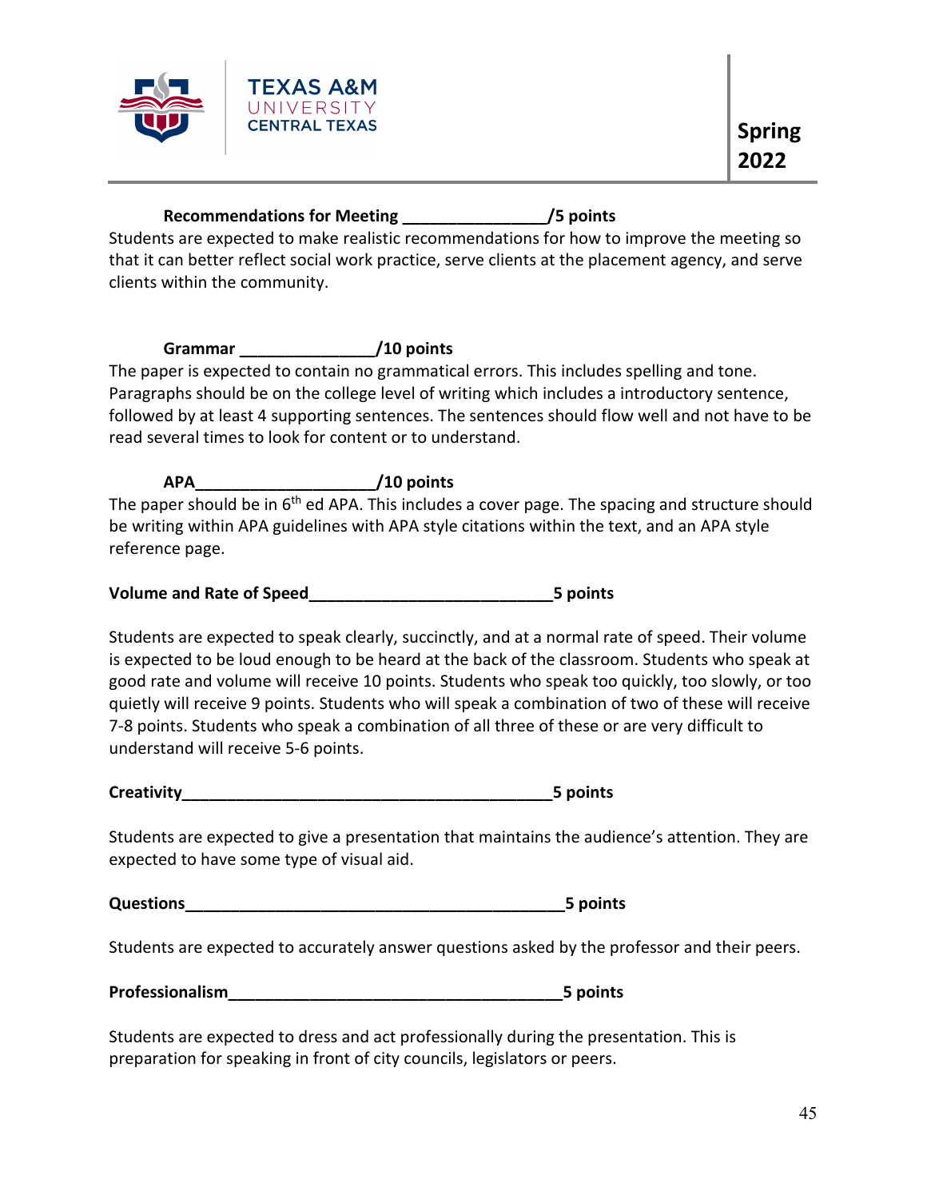**Recommendations for Meeting _______________/5 points**

Students are expected to make realistic recommendations for how to improve the meeting so that it can better reflect social work practice, serve clients at the placement agency, and serve clients within the community.

**Grammar ______________/10 points**

The paper is expected to contain no grammatical errors. This includes spelling and tone. Paragraphs should be on the college level of writing which includes a introductory sentence, followed by at least 4 supporting sentences. The sentences should flow well and not have to be read several times to look for content or to understand.

**APA___________________/10 points**

The paper should be in 6th ed APA. This includes a cover page. The spacing and structure should be writing within APA guidelines with APA style citations within the text, and an APA style reference page.

**Volume and Rate of Speed__________________________5 points**

Students are expected to speak clearly, succinctly, and at a normal rate of speed. Their volume is expected to be loud enough to be heard at the back of the classroom. Students who speak at good rate and volume will receive 10 points. Students who speak too quickly, too slowly, or too quietly will receive 9 points. Students who will speak a combination of two of these will receive 7-8 points. Students who speak a combination of all three of these or are very difficult to understand will receive 5-6 points.

**Creativity________________________________________5 points**

Students are expected to give a presentation that maintains the audience's attention. They are expected to have some type of visual aid.

**Questions_________________________________________5 points**

Students are expected to accurately answer questions asked by the professor and their peers.

**Professionalism____________________________________5 points**

Students are expected to dress and act professionally during the presentation. This is preparation for speaking in front of city councils, legislators or peers.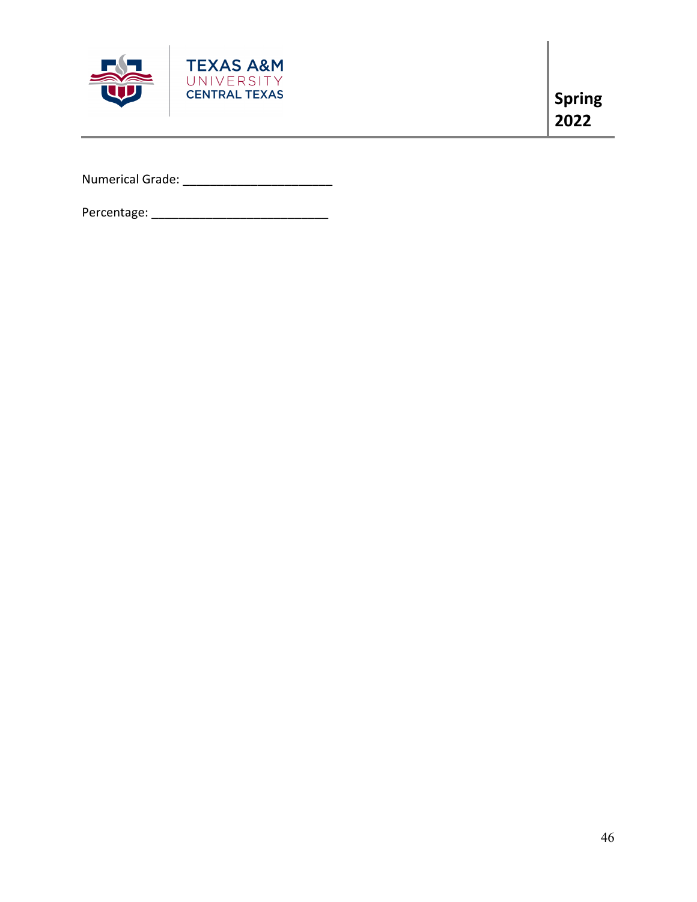Numerical Grade: ______________________

Percentage: __________________________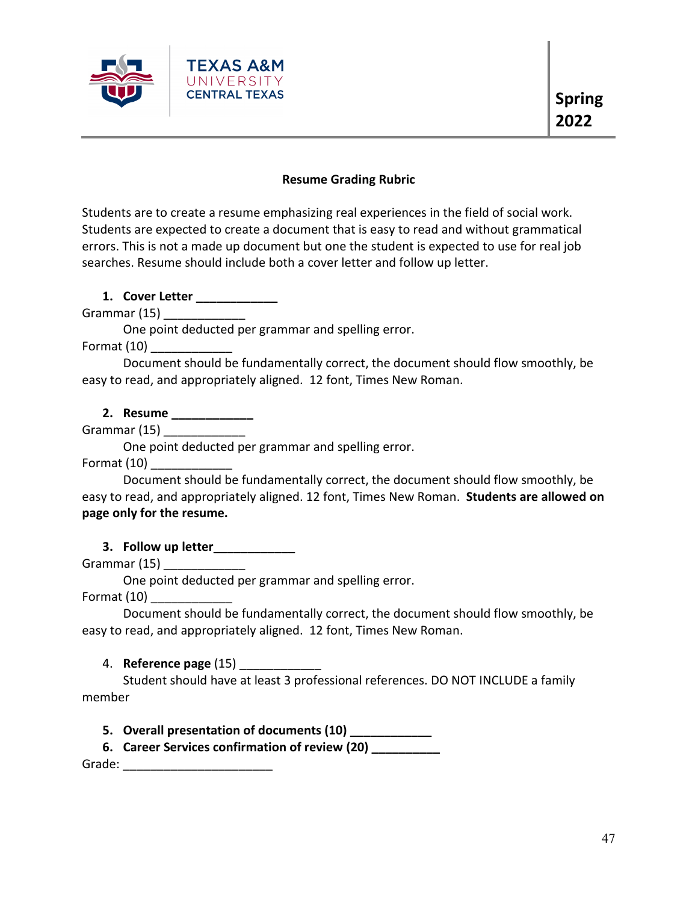Texas A&M University Central Texas

**Spring 2022**

## Resume Grading Rubric

Students are to create a resume emphasizing real experiences in the field of social work. Students are expected to create a document that is easy to read and without grammatical errors. This is not a made up document but one the student is expected to use for real job searches. Resume should include both a cover letter and follow up letter.

1. **Cover Letter ____________**

Grammar (15) ____________

One point deducted per grammar and spelling error.

Format (10) ____________

Document should be fundamentally correct, the document should flow smoothly, be easy to read, and appropriately aligned. 12 font, Times New Roman.

2. **Resume ____________**

Grammar (15) ____________

One point deducted per grammar and spelling error.

Format (10) ____________

Document should be fundamentally correct, the document should flow smoothly, be easy to read, and appropriately aligned. 12 font, Times New Roman. **Students are allowed on page only for the resume.**

3. **Follow up letter____________**

Grammar (15) ____________

One point deducted per grammar and spelling error.

Format (10) ____________

Document should be fundamentally correct, the document should flow smoothly, be easy to read, and appropriately aligned. 12 font, Times New Roman.

4. **Reference page** (15) ____________

Student should have at least 3 professional references. DO NOT INCLUDE a family member

5. **Overall presentation of documents (10) ____________**
6. **Career Services confirmation of review (20) __________**

Grade: ______________________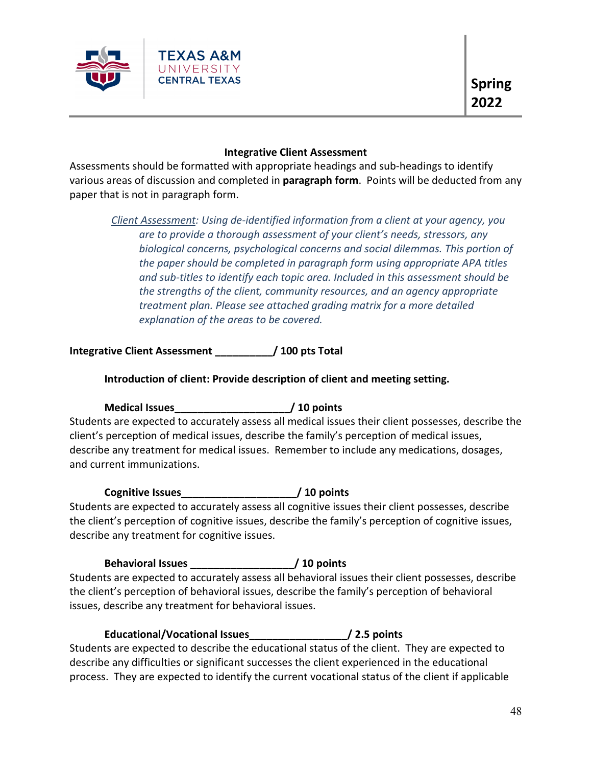## Integrative Client Assessment

Assessments should be formatted with appropriate headings and sub-headings to identify various areas of discussion and completed in **paragraph form**. Points will be deducted from any paper that is not in paragraph form.

> *Client Assessment: Using de-identified information from a client at your agency, you are to provide a thorough assessment of your client's needs, stressors, any biological concerns, psychological concerns and social dilemmas. This portion of the paper should be completed in paragraph form using appropriate APA titles and sub-titles to identify each topic area. Included in this assessment should be the strengths of the client, community resources, and an agency appropriate treatment plan. Please see attached grading matrix for a more detailed explanation of the areas to be covered.*

**Integrative Client Assessment __________/ 100 pts Total**

**Introduction of client: Provide description of client and meeting setting.**

**Medical Issues____________________/ 10 points**

Students are expected to accurately assess all medical issues their client possesses, describe the client's perception of medical issues, describe the family's perception of medical issues, describe any treatment for medical issues. Remember to include any medications, dosages, and current immunizations.

**Cognitive Issues____________________/ 10 points**

Students are expected to accurately assess all cognitive issues their client possesses, describe the client's perception of cognitive issues, describe the family's perception of cognitive issues, describe any treatment for cognitive issues.

**Behavioral Issues __________________/ 10 points**

Students are expected to accurately assess all behavioral issues their client possesses, describe the client's perception of behavioral issues, describe the family's perception of behavioral issues, describe any treatment for behavioral issues.

**Educational/Vocational Issues_________________/ 2.5 points**

Students are expected to describe the educational status of the client. They are expected to describe any difficulties or significant successes the client experienced in the educational process. They are expected to identify the current vocational status of the client if applicable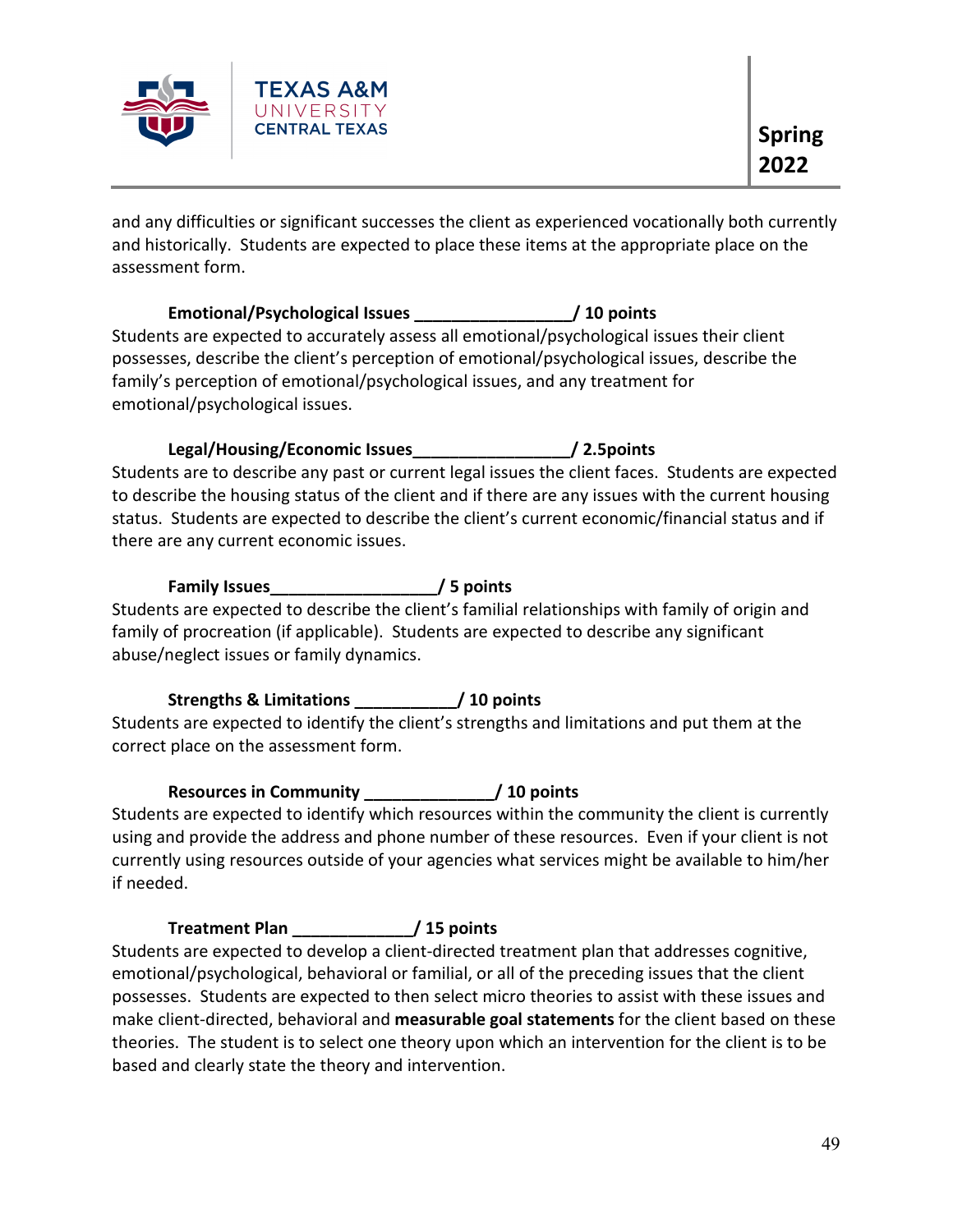and any difficulties or significant successes the client as experienced vocationally both currently and historically. Students are expected to place these items at the appropriate place on the assessment form.

**Emotional/Psychological Issues _________________/ 10 points**

Students are expected to accurately assess all emotional/psychological issues their client possesses, describe the client's perception of emotional/psychological issues, describe the family's perception of emotional/psychological issues, and any treatment for emotional/psychological issues.

**Legal/Housing/Economic Issues_________________/ 2.5points**

Students are to describe any past or current legal issues the client faces. Students are expected to describe the housing status of the client and if there are any issues with the current housing status. Students are expected to describe the client's current economic/financial status and if there are any current economic issues.

**Family Issues__________________/ 5 points**

Students are expected to describe the client's familial relationships with family of origin and family of procreation (if applicable). Students are expected to describe any significant abuse/neglect issues or family dynamics.

**Strengths & Limitations ___________/ 10 points**

Students are expected to identify the client's strengths and limitations and put them at the correct place on the assessment form.

**Resources in Community ______________/ 10 points**

Students are expected to identify which resources within the community the client is currently using and provide the address and phone number of these resources. Even if your client is not currently using resources outside of your agencies what services might be available to him/her if needed.

**Treatment Plan _____________/ 15 points**

Students are expected to develop a client-directed treatment plan that addresses cognitive, emotional/psychological, behavioral or familial, or all of the preceding issues that the client possesses. Students are expected to then select micro theories to assist with these issues and make client-directed, behavioral and **measurable goal statements** for the client based on these theories. The student is to select one theory upon which an intervention for the client is to be based and clearly state the theory and intervention.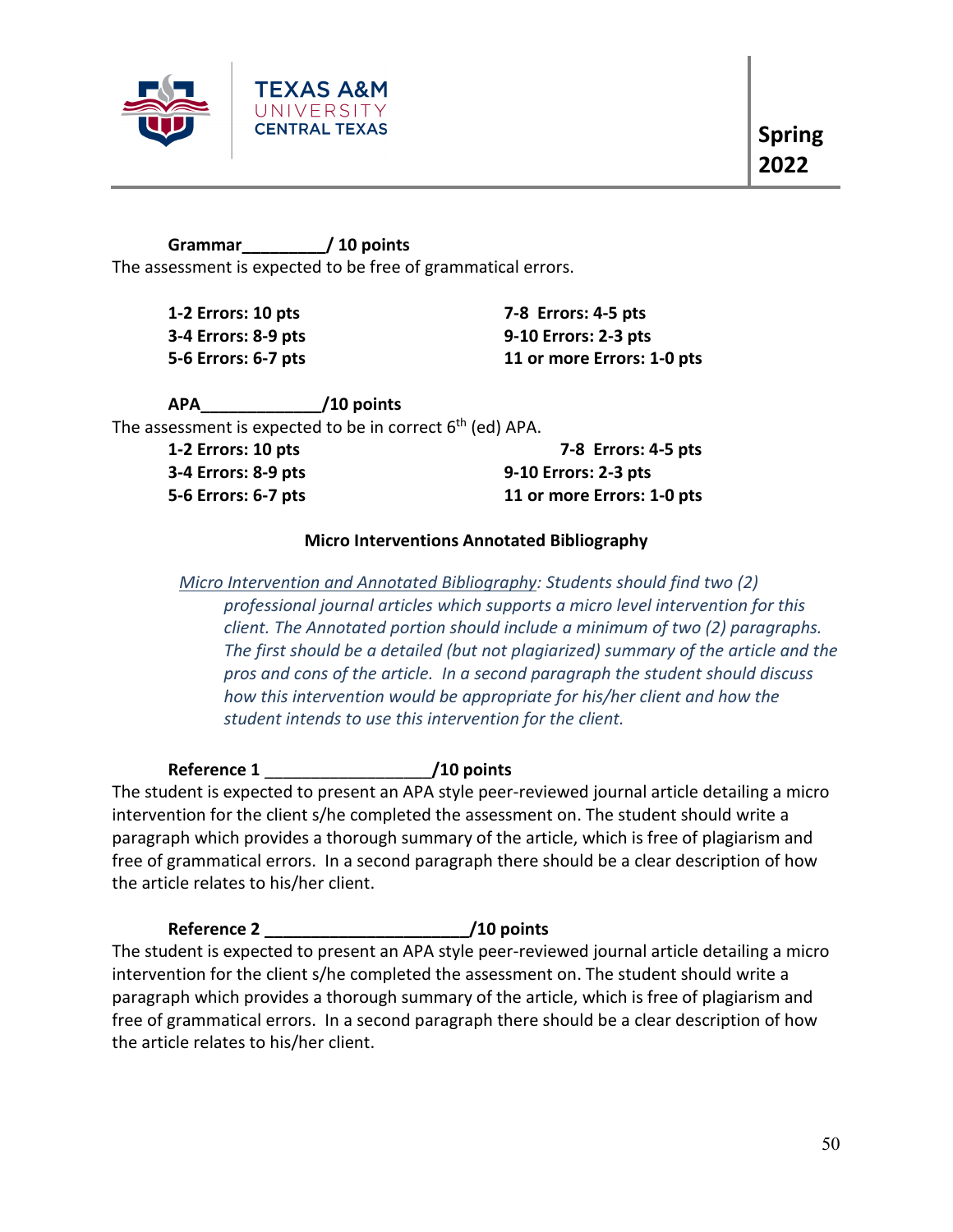**Grammar________/ 10 points**

The assessment is expected to be free of grammatical errors.

**1-2 Errors: 10 pts**
**3-4 Errors: 8-9 pts**
**5-6 Errors: 6-7 pts**
**7-8 Errors: 4-5 pts**
**9-10 Errors: 2-3 pts**
**11 or more Errors: 1-0 pts**

**APA____________/10 points**

The assessment is expected to be in correct 6th (ed) APA.

**1-2 Errors: 10 pts**
**3-4 Errors: 8-9 pts**
**5-6 Errors: 6-7 pts**
**7-8 Errors: 4-5 pts**
**9-10 Errors: 2-3 pts**
**11 or more Errors: 1-0 pts**

**Micro Interventions Annotated Bibliography**

*Micro Intervention and Annotated Bibliography: Students should find two (2) professional journal articles which supports a micro level intervention for this client. The Annotated portion should include a minimum of two (2) paragraphs. The first should be a detailed (but not plagiarized) summary of the article and the pros and cons of the article. In a second paragraph the student should discuss how this intervention would be appropriate for his/her client and how the student intends to use this intervention for the client.*

**Reference 1 ________________/10 points**

The student is expected to present an APA style peer-reviewed journal article detailing a micro intervention for the client s/he completed the assessment on. The student should write a paragraph which provides a thorough summary of the article, which is free of plagiarism and free of grammatical errors. In a second paragraph there should be a clear description of how the article relates to his/her client.

**Reference 2 ____________________/10 points**

The student is expected to present an APA style peer-reviewed journal article detailing a micro intervention for the client s/he completed the assessment on. The student should write a paragraph which provides a thorough summary of the article, which is free of plagiarism and free of grammatical errors. In a second paragraph there should be a clear description of how the article relates to his/her client.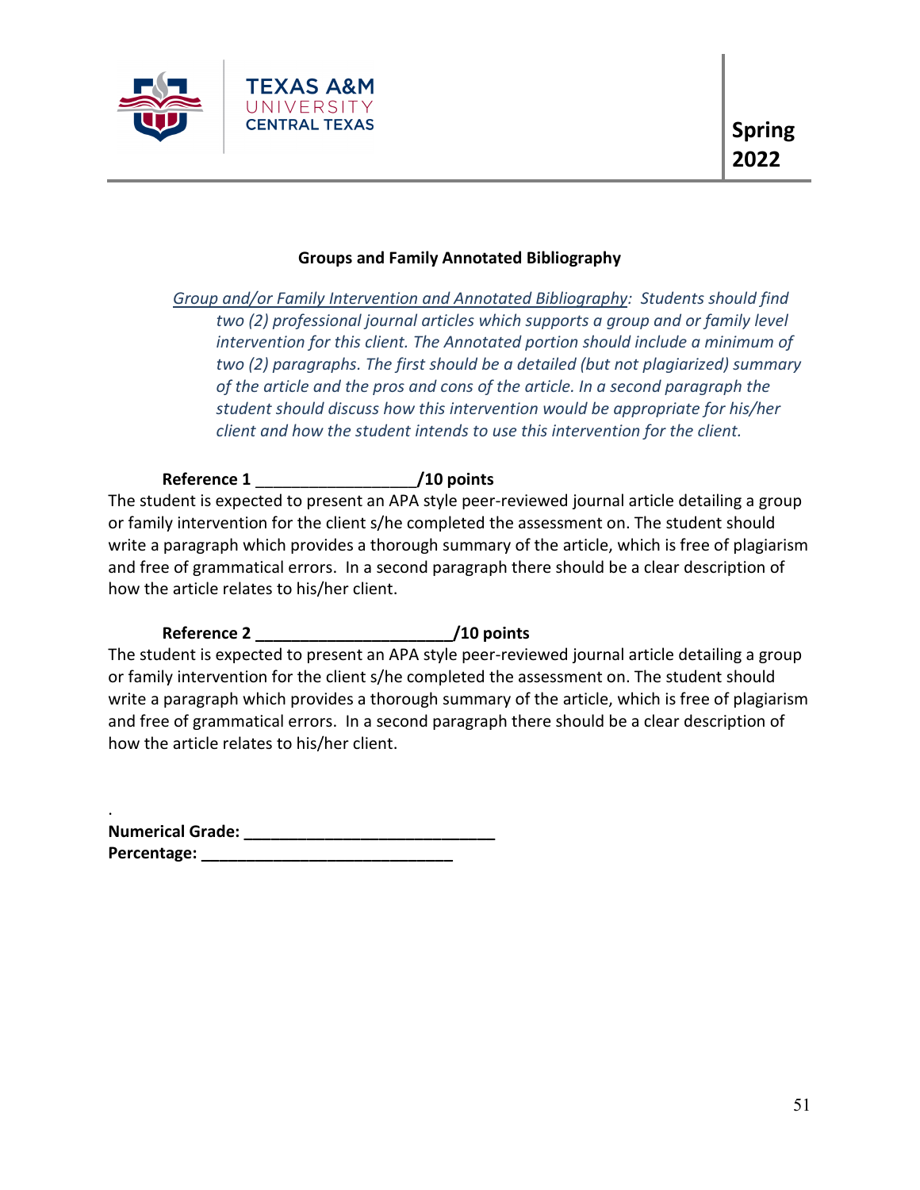**Groups and Family Annotated Bibliography**

*Group and/or Family Intervention and Annotated Bibliography: Students should find two (2) professional journal articles which supports a group and or family level intervention for this client. The Annotated portion should include a minimum of two (2) paragraphs. The first should be a detailed (but not plagiarized) summary of the article and the pros and cons of the article. In a second paragraph the student should discuss how this intervention would be appropriate for his/her client and how the student intends to use this intervention for the client.*

**Reference 1 _________________/10 points**

The student is expected to present an APA style peer-reviewed journal article detailing a group or family intervention for the client s/he completed the assessment on. The student should write a paragraph which provides a thorough summary of the article, which is free of plagiarism and free of grammatical errors. In a second paragraph there should be a clear description of how the article relates to his/her client.

**Reference 2 _____________________/10 points**

The student is expected to present an APA style peer-reviewed journal article detailing a group or family intervention for the client s/he completed the assessment on. The student should write a paragraph which provides a thorough summary of the article, which is free of plagiarism and free of grammatical errors. In a second paragraph there should be a clear description of how the article relates to his/her client.

**Numerical Grade: ____________________________**

**Percentage: _____________________________**